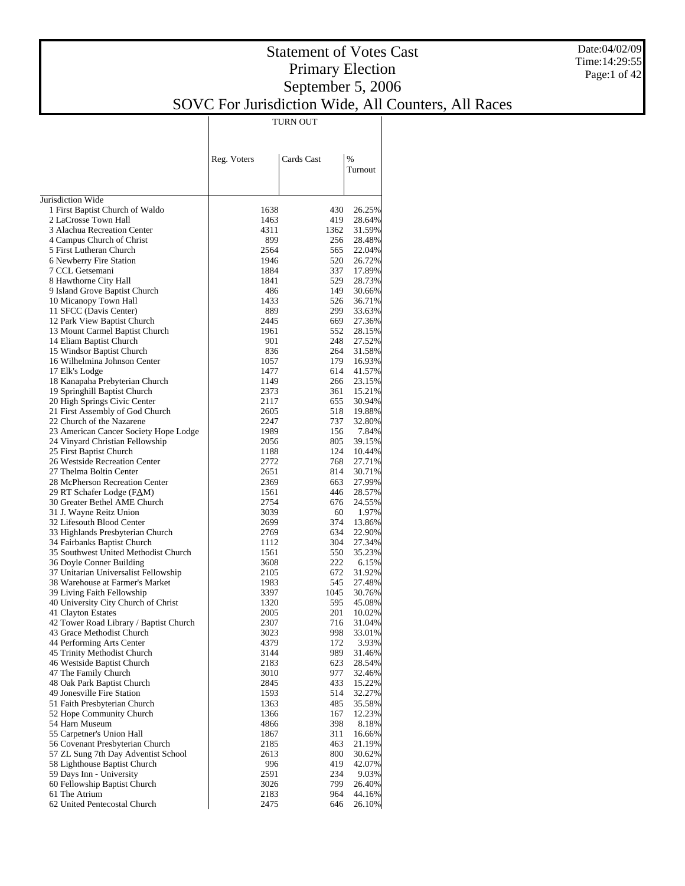# Statement of Votes Cast
## Primary Election
## September 5, 2006
## SOVC For Jurisdiction Wide, All Counters, All Races

Date:04/02/09
Time:14:29:55

| | TURN OUT | | |
|---|---|---|---|
| | Reg. Voters | Cards Cast | % Turnout |
| Jurisdiction Wide | | | |
| 1 First Baptist Church of Waldo | 1638 | 430 | 26.25% |
| 2 LaCrosse Town Hall | 1463 | 419 | 28.64% |
| 3 Alachua Recreation Center | 4311 | 1362 | 31.59% |
| 4 Campus Church of Christ | 899 | 256 | 28.48% |
| 5 First Lutheran Church | 2564 | 565 | 22.04% |
| 6 Newberry Fire Station | 1946 | 520 | 26.72% |
| 7 CCL Getsemani | 1884 | 337 | 17.89% |
| 8 Hawthorne City Hall | 1841 | 529 | 28.73% |
| 9 Island Grove Baptist Church | 486 | 149 | 30.66% |
| 10 Micanopy Town Hall | 1433 | 526 | 36.71% |
| 11 SFCC (Davis Center) | 889 | 299 | 33.63% |
| 12 Park View Baptist Church | 2445 | 669 | 27.36% |
| 13 Mount Carmel Baptist Church | 1961 | 552 | 28.15% |
| 14 Eliam Baptist Church | 901 | 248 | 27.52% |
| 15 Windsor Baptist Church | 836 | 264 | 31.58% |
| 16 Wilhelmina Johnson Center | 1057 | 179 | 16.93% |
| 17 Elk's Lodge | 1477 | 614 | 41.57% |
| 18 Kanapaha Prebyterian Church | 1149 | 266 | 23.15% |
| 19 Springhill Baptist Church | 2373 | 361 | 15.21% |
| 20 High Springs Civic Center | 2117 | 655 | 30.94% |
| 21 First Assembly of God Church | 2605 | 518 | 19.88% |
| 22 Church of the Nazarene | 2247 | 737 | 32.80% |
| 23 American Cancer Society Hope Lodge | 1989 | 156 | 7.84% |
| 24 Vinyard Christian Fellowship | 2056 | 805 | 39.15% |
| 25 First Baptist Church | 1188 | 124 | 10.44% |
| 26 Westside Recreation Center | 2772 | 768 | 27.71% |
| 27 Thelma Boltin Center | 2651 | 814 | 30.71% |
| 28 McPherson Recreation Center | 2369 | 663 | 27.99% |
| 29 RT Schafer Lodge (FΔM) | 1561 | 446 | 28.57% |
| 30 Greater Bethel AME Church | 2754 | 676 | 24.55% |
| 31 J. Wayne Reitz Union | 3039 | 60 | 1.97% |
| 32 Lifesouth Blood Center | 2699 | 374 | 13.86% |
| 33 Highlands Presbyterian Church | 2769 | 634 | 22.90% |
| 34 Fairbanks Baptist Church | 1112 | 304 | 27.34% |
| 35 Southwest United Methodist Church | 1561 | 550 | 35.23% |
| 36 Doyle Conner Building | 3608 | 222 | 6.15% |
| 37 Unitarian Universalist Fellowship | 2105 | 672 | 31.92% |
| 38 Warehouse at Farmer's Market | 1983 | 545 | 27.48% |
| 39 Living Faith Fellowship | 3397 | 1045 | 30.76% |
| 40 University City Church of Christ | 1320 | 595 | 45.08% |
| 41 Clayton Estates | 2005 | 201 | 10.02% |
| 42 Tower Road Library / Baptist Church | 2307 | 716 | 31.04% |
| 43 Grace Methodist Church | 3023 | 998 | 33.01% |
| 44 Performing Arts Center | 4379 | 172 | 3.93% |
| 45 Trinity Methodist Church | 3144 | 989 | 31.46% |
| 46 Westside Baptist Church | 2183 | 623 | 28.54% |
| 47 The Family Church | 3010 | 977 | 32.46% |
| 48 Oak Park Baptist Church | 2845 | 433 | 15.22% |
| 49 Jonesville Fire Station | 1593 | 514 | 32.27% |
| 51 Faith Presbyterian Church | 1363 | 485 | 35.58% |
| 52 Hope Community Church | 1366 | 167 | 12.23% |
| 54 Harn Museum | 4866 | 398 | 8.18% |
| 55 Carpetner's Union Hall | 1867 | 311 | 16.66% |
| 56 Covenant Presbyterian Church | 2185 | 463 | 21.19% |
| 57 ZL Sung 7th Day Adventist School | 2613 | 800 | 30.62% |
| 58 Lighthouse Baptist Church | 996 | 419 | 42.07% |
| 59 Days Inn - University | 2591 | 234 | 9.03% |
| 60 Fellowship Baptist Church | 3026 | 799 | 26.40% |
| 61 The Atrium | 2183 | 964 | 44.16% |
| 62 United Pentecostal Church | 2475 | 646 | 26.10% |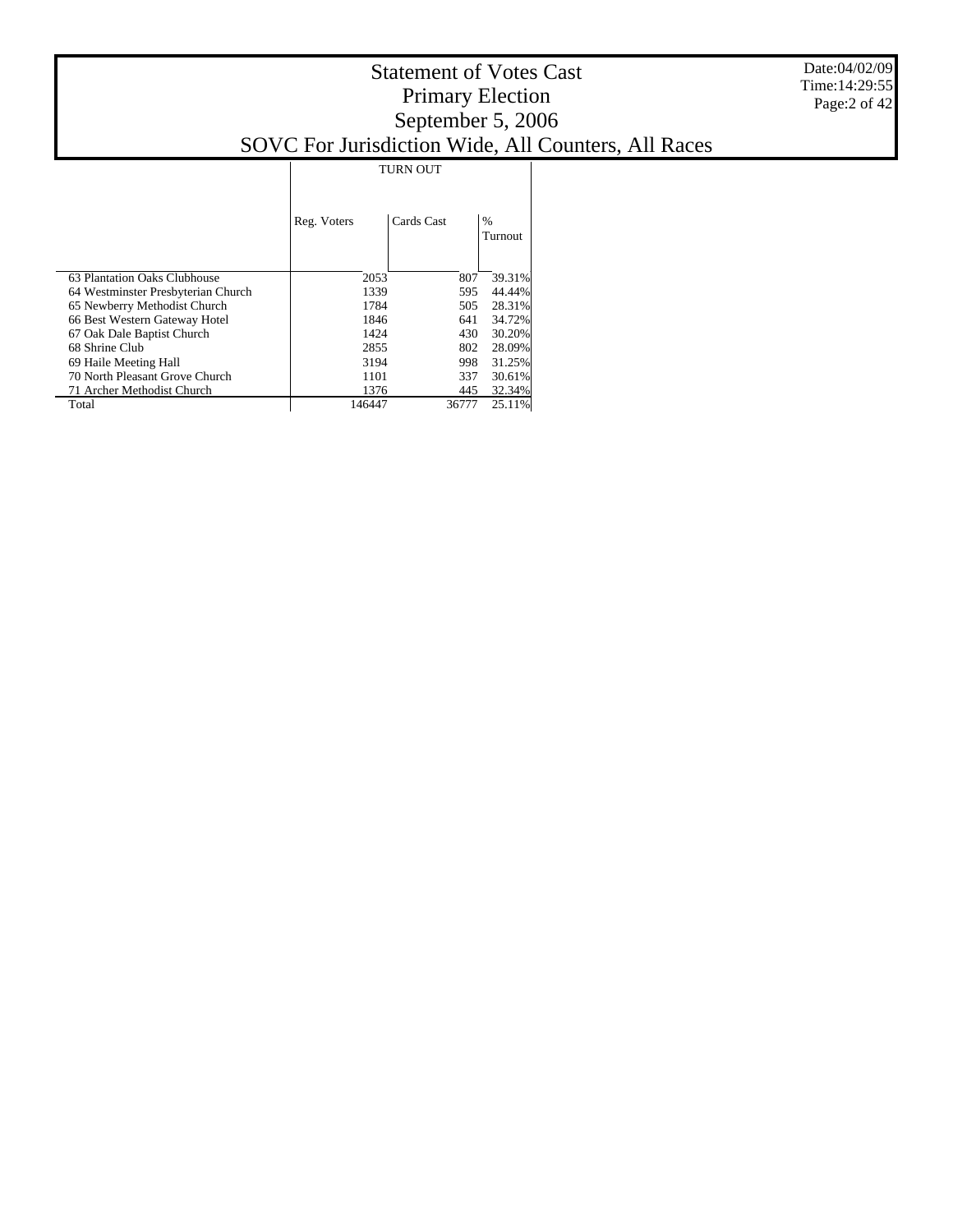# Statement of Votes Cast
## Primary Election
## September 5, 2006
## SOVC For Jurisdiction Wide, All Counters, All Races

| | TURN OUT | | |
|---|---|---|---|
| | Reg. Voters | Cards Cast | % Turnout |
| 63 Plantation Oaks Clubhouse | 2053 | 807 | 39.31% |
| 64 Westminster Presbyterian Church | 1339 | 595 | 44.44% |
| 65 Newberry Methodist Church | 1784 | 505 | 28.31% |
| 66 Best Western Gateway Hotel | 1846 | 641 | 34.72% |
| 67 Oak Dale Baptist Church | 1424 | 430 | 30.20% |
| 68 Shrine Club | 2855 | 802 | 28.09% |
| 69 Haile Meeting Hall | 3194 | 998 | 31.25% |
| 70 North Pleasant Grove Church | 1101 | 337 | 30.61% |
| 71 Archer Methodist Church | 1376 | 445 | 32.34% |
| Total | 146447 | 36777 | 25.11% |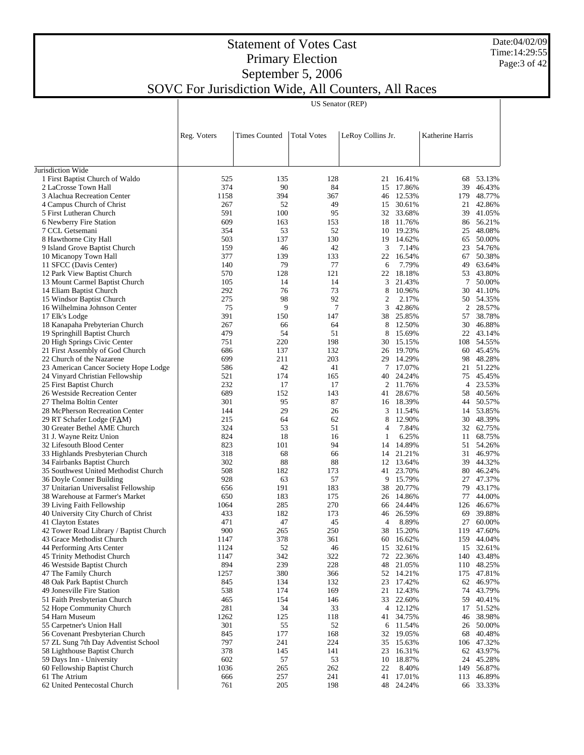# Statement of Votes Cast
## Primary Election
## September 5, 2006
## SOVC For Jurisdiction Wide, All Counters, All Races

Date:04/02/09
Time:14:29:55

| | US Senator (REP) | | | | | | |
|---|---|---|---|---|---|---|---|
| | Reg. Voters | Times Counted | Total Votes | LeRoy Collins Jr. | | Katherine Harris | |
| Jurisdiction Wide | | | | | | | |
| 1 First Baptist Church of Waldo | 525 | 135 | 128 | 21 | 16.41% | 68 | 53.13% |
| 2 LaCrosse Town Hall | 374 | 90 | 84 | 15 | 17.86% | 39 | 46.43% |
| 3 Alachua Recreation Center | 1158 | 394 | 367 | 46 | 12.53% | 179 | 48.77% |
| 4 Campus Church of Christ | 267 | 52 | 49 | 15 | 30.61% | 21 | 42.86% |
| 5 First Lutheran Church | 591 | 100 | 95 | 32 | 33.68% | 39 | 41.05% |
| 6 Newberry Fire Station | 609 | 163 | 153 | 18 | 11.76% | 86 | 56.21% |
| 7 CCL Getsemani | 354 | 53 | 52 | 10 | 19.23% | 25 | 48.08% |
| 8 Hawthorne City Hall | 503 | 137 | 130 | 19 | 14.62% | 65 | 50.00% |
| 9 Island Grove Baptist Church | 159 | 46 | 42 | 3 | 7.14% | 23 | 54.76% |
| 10 Micanopy Town Hall | 377 | 139 | 133 | 22 | 16.54% | 67 | 50.38% |
| 11 SFCC (Davis Center) | 140 | 79 | 77 | 6 | 7.79% | 49 | 63.64% |
| 12 Park View Baptist Church | 570 | 128 | 121 | 22 | 18.18% | 53 | 43.80% |
| 13 Mount Carmel Baptist Church | 105 | 14 | 14 | 3 | 21.43% | 7 | 50.00% |
| 14 Eliam Baptist Church | 292 | 76 | 73 | 8 | 10.96% | 30 | 41.10% |
| 15 Windsor Baptist Church | 275 | 98 | 92 | 2 | 2.17% | 50 | 54.35% |
| 16 Wilhelmina Johnson Center | 75 | 9 | 7 | 3 | 42.86% | 2 | 28.57% |
| 17 Elk's Lodge | 391 | 150 | 147 | 38 | 25.85% | 57 | 38.78% |
| 18 Kanapaha Prebyterian Church | 267 | 66 | 64 | 8 | 12.50% | 30 | 46.88% |
| 19 Springhill Baptist Church | 479 | 54 | 51 | 8 | 15.69% | 22 | 43.14% |
| 20 High Springs Civic Center | 751 | 220 | 198 | 30 | 15.15% | 108 | 54.55% |
| 21 First Assembly of God Church | 686 | 137 | 132 | 26 | 19.70% | 60 | 45.45% |
| 22 Church of the Nazarene | 699 | 211 | 203 | 29 | 14.29% | 98 | 48.28% |
| 23 American Cancer Society Hope Lodge | 586 | 42 | 41 | 7 | 17.07% | 21 | 51.22% |
| 24 Vinyard Christian Fellowship | 521 | 174 | 165 | 40 | 24.24% | 75 | 45.45% |
| 25 First Baptist Church | 232 | 17 | 17 | 2 | 11.76% | 4 | 23.53% |
| 26 Westside Recreation Center | 689 | 152 | 143 | 41 | 28.67% | 58 | 40.56% |
| 27 Thelma Boltin Center | 301 | 95 | 87 | 16 | 18.39% | 44 | 50.57% |
| 28 McPherson Recreation Center | 144 | 29 | 26 | 3 | 11.54% | 14 | 53.85% |
| 29 RT Schafer Lodge (FΔM) | 215 | 64 | 62 | 8 | 12.90% | 30 | 48.39% |
| 30 Greater Bethel AME Church | 324 | 53 | 51 | 4 | 7.84% | 32 | 62.75% |
| 31 J. Wayne Reitz Union | 824 | 18 | 16 | 1 | 6.25% | 11 | 68.75% |
| 32 Lifesouth Blood Center | 823 | 101 | 94 | 14 | 14.89% | 51 | 54.26% |
| 33 Highlands Presbyterian Church | 318 | 68 | 66 | 14 | 21.21% | 31 | 46.97% |
| 34 Fairbanks Baptist Church | 302 | 88 | 88 | 12 | 13.64% | 39 | 44.32% |
| 35 Southwest United Methodist Church | 508 | 182 | 173 | 41 | 23.70% | 80 | 46.24% |
| 36 Doyle Conner Building | 928 | 63 | 57 | 9 | 15.79% | 27 | 47.37% |
| 37 Unitarian Universalist Fellowship | 656 | 191 | 183 | 38 | 20.77% | 79 | 43.17% |
| 38 Warehouse at Farmer's Market | 650 | 183 | 175 | 26 | 14.86% | 77 | 44.00% |
| 39 Living Faith Fellowship | 1064 | 285 | 270 | 66 | 24.44% | 126 | 46.67% |
| 40 University City Church of Christ | 433 | 182 | 173 | 46 | 26.59% | 69 | 39.88% |
| 41 Clayton Estates | 471 | 47 | 45 | 4 | 8.89% | 27 | 60.00% |
| 42 Tower Road Library / Baptist Church | 900 | 265 | 250 | 38 | 15.20% | 119 | 47.60% |
| 43 Grace Methodist Church | 1147 | 378 | 361 | 60 | 16.62% | 159 | 44.04% |
| 44 Performing Arts Center | 1124 | 52 | 46 | 15 | 32.61% | 15 | 32.61% |
| 45 Trinity Methodist Church | 1147 | 342 | 322 | 72 | 22.36% | 140 | 43.48% |
| 46 Westside Baptist Church | 894 | 239 | 228 | 48 | 21.05% | 110 | 48.25% |
| 47 The Family Church | 1257 | 380 | 366 | 52 | 14.21% | 175 | 47.81% |
| 48 Oak Park Baptist Church | 845 | 134 | 132 | 23 | 17.42% | 62 | 46.97% |
| 49 Jonesville Fire Station | 538 | 174 | 169 | 21 | 12.43% | 74 | 43.79% |
| 51 Faith Presbyterian Church | 465 | 154 | 146 | 33 | 22.60% | 59 | 40.41% |
| 52 Hope Community Church | 281 | 34 | 33 | 4 | 12.12% | 17 | 51.52% |
| 54 Harn Museum | 1262 | 125 | 118 | 41 | 34.75% | 46 | 38.98% |
| 55 Carpetner's Union Hall | 301 | 55 | 52 | 6 | 11.54% | 26 | 50.00% |
| 56 Covenant Presbyterian Church | 845 | 177 | 168 | 32 | 19.05% | 68 | 40.48% |
| 57 ZL Sung 7th Day Adventist School | 797 | 241 | 224 | 35 | 15.63% | 106 | 47.32% |
| 58 Lighthouse Baptist Church | 378 | 145 | 141 | 23 | 16.31% | 62 | 43.97% |
| 59 Days Inn - University | 602 | 57 | 53 | 10 | 18.87% | 24 | 45.28% |
| 60 Fellowship Baptist Church | 1036 | 265 | 262 | 22 | 8.40% | 149 | 56.87% |
| 61 The Atrium | 666 | 257 | 241 | 41 | 17.01% | 113 | 46.89% |
| 62 United Pentecostal Church | 761 | 205 | 198 | 48 | 24.24% | 66 | 33.33% |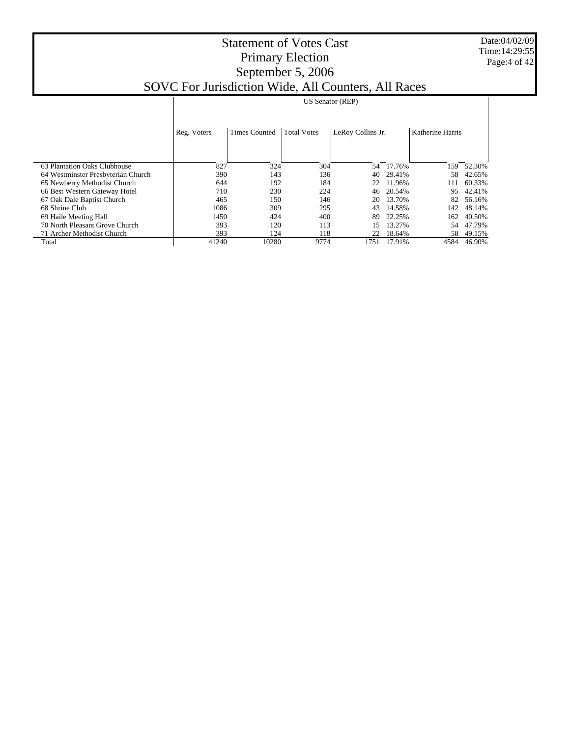# Statement of Votes Cast
## Primary Election
## September 5, 2006
## SOVC For Jurisdiction Wide, All Counters, All Races

| | US Senator (REP) | | | | | | |
|---|---|---|---|---|---|---|---|
| | Reg. Voters | Times Counted | Total Votes | LeRoy Collins Jr. | | Katherine Harris | |
| 63 Plantation Oaks Clubhouse | 827 | 324 | 304 | 54 | 17.76% | 159 | 52.30% |
| 64 Westminster Presbyterian Church | 390 | 143 | 136 | 40 | 29.41% | 58 | 42.65% |
| 65 Newberry Methodist Church | 644 | 192 | 184 | 22 | 11.96% | 111 | 60.33% |
| 66 Best Western Gateway Hotel | 710 | 230 | 224 | 46 | 20.54% | 95 | 42.41% |
| 67 Oak Dale Baptist Church | 465 | 150 | 146 | 20 | 13.70% | 82 | 56.16% |
| 68 Shrine Club | 1086 | 309 | 295 | 43 | 14.58% | 142 | 48.14% |
| 69 Haile Meeting Hall | 1450 | 424 | 400 | 89 | 22.25% | 162 | 40.50% |
| 70 North Pleasant Grove Church | 393 | 120 | 113 | 15 | 13.27% | 54 | 47.79% |
| 71 Archer Methodist Church | 393 | 124 | 118 | 22 | 18.64% | 58 | 49.15% |
| Total | 41240 | 10280 | 9774 | 1751 | 17.91% | 4584 | 46.90% |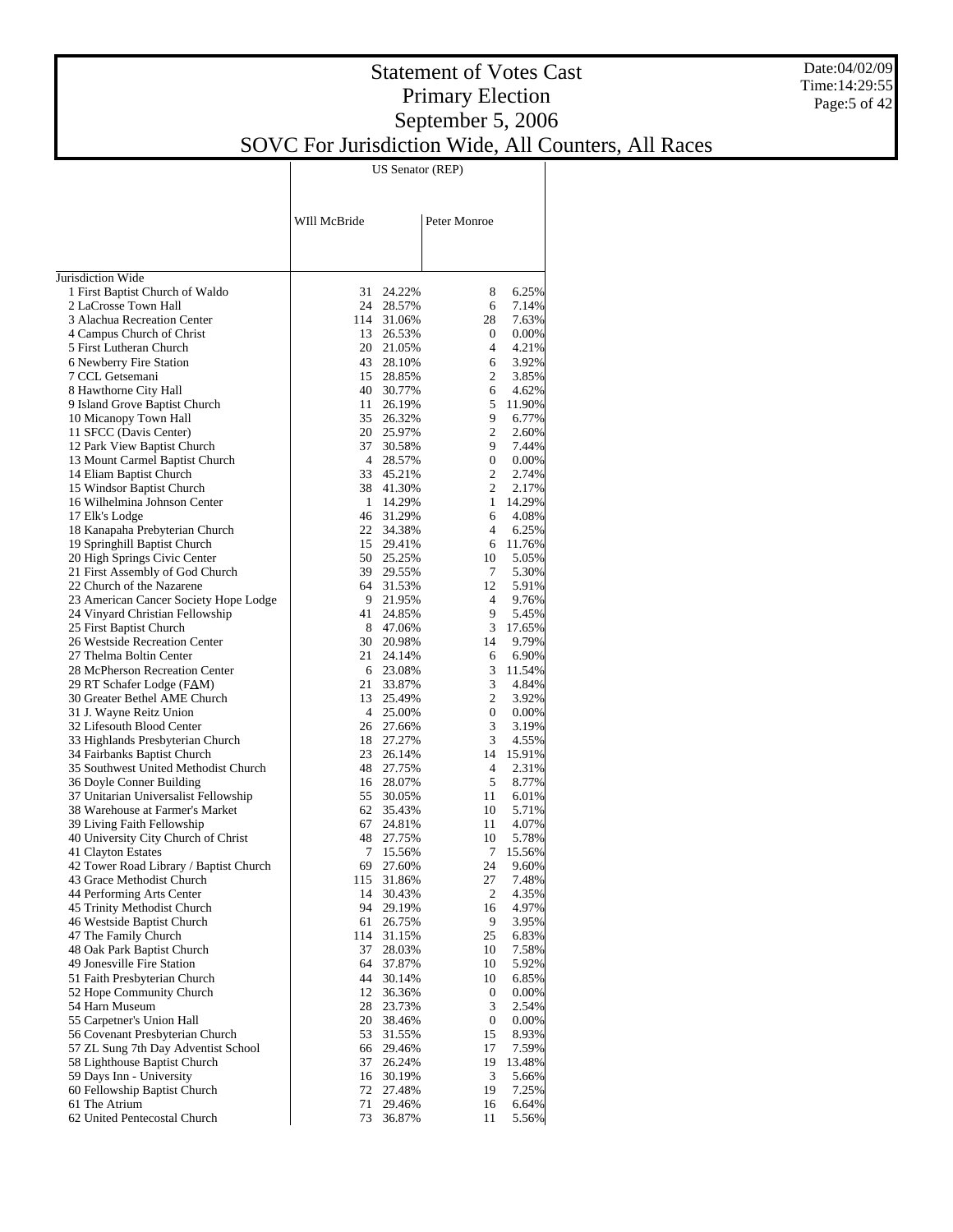# Statement of Votes Cast
## Primary Election
## September 5, 2006
## SOVC For Jurisdiction Wide, All Counters, All Races

| | US Senator (REP) | | | |
|---|---|---|---|---|
| | WIll McBride | | Peter Monroe | |
| Jurisdiction Wide | | | | |
| 1 First Baptist Church of Waldo | 31 | 24.22% | 8 | 6.25% |
| 2 LaCrosse Town Hall | 24 | 28.57% | 6 | 7.14% |
| 3 Alachua Recreation Center | 114 | 31.06% | 28 | 7.63% |
| 4 Campus Church of Christ | 13 | 26.53% | 0 | 0.00% |
| 5 First Lutheran Church | 20 | 21.05% | 4 | 4.21% |
| 6 Newberry Fire Station | 43 | 28.10% | 6 | 3.92% |
| 7 CCL Getsemani | 15 | 28.85% | 2 | 3.85% |
| 8 Hawthorne City Hall | 40 | 30.77% | 6 | 4.62% |
| 9 Island Grove Baptist Church | 11 | 26.19% | 5 | 11.90% |
| 10 Micanopy Town Hall | 35 | 26.32% | 9 | 6.77% |
| 11 SFCC (Davis Center) | 20 | 25.97% | 2 | 2.60% |
| 12 Park View Baptist Church | 37 | 30.58% | 9 | 7.44% |
| 13 Mount Carmel Baptist Church | 4 | 28.57% | 0 | 0.00% |
| 14 Eliam Baptist Church | 33 | 45.21% | 2 | 2.74% |
| 15 Windsor Baptist Church | 38 | 41.30% | 2 | 2.17% |
| 16 Wilhelmina Johnson Center | 1 | 14.29% | 1 | 14.29% |
| 17 Elk's Lodge | 46 | 31.29% | 6 | 4.08% |
| 18 Kanapaha Prebyterian Church | 22 | 34.38% | 4 | 6.25% |
| 19 Springhill Baptist Church | 15 | 29.41% | 6 | 11.76% |
| 20 High Springs Civic Center | 50 | 25.25% | 10 | 5.05% |
| 21 First Assembly of God Church | 39 | 29.55% | 7 | 5.30% |
| 22 Church of the Nazarene | 64 | 31.53% | 12 | 5.91% |
| 23 American Cancer Society Hope Lodge | 9 | 21.95% | 4 | 9.76% |
| 24 Vinyard Christian Fellowship | 41 | 24.85% | 9 | 5.45% |
| 25 First Baptist Church | 8 | 47.06% | 3 | 17.65% |
| 26 Westside Recreation Center | 30 | 20.98% | 14 | 9.79% |
| 27 Thelma Boltin Center | 21 | 24.14% | 6 | 6.90% |
| 28 McPherson Recreation Center | 6 | 23.08% | 3 | 11.54% |
| 29 RT Schafer Lodge (FAM) | 21 | 33.87% | 3 | 4.84% |
| 30 Greater Bethel AME Church | 13 | 25.49% | 2 | 3.92% |
| 31 J. Wayne Reitz Union | 4 | 25.00% | 0 | 0.00% |
| 32 Lifesouth Blood Center | 26 | 27.66% | 3 | 3.19% |
| 33 Highlands Presbyterian Church | 18 | 27.27% | 3 | 4.55% |
| 34 Fairbanks Baptist Church | 23 | 26.14% | 14 | 15.91% |
| 35 Southwest United Methodist Church | 48 | 27.75% | 4 | 2.31% |
| 36 Doyle Conner Building | 16 | 28.07% | 5 | 8.77% |
| 37 Unitarian Universalist Fellowship | 55 | 30.05% | 11 | 6.01% |
| 38 Warehouse at Farmer's Market | 62 | 35.43% | 10 | 5.71% |
| 39 Living Faith Fellowship | 67 | 24.81% | 11 | 4.07% |
| 40 University City Church of Christ | 48 | 27.75% | 10 | 5.78% |
| 41 Clayton Estates | 7 | 15.56% | 7 | 15.56% |
| 42 Tower Road Library / Baptist Church | 69 | 27.60% | 24 | 9.60% |
| 43 Grace Methodist Church | 115 | 31.86% | 27 | 7.48% |
| 44 Performing Arts Center | 14 | 30.43% | 2 | 4.35% |
| 45 Trinity Methodist Church | 94 | 29.19% | 16 | 4.97% |
| 46 Westside Baptist Church | 61 | 26.75% | 9 | 3.95% |
| 47 The Family Church | 114 | 31.15% | 25 | 6.83% |
| 48 Oak Park Baptist Church | 37 | 28.03% | 10 | 7.58% |
| 49 Jonesville Fire Station | 64 | 37.87% | 10 | 5.92% |
| 51 Faith Presbyterian Church | 44 | 30.14% | 10 | 6.85% |
| 52 Hope Community Church | 12 | 36.36% | 0 | 0.00% |
| 54 Harn Museum | 28 | 23.73% | 3 | 2.54% |
| 55 Carpetner's Union Hall | 20 | 38.46% | 0 | 0.00% |
| 56 Covenant Presbyterian Church | 53 | 31.55% | 15 | 8.93% |
| 57 ZL Sung 7th Day Adventist School | 66 | 29.46% | 17 | 7.59% |
| 58 Lighthouse Baptist Church | 37 | 26.24% | 19 | 13.48% |
| 59 Days Inn - University | 16 | 30.19% | 3 | 5.66% |
| 60 Fellowship Baptist Church | 72 | 27.48% | 19 | 7.25% |
| 61 The Atrium | 71 | 29.46% | 16 | 6.64% |
| 62 United Pentecostal Church | 73 | 36.87% | 11 | 5.56% |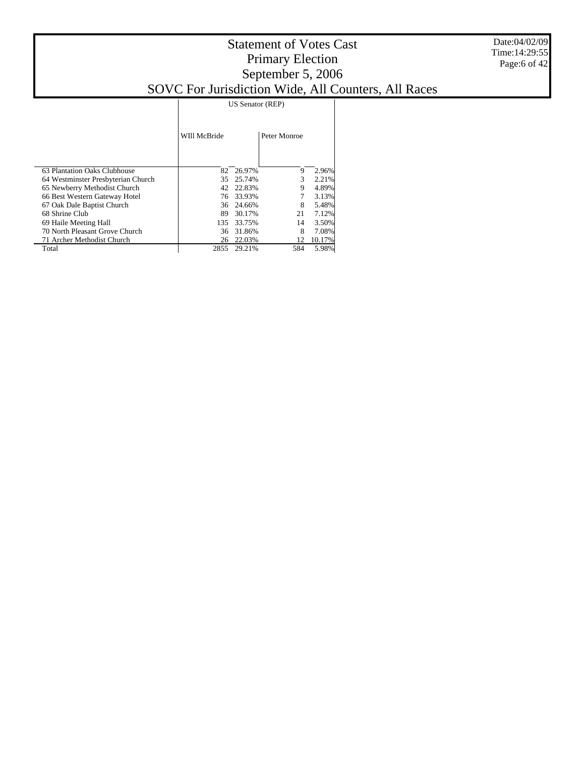# Statement of Votes Cast
## Primary Election
## September 5, 2006
## SOVC For Jurisdiction Wide, All Counters, All Races

Date:04/02/09
Time:14:29:55

| | US Senator (REP) | | | |
|---|---|---|---|---|
| | WIll McBride | | Peter Monroe | |
| 63 Plantation Oaks Clubhouse | 82 | 26.97% | 9 | 2.96% |
| 64 Westminster Presbyterian Church | 35 | 25.74% | 3 | 2.21% |
| 65 Newberry Methodist Church | 42 | 22.83% | 9 | 4.89% |
| 66 Best Western Gateway Hotel | 76 | 33.93% | 7 | 3.13% |
| 67 Oak Dale Baptist Church | 36 | 24.66% | 8 | 5.48% |
| 68 Shrine Club | 89 | 30.17% | 21 | 7.12% |
| 69 Haile Meeting Hall | 135 | 33.75% | 14 | 3.50% |
| 70 North Pleasant Grove Church | 36 | 31.86% | 8 | 7.08% |
| 71 Archer Methodist Church | 26 | 22.03% | 12 | 10.17% |
| Total | 2855 | 29.21% | 584 | 5.98% |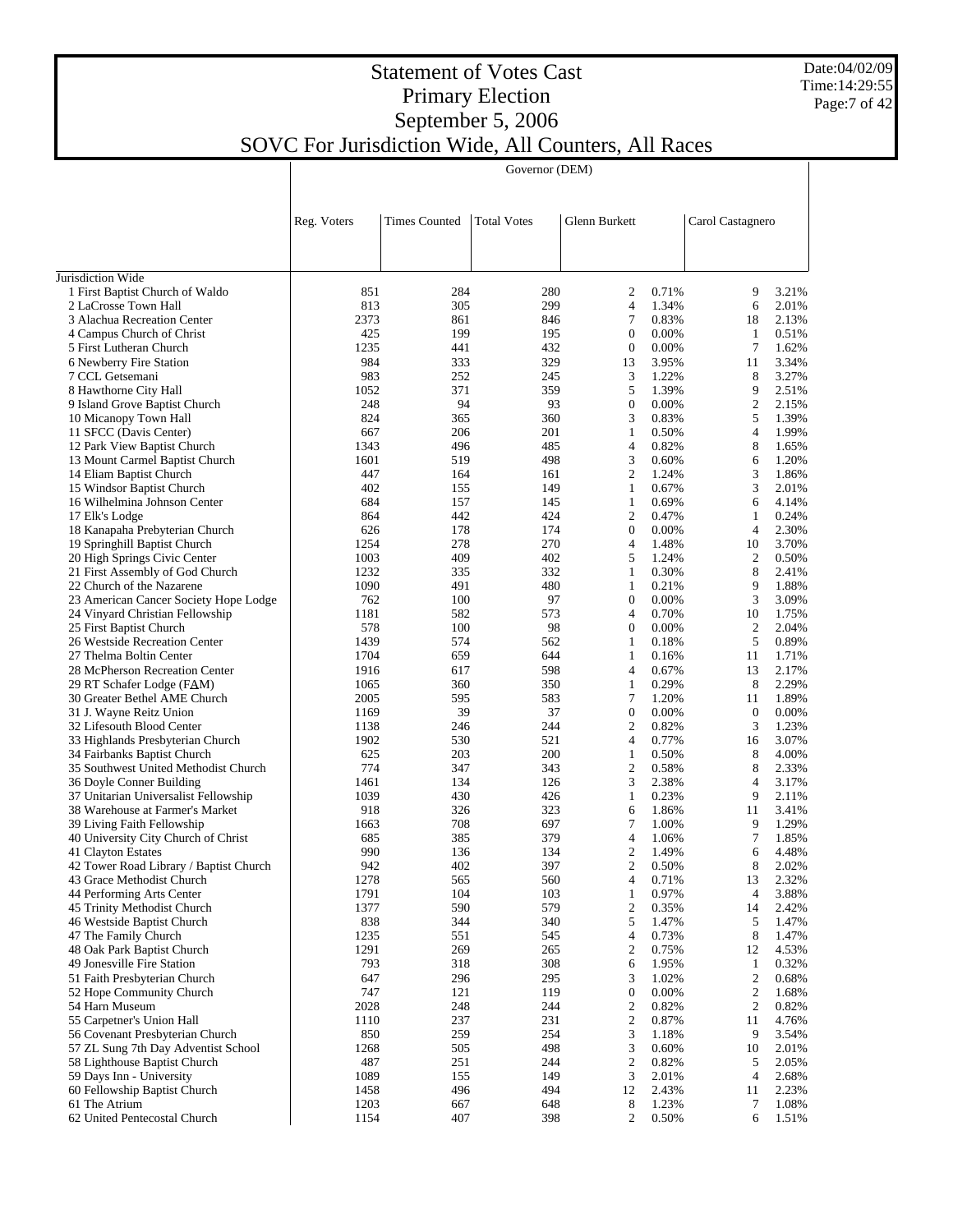# Statement of Votes Cast
## Primary Election
## September 5, 2006
## SOVC For Jurisdiction Wide, All Counters, All Races

Date:04/02/09
Time:14:29:55

| | Governor (DEM) | | | | | | |
|---|---|---|---|---|---|---|---|
| | Reg. Voters | Times Counted | Total Votes | Glenn Burkett | | Carol Castagnero | |
| Jurisdiction Wide | | | | | | | |
| 1 First Baptist Church of Waldo | 851 | 284 | 280 | 2 | 0.71% | 9 | 3.21% |
| 2 LaCrosse Town Hall | 813 | 305 | 299 | 4 | 1.34% | 6 | 2.01% |
| 3 Alachua Recreation Center | 2373 | 861 | 846 | 7 | 0.83% | 18 | 2.13% |
| 4 Campus Church of Christ | 425 | 199 | 195 | 0 | 0.00% | 1 | 0.51% |
| 5 First Lutheran Church | 1235 | 441 | 432 | 0 | 0.00% | 7 | 1.62% |
| 6 Newberry Fire Station | 984 | 333 | 329 | 13 | 3.95% | 11 | 3.34% |
| 7 CCL Getsemani | 983 | 252 | 245 | 3 | 1.22% | 8 | 3.27% |
| 8 Hawthorne City Hall | 1052 | 371 | 359 | 5 | 1.39% | 9 | 2.51% |
| 9 Island Grove Baptist Church | 248 | 94 | 93 | 0 | 0.00% | 2 | 2.15% |
| 10 Micanopy Town Hall | 824 | 365 | 360 | 3 | 0.83% | 5 | 1.39% |
| 11 SFCC (Davis Center) | 667 | 206 | 201 | 1 | 0.50% | 4 | 1.99% |
| 12 Park View Baptist Church | 1343 | 496 | 485 | 4 | 0.82% | 8 | 1.65% |
| 13 Mount Carmel Baptist Church | 1601 | 519 | 498 | 3 | 0.60% | 6 | 1.20% |
| 14 Eliam Baptist Church | 447 | 164 | 161 | 2 | 1.24% | 3 | 1.86% |
| 15 Windsor Baptist Church | 402 | 155 | 149 | 1 | 0.67% | 3 | 2.01% |
| 16 Wilhelmina Johnson Center | 684 | 157 | 145 | 1 | 0.69% | 6 | 4.14% |
| 17 Elk's Lodge | 864 | 442 | 424 | 2 | 0.47% | 1 | 0.24% |
| 18 Kanapaha Prebyterian Church | 626 | 178 | 174 | 0 | 0.00% | 4 | 2.30% |
| 19 Springhill Baptist Church | 1254 | 278 | 270 | 4 | 1.48% | 10 | 3.70% |
| 20 High Springs Civic Center | 1003 | 409 | 402 | 5 | 1.24% | 2 | 0.50% |
| 21 First Assembly of God Church | 1232 | 335 | 332 | 1 | 0.30% | 8 | 2.41% |
| 22 Church of the Nazarene | 1090 | 491 | 480 | 1 | 0.21% | 9 | 1.88% |
| 23 American Cancer Society Hope Lodge | 762 | 100 | 97 | 0 | 0.00% | 3 | 3.09% |
| 24 Vinyard Christian Fellowship | 1181 | 582 | 573 | 4 | 0.70% | 10 | 1.75% |
| 25 First Baptist Church | 578 | 100 | 98 | 0 | 0.00% | 2 | 2.04% |
| 26 Westside Recreation Center | 1439 | 574 | 562 | 1 | 0.18% | 5 | 0.89% |
| 27 Thelma Boltin Center | 1704 | 659 | 644 | 1 | 0.16% | 11 | 1.71% |
| 28 McPherson Recreation Center | 1916 | 617 | 598 | 4 | 0.67% | 13 | 2.17% |
| 29 RT Schafer Lodge (FAM) | 1065 | 360 | 350 | 1 | 0.29% | 8 | 2.29% |
| 30 Greater Bethel AME Church | 2005 | 595 | 583 | 7 | 1.20% | 11 | 1.89% |
| 31 J. Wayne Reitz Union | 1169 | 39 | 37 | 0 | 0.00% | 0 | 0.00% |
| 32 Lifesouth Blood Center | 1138 | 246 | 244 | 2 | 0.82% | 3 | 1.23% |
| 33 Highlands Presbyterian Church | 1902 | 530 | 521 | 4 | 0.77% | 16 | 3.07% |
| 34 Fairbanks Baptist Church | 625 | 203 | 200 | 1 | 0.50% | 8 | 4.00% |
| 35 Southwest United Methodist Church | 774 | 347 | 343 | 2 | 0.58% | 8 | 2.33% |
| 36 Doyle Conner Building | 1461 | 134 | 126 | 3 | 2.38% | 4 | 3.17% |
| 37 Unitarian Universalist Fellowship | 1039 | 430 | 426 | 1 | 0.23% | 9 | 2.11% |
| 38 Warehouse at Farmer's Market | 918 | 326 | 323 | 6 | 1.86% | 11 | 3.41% |
| 39 Living Faith Fellowship | 1663 | 708 | 697 | 7 | 1.00% | 9 | 1.29% |
| 40 University City Church of Christ | 685 | 385 | 379 | 4 | 1.06% | 7 | 1.85% |
| 41 Clayton Estates | 990 | 136 | 134 | 2 | 1.49% | 6 | 4.48% |
| 42 Tower Road Library / Baptist Church | 942 | 402 | 397 | 2 | 0.50% | 8 | 2.02% |
| 43 Grace Methodist Church | 1278 | 565 | 560 | 4 | 0.71% | 13 | 2.32% |
| 44 Performing Arts Center | 1791 | 104 | 103 | 1 | 0.97% | 4 | 3.88% |
| 45 Trinity Methodist Church | 1377 | 590 | 579 | 2 | 0.35% | 14 | 2.42% |
| 46 Westside Baptist Church | 838 | 344 | 340 | 5 | 1.47% | 5 | 1.47% |
| 47 The Family Church | 1235 | 551 | 545 | 4 | 0.73% | 8 | 1.47% |
| 48 Oak Park Baptist Church | 1291 | 269 | 265 | 2 | 0.75% | 12 | 4.53% |
| 49 Jonesville Fire Station | 793 | 318 | 308 | 6 | 1.95% | 1 | 0.32% |
| 51 Faith Presbyterian Church | 647 | 296 | 295 | 3 | 1.02% | 2 | 0.68% |
| 52 Hope Community Church | 747 | 121 | 119 | 0 | 0.00% | 2 | 1.68% |
| 54 Harn Museum | 2028 | 248 | 244 | 2 | 0.82% | 2 | 0.82% |
| 55 Carpetner's Union Hall | 1110 | 237 | 231 | 2 | 0.87% | 11 | 4.76% |
| 56 Covenant Presbyterian Church | 850 | 259 | 254 | 3 | 1.18% | 9 | 3.54% |
| 57 ZL Sung 7th Day Adventist School | 1268 | 505 | 498 | 3 | 0.60% | 10 | 2.01% |
| 58 Lighthouse Baptist Church | 487 | 251 | 244 | 2 | 0.82% | 5 | 2.05% |
| 59 Days Inn - University | 1089 | 155 | 149 | 3 | 2.01% | 4 | 2.68% |
| 60 Fellowship Baptist Church | 1458 | 496 | 494 | 12 | 2.43% | 11 | 2.23% |
| 61 The Atrium | 1203 | 667 | 648 | 8 | 1.23% | 7 | 1.08% |
| 62 United Pentecostal Church | 1154 | 407 | 398 | 2 | 0.50% | 6 | 1.51% |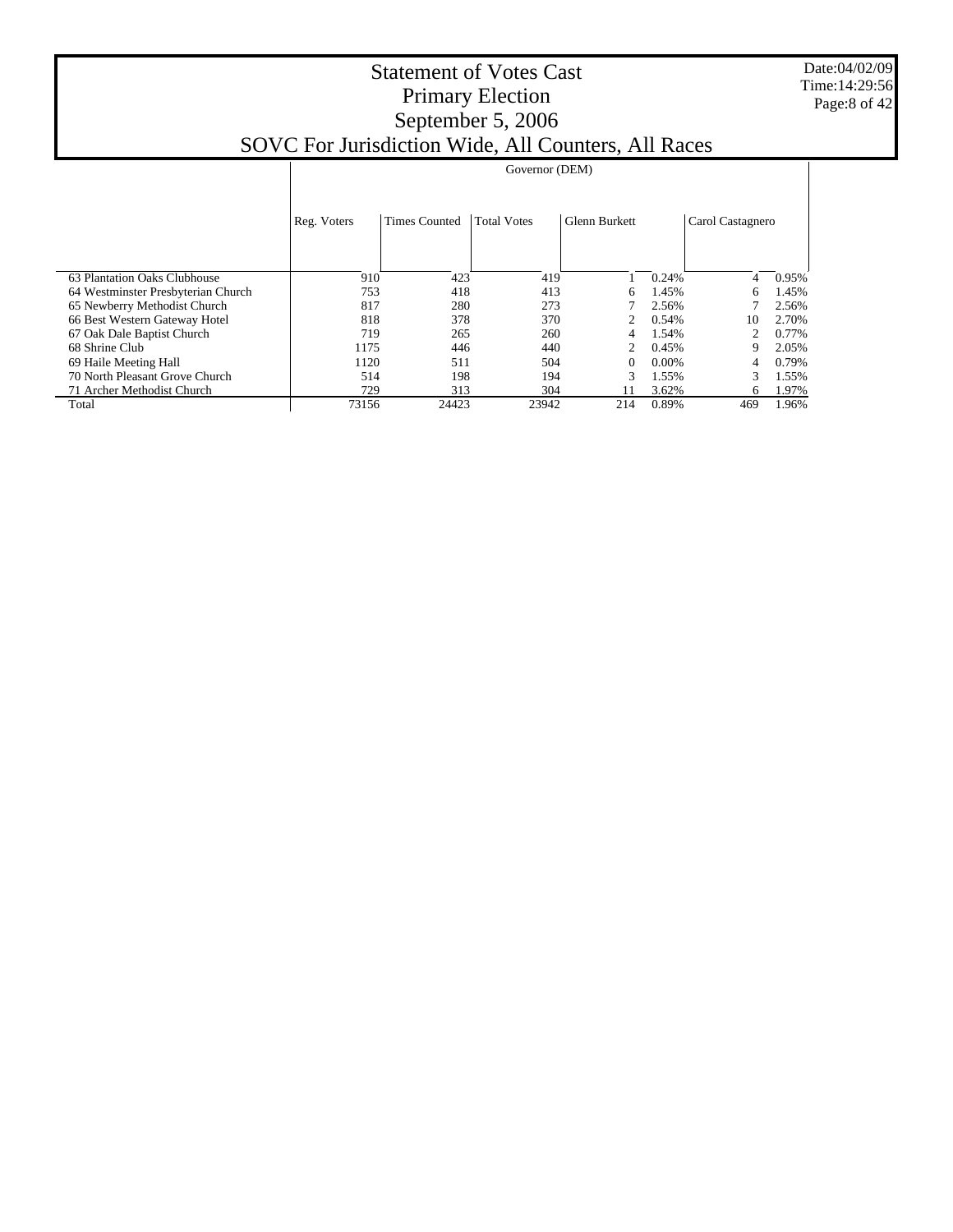# Statement of Votes Cast
## Primary Election
## September 5, 2006
## SOVC For Jurisdiction Wide, All Counters, All Races

| | Governor (DEM) | | | | | | |
|---|---|---|---|---|---|---|---|
| | Reg. Voters | Times Counted | Total Votes | Glenn Burkett | | Carol Castagnero | |
| 63 Plantation Oaks Clubhouse | 910 | 423 | 419 | 1 | 0.24% | 4 | 0.95% |
| 64 Westminster Presbyterian Church | 753 | 418 | 413 | 6 | 1.45% | 6 | 1.45% |
| 65 Newberry Methodist Church | 817 | 280 | 273 | 7 | 2.56% | 7 | 2.56% |
| 66 Best Western Gateway Hotel | 818 | 378 | 370 | 2 | 0.54% | 10 | 2.70% |
| 67 Oak Dale Baptist Church | 719 | 265 | 260 | 4 | 1.54% | 2 | 0.77% |
| 68 Shrine Club | 1175 | 446 | 440 | 2 | 0.45% | 9 | 2.05% |
| 69 Haile Meeting Hall | 1120 | 511 | 504 | 0 | 0.00% | 4 | 0.79% |
| 70 North Pleasant Grove Church | 514 | 198 | 194 | 3 | 1.55% | 3 | 1.55% |
| 71 Archer Methodist Church | 729 | 313 | 304 | 11 | 3.62% | 6 | 1.97% |
| Total | 73156 | 24423 | 23942 | 214 | 0.89% | 469 | 1.96% |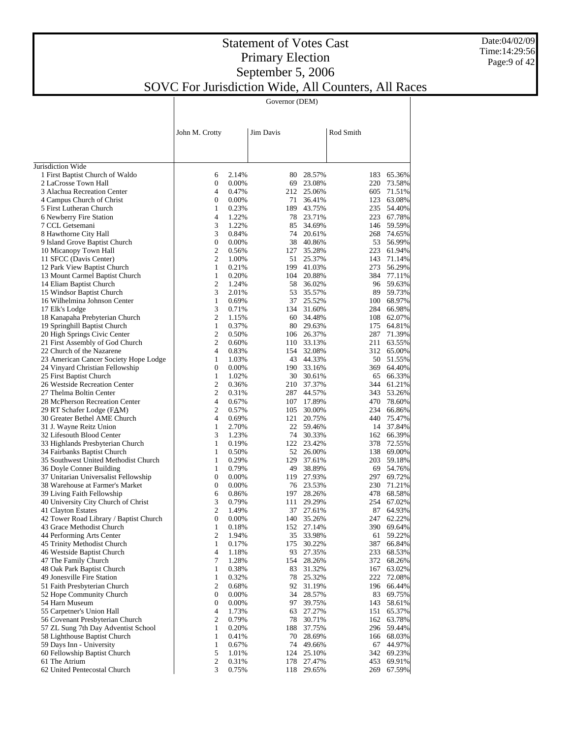# Statement of Votes Cast
# Primary Election
# September 5, 2006
# SOVC For Jurisdiction Wide, All Counters, All Races

Date:04/02/09
Time:14:29:56

| | Governor (DEM) | | | | | |
|---|---|---|---|---|---|---|
| | John M. Crotty | | Jim Davis | | Rod Smith | |
| Jurisdiction Wide | | | | | | |
| 1 First Baptist Church of Waldo | 6 | 2.14% | 80 | 28.57% | 183 | 65.36% |
| 2 LaCrosse Town Hall | 0 | 0.00% | 69 | 23.08% | 220 | 73.58% |
| 3 Alachua Recreation Center | 4 | 0.47% | 212 | 25.06% | 605 | 71.51% |
| 4 Campus Church of Christ | 0 | 0.00% | 71 | 36.41% | 123 | 63.08% |
| 5 First Lutheran Church | 1 | 0.23% | 189 | 43.75% | 235 | 54.40% |
| 6 Newberry Fire Station | 4 | 1.22% | 78 | 23.71% | 223 | 67.78% |
| 7 CCL Getsemani | 3 | 1.22% | 85 | 34.69% | 146 | 59.59% |
| 8 Hawthorne City Hall | 3 | 0.84% | 74 | 20.61% | 268 | 74.65% |
| 9 Island Grove Baptist Church | 0 | 0.00% | 38 | 40.86% | 53 | 56.99% |
| 10 Micanopy Town Hall | 2 | 0.56% | 127 | 35.28% | 223 | 61.94% |
| 11 SFCC (Davis Center) | 2 | 1.00% | 51 | 25.37% | 143 | 71.14% |
| 12 Park View Baptist Church | 1 | 0.21% | 199 | 41.03% | 273 | 56.29% |
| 13 Mount Carmel Baptist Church | 1 | 0.20% | 104 | 20.88% | 384 | 77.11% |
| 14 Eliam Baptist Church | 2 | 1.24% | 58 | 36.02% | 96 | 59.63% |
| 15 Windsor Baptist Church | 3 | 2.01% | 53 | 35.57% | 89 | 59.73% |
| 16 Wilhelmina Johnson Center | 1 | 0.69% | 37 | 25.52% | 100 | 68.97% |
| 17 Elk's Lodge | 3 | 0.71% | 134 | 31.60% | 284 | 66.98% |
| 18 Kanapaha Prebyterian Church | 2 | 1.15% | 60 | 34.48% | 108 | 62.07% |
| 19 Springhill Baptist Church | 1 | 0.37% | 80 | 29.63% | 175 | 64.81% |
| 20 High Springs Civic Center | 2 | 0.50% | 106 | 26.37% | 287 | 71.39% |
| 21 First Assembly of God Church | 2 | 0.60% | 110 | 33.13% | 211 | 63.55% |
| 22 Church of the Nazarene | 4 | 0.83% | 154 | 32.08% | 312 | 65.00% |
| 23 American Cancer Society Hope Lodge | 1 | 1.03% | 43 | 44.33% | 50 | 51.55% |
| 24 Vinyard Christian Fellowship | 0 | 0.00% | 190 | 33.16% | 369 | 64.40% |
| 25 First Baptist Church | 1 | 1.02% | 30 | 30.61% | 65 | 66.33% |
| 26 Westside Recreation Center | 2 | 0.36% | 210 | 37.37% | 344 | 61.21% |
| 27 Thelma Boltin Center | 2 | 0.31% | 287 | 44.57% | 343 | 53.26% |
| 28 McPherson Recreation Center | 4 | 0.67% | 107 | 17.89% | 470 | 78.60% |
| 29 RT Schafer Lodge (FΔM) | 2 | 0.57% | 105 | 30.00% | 234 | 66.86% |
| 30 Greater Bethel AME Church | 4 | 0.69% | 121 | 20.75% | 440 | 75.47% |
| 31 J. Wayne Reitz Union | 1 | 2.70% | 22 | 59.46% | 14 | 37.84% |
| 32 Lifesouth Blood Center | 3 | 1.23% | 74 | 30.33% | 162 | 66.39% |
| 33 Highlands Presbyterian Church | 1 | 0.19% | 122 | 23.42% | 378 | 72.55% |
| 34 Fairbanks Baptist Church | 1 | 0.50% | 52 | 26.00% | 138 | 69.00% |
| 35 Southwest United Methodist Church | 1 | 0.29% | 129 | 37.61% | 203 | 59.18% |
| 36 Doyle Conner Building | 1 | 0.79% | 49 | 38.89% | 69 | 54.76% |
| 37 Unitarian Universalist Fellowship | 0 | 0.00% | 119 | 27.93% | 297 | 69.72% |
| 38 Warehouse at Farmer's Market | 0 | 0.00% | 76 | 23.53% | 230 | 71.21% |
| 39 Living Faith Fellowship | 6 | 0.86% | 197 | 28.26% | 478 | 68.58% |
| 40 University City Church of Christ | 3 | 0.79% | 111 | 29.29% | 254 | 67.02% |
| 41 Clayton Estates | 2 | 1.49% | 37 | 27.61% | 87 | 64.93% |
| 42 Tower Road Library / Baptist Church | 0 | 0.00% | 140 | 35.26% | 247 | 62.22% |
| 43 Grace Methodist Church | 1 | 0.18% | 152 | 27.14% | 390 | 69.64% |
| 44 Performing Arts Center | 2 | 1.94% | 35 | 33.98% | 61 | 59.22% |
| 45 Trinity Methodist Church | 1 | 0.17% | 175 | 30.22% | 387 | 66.84% |
| 46 Westside Baptist Church | 4 | 1.18% | 93 | 27.35% | 233 | 68.53% |
| 47 The Family Church | 7 | 1.28% | 154 | 28.26% | 372 | 68.26% |
| 48 Oak Park Baptist Church | 1 | 0.38% | 83 | 31.32% | 167 | 63.02% |
| 49 Jonesville Fire Station | 1 | 0.32% | 78 | 25.32% | 222 | 72.08% |
| 51 Faith Presbyterian Church | 2 | 0.68% | 92 | 31.19% | 196 | 66.44% |
| 52 Hope Community Church | 0 | 0.00% | 34 | 28.57% | 83 | 69.75% |
| 54 Harn Museum | 0 | 0.00% | 97 | 39.75% | 143 | 58.61% |
| 55 Carpetner's Union Hall | 4 | 1.73% | 63 | 27.27% | 151 | 65.37% |
| 56 Covenant Presbyterian Church | 2 | 0.79% | 78 | 30.71% | 162 | 63.78% |
| 57 ZL Sung 7th Day Adventist School | 1 | 0.20% | 188 | 37.75% | 296 | 59.44% |
| 58 Lighthouse Baptist Church | 1 | 0.41% | 70 | 28.69% | 166 | 68.03% |
| 59 Days Inn - University | 1 | 0.67% | 74 | 49.66% | 67 | 44.97% |
| 60 Fellowship Baptist Church | 5 | 1.01% | 124 | 25.10% | 342 | 69.23% |
| 61 The Atrium | 2 | 0.31% | 178 | 27.47% | 453 | 69.91% |
| 62 United Pentecostal Church | 3 | 0.75% | 118 | 29.65% | 269 | 67.59% |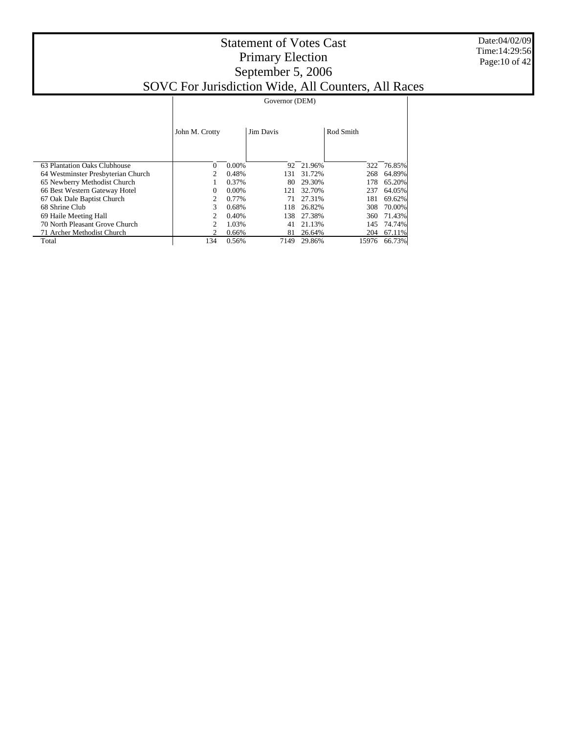# Statement of Votes Cast
## Primary Election
## September 5, 2006
## SOVC For Jurisdiction Wide, All Counters, All Races

| | Governor (DEM) | | | | | |
|---|---|---|---|---|---|---|
| | John M. Crotty | | Jim Davis | | Rod Smith | |
| 63 Plantation Oaks Clubhouse | 0 | 0.00% | 92 | 21.96% | 322 | 76.85% |
| 64 Westminster Presbyterian Church | 2 | 0.48% | 131 | 31.72% | 268 | 64.89% |
| 65 Newberry Methodist Church | 1 | 0.37% | 80 | 29.30% | 178 | 65.20% |
| 66 Best Western Gateway Hotel | 0 | 0.00% | 121 | 32.70% | 237 | 64.05% |
| 67 Oak Dale Baptist Church | 2 | 0.77% | 71 | 27.31% | 181 | 69.62% |
| 68 Shrine Club | 3 | 0.68% | 118 | 26.82% | 308 | 70.00% |
| 69 Haile Meeting Hall | 2 | 0.40% | 138 | 27.38% | 360 | 71.43% |
| 70 North Pleasant Grove Church | 2 | 1.03% | 41 | 21.13% | 145 | 74.74% |
| 71 Archer Methodist Church | 2 | 0.66% | 81 | 26.64% | 204 | 67.11% |
| Total | 134 | 0.56% | 7149 | 29.86% | 15976 | 66.73% |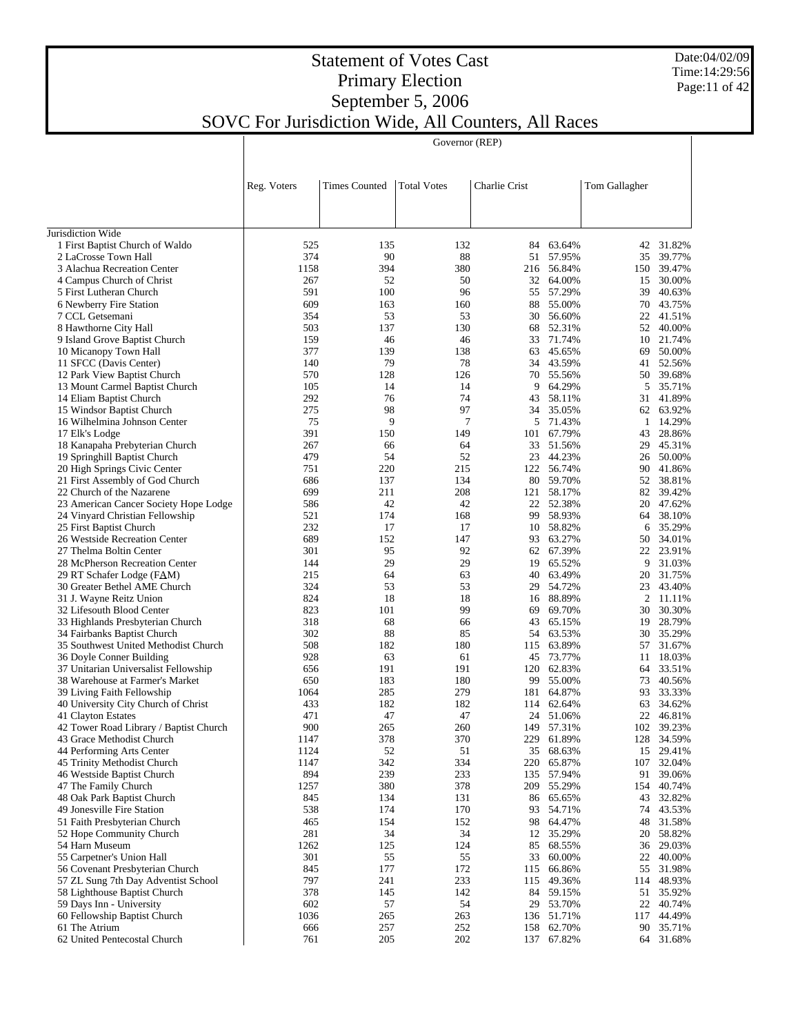# Statement of Votes Cast
# Primary Election
# September 5, 2006
# SOVC For Jurisdiction Wide, All Counters, All Races

Date:04/02/09
Time:14:29:56

| | Governor (REP) | | | | | | |
|---|---|---|---|---|---|---|---|
| | Reg. Voters | Times Counted | Total Votes | Charlie Crist | | Tom Gallagher | |
| Jurisdiction Wide | | | | | | | |
| 1 First Baptist Church of Waldo | 525 | 135 | 132 | 84 | 63.64% | 42 | 31.82% |
| 2 LaCrosse Town Hall | 374 | 90 | 88 | 51 | 57.95% | 35 | 39.77% |
| 3 Alachua Recreation Center | 1158 | 394 | 380 | 216 | 56.84% | 150 | 39.47% |
| 4 Campus Church of Christ | 267 | 52 | 50 | 32 | 64.00% | 15 | 30.00% |
| 5 First Lutheran Church | 591 | 100 | 96 | 55 | 57.29% | 39 | 40.63% |
| 6 Newberry Fire Station | 609 | 163 | 160 | 88 | 55.00% | 70 | 43.75% |
| 7 CCL Getsemani | 354 | 53 | 53 | 30 | 56.60% | 22 | 41.51% |
| 8 Hawthorne City Hall | 503 | 137 | 130 | 68 | 52.31% | 52 | 40.00% |
| 9 Island Grove Baptist Church | 159 | 46 | 46 | 33 | 71.74% | 10 | 21.74% |
| 10 Micanopy Town Hall | 377 | 139 | 138 | 63 | 45.65% | 69 | 50.00% |
| 11 SFCC (Davis Center) | 140 | 79 | 78 | 34 | 43.59% | 41 | 52.56% |
| 12 Park View Baptist Church | 570 | 128 | 126 | 70 | 55.56% | 50 | 39.68% |
| 13 Mount Carmel Baptist Church | 105 | 14 | 14 | 9 | 64.29% | 5 | 35.71% |
| 14 Eliam Baptist Church | 292 | 76 | 74 | 43 | 58.11% | 31 | 41.89% |
| 15 Windsor Baptist Church | 275 | 98 | 97 | 34 | 35.05% | 62 | 63.92% |
| 16 Wilhelmina Johnson Center | 75 | 9 | 7 | 5 | 71.43% | 1 | 14.29% |
| 17 Elk's Lodge | 391 | 150 | 149 | 101 | 67.79% | 43 | 28.86% |
| 18 Kanapaha Prebyterian Church | 267 | 66 | 64 | 33 | 51.56% | 29 | 45.31% |
| 19 Springhill Baptist Church | 479 | 54 | 52 | 23 | 44.23% | 26 | 50.00% |
| 20 High Springs Civic Center | 751 | 220 | 215 | 122 | 56.74% | 90 | 41.86% |
| 21 First Assembly of God Church | 686 | 137 | 134 | 80 | 59.70% | 52 | 38.81% |
| 22 Church of the Nazarene | 699 | 211 | 208 | 121 | 58.17% | 82 | 39.42% |
| 23 American Cancer Society Hope Lodge | 586 | 42 | 42 | 22 | 52.38% | 20 | 47.62% |
| 24 Vinyard Christian Fellowship | 521 | 174 | 168 | 99 | 58.93% | 64 | 38.10% |
| 25 First Baptist Church | 232 | 17 | 17 | 10 | 58.82% | 6 | 35.29% |
| 26 Westside Recreation Center | 689 | 152 | 147 | 93 | 63.27% | 50 | 34.01% |
| 27 Thelma Boltin Center | 301 | 95 | 92 | 62 | 67.39% | 22 | 23.91% |
| 28 McPherson Recreation Center | 144 | 29 | 29 | 19 | 65.52% | 9 | 31.03% |
| 29 RT Schafer Lodge (FΔM) | 215 | 64 | 63 | 40 | 63.49% | 20 | 31.75% |
| 30 Greater Bethel AME Church | 324 | 53 | 53 | 29 | 54.72% | 23 | 43.40% |
| 31 J. Wayne Reitz Union | 824 | 18 | 18 | 16 | 88.89% | 2 | 11.11% |
| 32 Lifesouth Blood Center | 823 | 101 | 99 | 69 | 69.70% | 30 | 30.30% |
| 33 Highlands Presbyterian Church | 318 | 68 | 66 | 43 | 65.15% | 19 | 28.79% |
| 34 Fairbanks Baptist Church | 302 | 88 | 85 | 54 | 63.53% | 30 | 35.29% |
| 35 Southwest United Methodist Church | 508 | 182 | 180 | 115 | 63.89% | 57 | 31.67% |
| 36 Doyle Conner Building | 928 | 63 | 61 | 45 | 73.77% | 11 | 18.03% |
| 37 Unitarian Universalist Fellowship | 656 | 191 | 191 | 120 | 62.83% | 64 | 33.51% |
| 38 Warehouse at Farmer's Market | 650 | 183 | 180 | 99 | 55.00% | 73 | 40.56% |
| 39 Living Faith Fellowship | 1064 | 285 | 279 | 181 | 64.87% | 93 | 33.33% |
| 40 University City Church of Christ | 433 | 182 | 182 | 114 | 62.64% | 63 | 34.62% |
| 41 Clayton Estates | 471 | 47 | 47 | 24 | 51.06% | 22 | 46.81% |
| 42 Tower Road Library / Baptist Church | 900 | 265 | 260 | 149 | 57.31% | 102 | 39.23% |
| 43 Grace Methodist Church | 1147 | 378 | 370 | 229 | 61.89% | 128 | 34.59% |
| 44 Performing Arts Center | 1124 | 52 | 51 | 35 | 68.63% | 15 | 29.41% |
| 45 Trinity Methodist Church | 1147 | 342 | 334 | 220 | 65.87% | 107 | 32.04% |
| 46 Westside Baptist Church | 894 | 239 | 233 | 135 | 57.94% | 91 | 39.06% |
| 47 The Family Church | 1257 | 380 | 378 | 209 | 55.29% | 154 | 40.74% |
| 48 Oak Park Baptist Church | 845 | 134 | 131 | 86 | 65.65% | 43 | 32.82% |
| 49 Jonesville Fire Station | 538 | 174 | 170 | 93 | 54.71% | 74 | 43.53% |
| 51 Faith Presbyterian Church | 465 | 154 | 152 | 98 | 64.47% | 48 | 31.58% |
| 52 Hope Community Church | 281 | 34 | 34 | 12 | 35.29% | 20 | 58.82% |
| 54 Harn Museum | 1262 | 125 | 124 | 85 | 68.55% | 36 | 29.03% |
| 55 Carpetner's Union Hall | 301 | 55 | 55 | 33 | 60.00% | 22 | 40.00% |
| 56 Covenant Presbyterian Church | 845 | 177 | 172 | 115 | 66.86% | 55 | 31.98% |
| 57 ZL Sung 7th Day Adventist School | 797 | 241 | 233 | 115 | 49.36% | 114 | 48.93% |
| 58 Lighthouse Baptist Church | 378 | 145 | 142 | 84 | 59.15% | 51 | 35.92% |
| 59 Days Inn - University | 602 | 57 | 54 | 29 | 53.70% | 22 | 40.74% |
| 60 Fellowship Baptist Church | 1036 | 265 | 263 | 136 | 51.71% | 117 | 44.49% |
| 61 The Atrium | 666 | 257 | 252 | 158 | 62.70% | 90 | 35.71% |
| 62 United Pentecostal Church | 761 | 205 | 202 | 137 | 67.82% | 64 | 31.68% |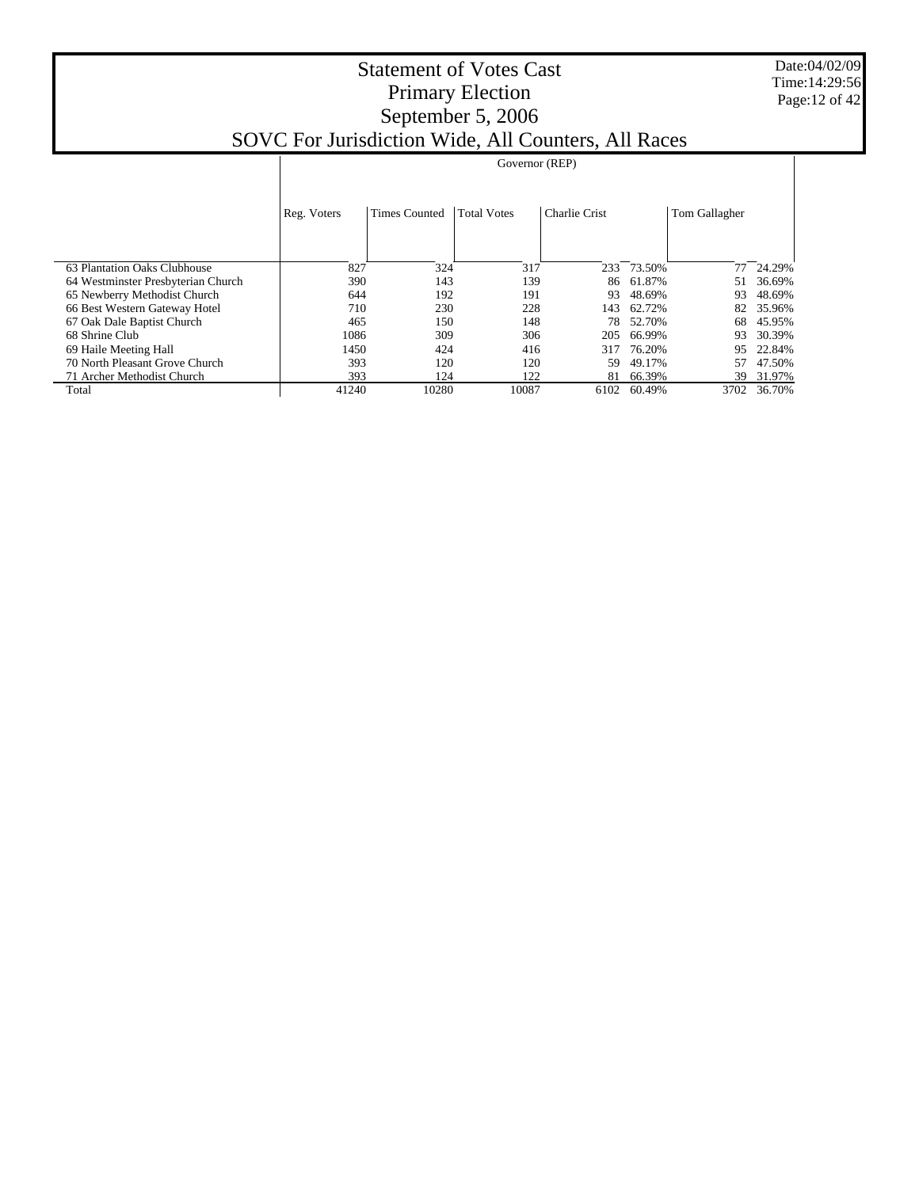# Statement of Votes Cast
## Primary Election
## September 5, 2006
## SOVC For Jurisdiction Wide, All Counters, All Races

Date:04/02/09
Time:14:29:56

| | Governor (REP) | | | | | | |
|---|---|---|---|---|---|---|---|
| | Reg. Voters | Times Counted | Total Votes | Charlie Crist | | Tom Gallagher | |
| 63 Plantation Oaks Clubhouse | 827 | 324 | 317 | 233 | 73.50% | 77 | 24.29% |
| 64 Westminster Presbyterian Church | 390 | 143 | 139 | 86 | 61.87% | 51 | 36.69% |
| 65 Newberry Methodist Church | 644 | 192 | 191 | 93 | 48.69% | 93 | 48.69% |
| 66 Best Western Gateway Hotel | 710 | 230 | 228 | 143 | 62.72% | 82 | 35.96% |
| 67 Oak Dale Baptist Church | 465 | 150 | 148 | 78 | 52.70% | 68 | 45.95% |
| 68 Shrine Club | 1086 | 309 | 306 | 205 | 66.99% | 93 | 30.39% |
| 69 Haile Meeting Hall | 1450 | 424 | 416 | 317 | 76.20% | 95 | 22.84% |
| 70 North Pleasant Grove Church | 393 | 120 | 120 | 59 | 49.17% | 57 | 47.50% |
| 71 Archer Methodist Church | 393 | 124 | 122 | 81 | 66.39% | 39 | 31.97% |
| Total | 41240 | 10280 | 10087 | 6102 | 60.49% | 3702 | 36.70% |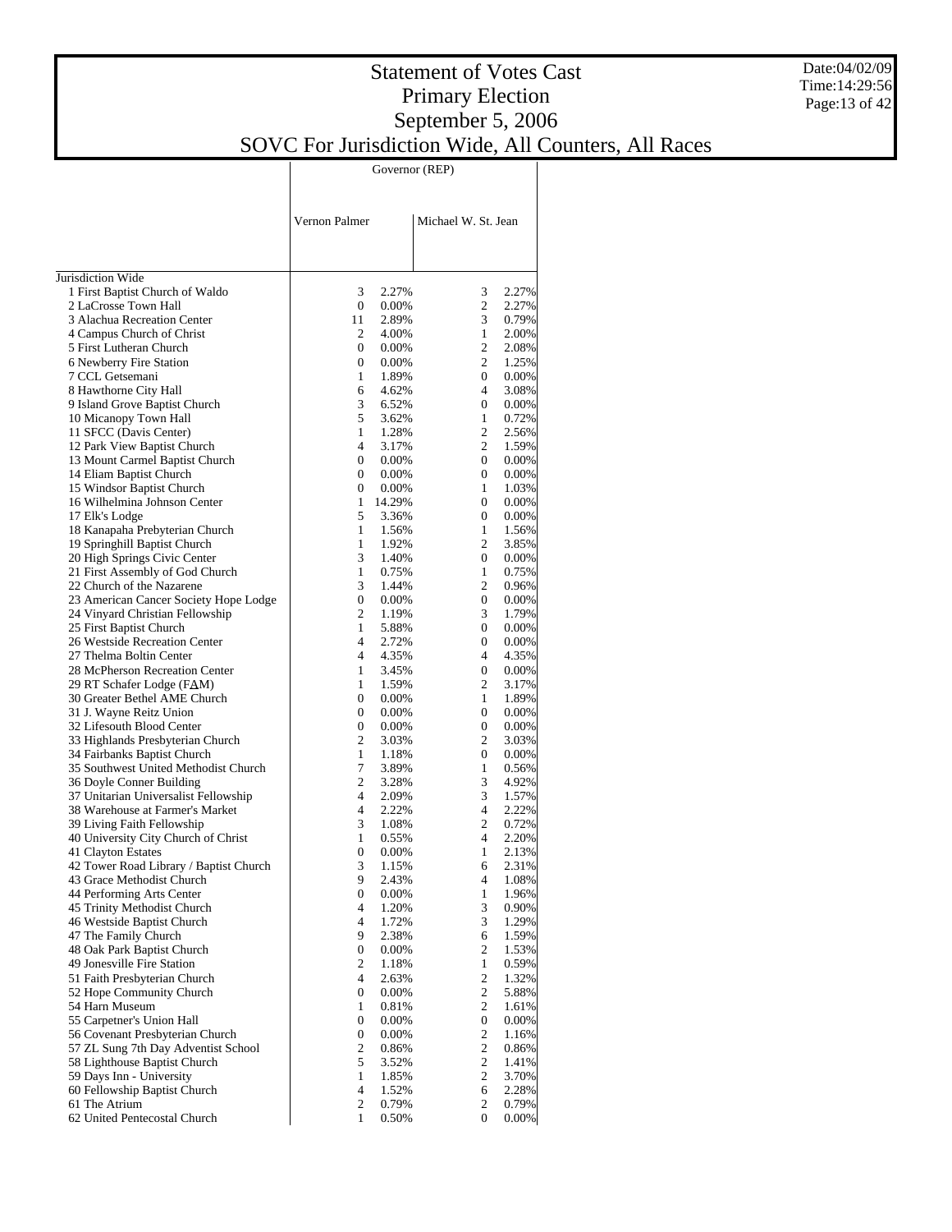# Statement of Votes Cast
# Primary Election
# September 5, 2006
# SOVC For Jurisdiction Wide, All Counters, All Races

Date:04/02/09
Time:14:29:56

| | Governor (REP) | | | |
|---|---|---|---|---|
| | Vernon Palmer | | Michael W. St. Jean | |
| Jurisdiction Wide | | | | |
| 1 First Baptist Church of Waldo | 3 | 2.27% | 3 | 2.27% |
| 2 LaCrosse Town Hall | 0 | 0.00% | 2 | 2.27% |
| 3 Alachua Recreation Center | 11 | 2.89% | 3 | 0.79% |
| 4 Campus Church of Christ | 2 | 4.00% | 1 | 2.00% |
| 5 First Lutheran Church | 0 | 0.00% | 2 | 2.08% |
| 6 Newberry Fire Station | 0 | 0.00% | 2 | 1.25% |
| 7 CCL Getsemani | 1 | 1.89% | 0 | 0.00% |
| 8 Hawthorne City Hall | 6 | 4.62% | 4 | 3.08% |
| 9 Island Grove Baptist Church | 3 | 6.52% | 0 | 0.00% |
| 10 Micanopy Town Hall | 5 | 3.62% | 1 | 0.72% |
| 11 SFCC (Davis Center) | 1 | 1.28% | 2 | 2.56% |
| 12 Park View Baptist Church | 4 | 3.17% | 2 | 1.59% |
| 13 Mount Carmel Baptist Church | 0 | 0.00% | 0 | 0.00% |
| 14 Eliam Baptist Church | 0 | 0.00% | 0 | 0.00% |
| 15 Windsor Baptist Church | 0 | 0.00% | 1 | 1.03% |
| 16 Wilhelmina Johnson Center | 1 | 14.29% | 0 | 0.00% |
| 17 Elk's Lodge | 5 | 3.36% | 0 | 0.00% |
| 18 Kanapaha Prebyterian Church | 1 | 1.56% | 1 | 1.56% |
| 19 Springhill Baptist Church | 1 | 1.92% | 2 | 3.85% |
| 20 High Springs Civic Center | 3 | 1.40% | 0 | 0.00% |
| 21 First Assembly of God Church | 1 | 0.75% | 1 | 0.75% |
| 22 Church of the Nazarene | 3 | 1.44% | 2 | 0.96% |
| 23 American Cancer Society Hope Lodge | 0 | 0.00% | 0 | 0.00% |
| 24 Vinyard Christian Fellowship | 2 | 1.19% | 3 | 1.79% |
| 25 First Baptist Church | 1 | 5.88% | 0 | 0.00% |
| 26 Westside Recreation Center | 4 | 2.72% | 0 | 0.00% |
| 27 Thelma Boltin Center | 4 | 4.35% | 4 | 4.35% |
| 28 McPherson Recreation Center | 1 | 3.45% | 0 | 0.00% |
| 29 RT Schafer Lodge (FAM) | 1 | 1.59% | 2 | 3.17% |
| 30 Greater Bethel AME Church | 0 | 0.00% | 1 | 1.89% |
| 31 J. Wayne Reitz Union | 0 | 0.00% | 0 | 0.00% |
| 32 Lifesouth Blood Center | 0 | 0.00% | 0 | 0.00% |
| 33 Highlands Presbyterian Church | 2 | 3.03% | 2 | 3.03% |
| 34 Fairbanks Baptist Church | 1 | 1.18% | 0 | 0.00% |
| 35 Southwest United Methodist Church | 7 | 3.89% | 1 | 0.56% |
| 36 Doyle Conner Building | 2 | 3.28% | 3 | 4.92% |
| 37 Unitarian Universalist Fellowship | 4 | 2.09% | 3 | 1.57% |
| 38 Warehouse at Farmer's Market | 4 | 2.22% | 4 | 2.22% |
| 39 Living Faith Fellowship | 3 | 1.08% | 2 | 0.72% |
| 40 University City Church of Christ | 1 | 0.55% | 4 | 2.20% |
| 41 Clayton Estates | 0 | 0.00% | 1 | 2.13% |
| 42 Tower Road Library / Baptist Church | 3 | 1.15% | 6 | 2.31% |
| 43 Grace Methodist Church | 9 | 2.43% | 4 | 1.08% |
| 44 Performing Arts Center | 0 | 0.00% | 1 | 1.96% |
| 45 Trinity Methodist Church | 4 | 1.20% | 3 | 0.90% |
| 46 Westside Baptist Church | 4 | 1.72% | 3 | 1.29% |
| 47 The Family Church | 9 | 2.38% | 6 | 1.59% |
| 48 Oak Park Baptist Church | 0 | 0.00% | 2 | 1.53% |
| 49 Jonesville Fire Station | 2 | 1.18% | 1 | 0.59% |
| 51 Faith Presbyterian Church | 4 | 2.63% | 2 | 1.32% |
| 52 Hope Community Church | 0 | 0.00% | 2 | 5.88% |
| 54 Harn Museum | 1 | 0.81% | 2 | 1.61% |
| 55 Carpetner's Union Hall | 0 | 0.00% | 0 | 0.00% |
| 56 Covenant Presbyterian Church | 0 | 0.00% | 2 | 1.16% |
| 57 ZL Sung 7th Day Adventist School | 2 | 0.86% | 2 | 0.86% |
| 58 Lighthouse Baptist Church | 5 | 3.52% | 2 | 1.41% |
| 59 Days Inn - University | 1 | 1.85% | 2 | 3.70% |
| 60 Fellowship Baptist Church | 4 | 1.52% | 6 | 2.28% |
| 61 The Atrium | 2 | 0.79% | 2 | 0.79% |
| 62 United Pentecostal Church | 1 | 0.50% | 0 | 0.00% |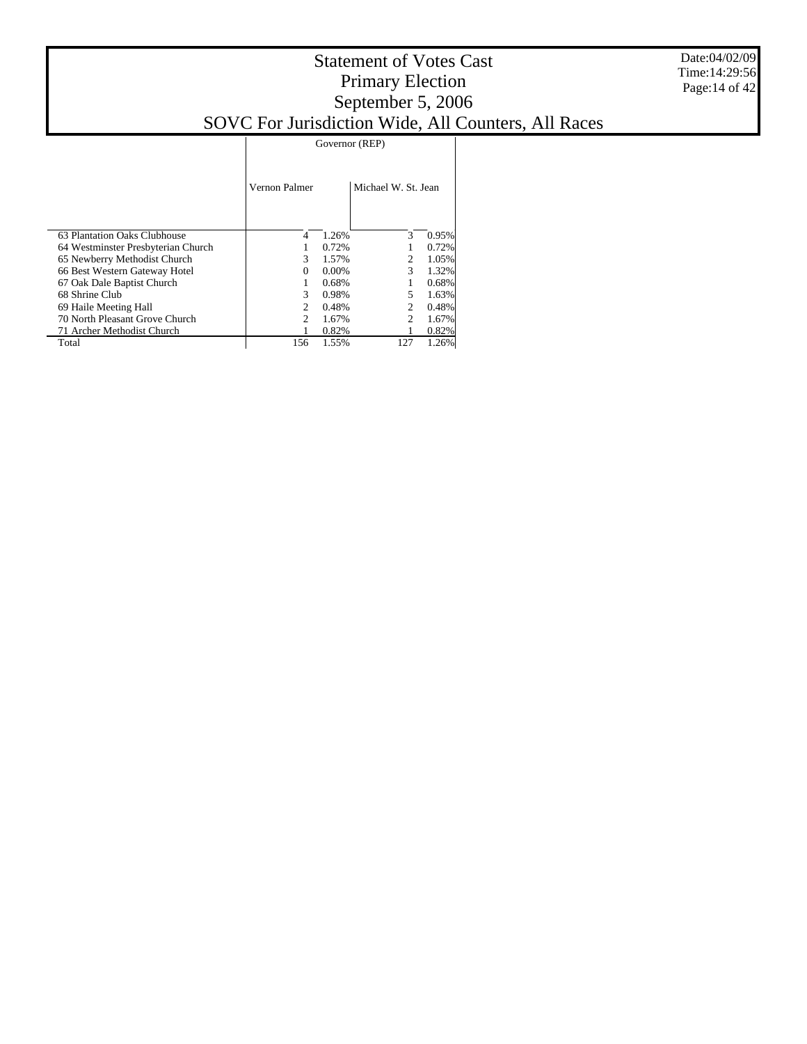# Statement of Votes Cast
## Primary Election
## September 5, 2006
## SOVC For Jurisdiction Wide, All Counters, All Races

Date:04/02/09
Time:14:29:56

| | Governor (REP) | | | |
|---|---|---|---|---|
| | Vernon Palmer | | Michael W. St. Jean | |
| 63 Plantation Oaks Clubhouse | 4 | 1.26% | 3 | 0.95% |
| 64 Westminster Presbyterian Church | 1 | 0.72% | 1 | 0.72% |
| 65 Newberry Methodist Church | 3 | 1.57% | 2 | 1.05% |
| 66 Best Western Gateway Hotel | 0 | 0.00% | 3 | 1.32% |
| 67 Oak Dale Baptist Church | 1 | 0.68% | 1 | 0.68% |
| 68 Shrine Club | 3 | 0.98% | 5 | 1.63% |
| 69 Haile Meeting Hall | 2 | 0.48% | 2 | 0.48% |
| 70 North Pleasant Grove Church | 2 | 1.67% | 2 | 1.67% |
| 71 Archer Methodist Church | 1 | 0.82% | 1 | 0.82% |
| Total | 156 | 1.55% | 127 | 1.26% |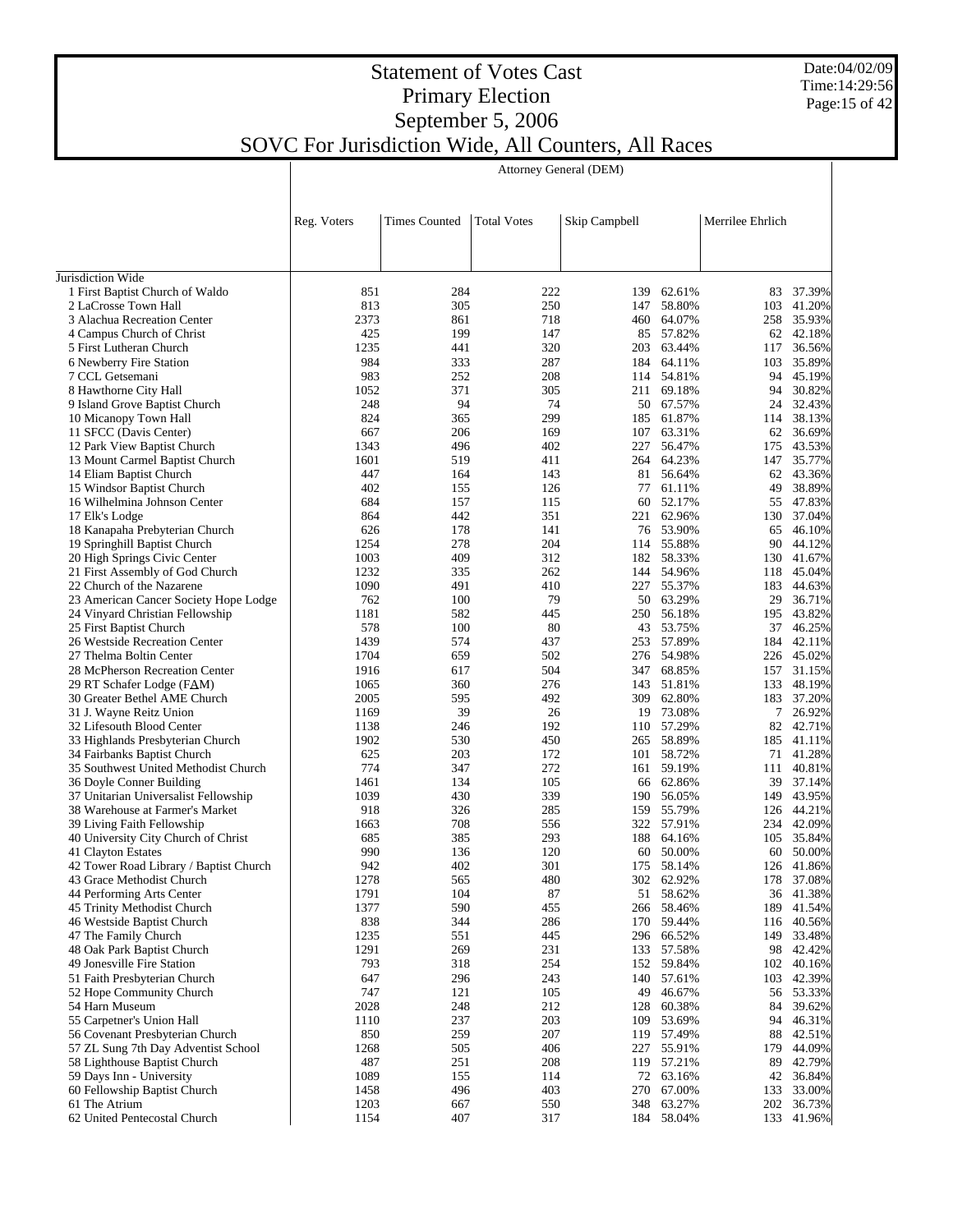# Statement of Votes Cast
## Primary Election
## September 5, 2006
## SOVC For Jurisdiction Wide, All Counters, All Races

Date:04/02/09
Time:14:29:56

| | Attorney General (DEM) | | | | | | |
|---|---|---|---|---|---|---|---|
| | Reg. Voters | Times Counted | Total Votes | Skip Campbell | | Merrilee Ehrlich | |
| Jurisdiction Wide | | | | | | | |
| 1 First Baptist Church of Waldo | 851 | 284 | 222 | 139 | 62.61% | 83 | 37.39% |
| 2 LaCrosse Town Hall | 813 | 305 | 250 | 147 | 58.80% | 103 | 41.20% |
| 3 Alachua Recreation Center | 2373 | 861 | 718 | 460 | 64.07% | 258 | 35.93% |
| 4 Campus Church of Christ | 425 | 199 | 147 | 85 | 57.82% | 62 | 42.18% |
| 5 First Lutheran Church | 1235 | 441 | 320 | 203 | 63.44% | 117 | 36.56% |
| 6 Newberry Fire Station | 984 | 333 | 287 | 184 | 64.11% | 103 | 35.89% |
| 7 CCL Getsemani | 983 | 252 | 208 | 114 | 54.81% | 94 | 45.19% |
| 8 Hawthorne City Hall | 1052 | 371 | 305 | 211 | 69.18% | 94 | 30.82% |
| 9 Island Grove Baptist Church | 248 | 94 | 74 | 50 | 67.57% | 24 | 32.43% |
| 10 Micanopy Town Hall | 824 | 365 | 299 | 185 | 61.87% | 114 | 38.13% |
| 11 SFCC (Davis Center) | 667 | 206 | 169 | 107 | 63.31% | 62 | 36.69% |
| 12 Park View Baptist Church | 1343 | 496 | 402 | 227 | 56.47% | 175 | 43.53% |
| 13 Mount Carmel Baptist Church | 1601 | 519 | 411 | 264 | 64.23% | 147 | 35.77% |
| 14 Eliam Baptist Church | 447 | 164 | 143 | 81 | 56.64% | 62 | 43.36% |
| 15 Windsor Baptist Church | 402 | 155 | 126 | 77 | 61.11% | 49 | 38.89% |
| 16 Wilhelmina Johnson Center | 684 | 157 | 115 | 60 | 52.17% | 55 | 47.83% |
| 17 Elk's Lodge | 864 | 442 | 351 | 221 | 62.96% | 130 | 37.04% |
| 18 Kanapaha Prebyterian Church | 626 | 178 | 141 | 76 | 53.90% | 65 | 46.10% |
| 19 Springhill Baptist Church | 1254 | 278 | 204 | 114 | 55.88% | 90 | 44.12% |
| 20 High Springs Civic Center | 1003 | 409 | 312 | 182 | 58.33% | 130 | 41.67% |
| 21 First Assembly of God Church | 1232 | 335 | 262 | 144 | 54.96% | 118 | 45.04% |
| 22 Church of the Nazarene | 1090 | 491 | 410 | 227 | 55.37% | 183 | 44.63% |
| 23 American Cancer Society Hope Lodge | 762 | 100 | 79 | 50 | 63.29% | 29 | 36.71% |
| 24 Vinyard Christian Fellowship | 1181 | 582 | 445 | 250 | 56.18% | 195 | 43.82% |
| 25 First Baptist Church | 578 | 100 | 80 | 43 | 53.75% | 37 | 46.25% |
| 26 Westside Recreation Center | 1439 | 574 | 437 | 253 | 57.89% | 184 | 42.11% |
| 27 Thelma Boltin Center | 1704 | 659 | 502 | 276 | 54.98% | 226 | 45.02% |
| 28 McPherson Recreation Center | 1916 | 617 | 504 | 347 | 68.85% | 157 | 31.15% |
| 29 RT Schafer Lodge (FΔM) | 1065 | 360 | 276 | 143 | 51.81% | 133 | 48.19% |
| 30 Greater Bethel AME Church | 2005 | 595 | 492 | 309 | 62.80% | 183 | 37.20% |
| 31 J. Wayne Reitz Union | 1169 | 39 | 26 | 19 | 73.08% | 7 | 26.92% |
| 32 Lifesouth Blood Center | 1138 | 246 | 192 | 110 | 57.29% | 82 | 42.71% |
| 33 Highlands Presbyterian Church | 1902 | 530 | 450 | 265 | 58.89% | 185 | 41.11% |
| 34 Fairbanks Baptist Church | 625 | 203 | 172 | 101 | 58.72% | 71 | 41.28% |
| 35 Southwest United Methodist Church | 774 | 347 | 272 | 161 | 59.19% | 111 | 40.81% |
| 36 Doyle Conner Building | 1461 | 134 | 105 | 66 | 62.86% | 39 | 37.14% |
| 37 Unitarian Universalist Fellowship | 1039 | 430 | 339 | 190 | 56.05% | 149 | 43.95% |
| 38 Warehouse at Farmer's Market | 918 | 326 | 285 | 159 | 55.79% | 126 | 44.21% |
| 39 Living Faith Fellowship | 1663 | 708 | 556 | 322 | 57.91% | 234 | 42.09% |
| 40 University City Church of Christ | 685 | 385 | 293 | 188 | 64.16% | 105 | 35.84% |
| 41 Clayton Estates | 990 | 136 | 120 | 60 | 50.00% | 60 | 50.00% |
| 42 Tower Road Library / Baptist Church | 942 | 402 | 301 | 175 | 58.14% | 126 | 41.86% |
| 43 Grace Methodist Church | 1278 | 565 | 480 | 302 | 62.92% | 178 | 37.08% |
| 44 Performing Arts Center | 1791 | 104 | 87 | 51 | 58.62% | 36 | 41.38% |
| 45 Trinity Methodist Church | 1377 | 590 | 455 | 266 | 58.46% | 189 | 41.54% |
| 46 Westside Baptist Church | 838 | 344 | 286 | 170 | 59.44% | 116 | 40.56% |
| 47 The Family Church | 1235 | 551 | 445 | 296 | 66.52% | 149 | 33.48% |
| 48 Oak Park Baptist Church | 1291 | 269 | 231 | 133 | 57.58% | 98 | 42.42% |
| 49 Jonesville Fire Station | 793 | 318 | 254 | 152 | 59.84% | 102 | 40.16% |
| 51 Faith Presbyterian Church | 647 | 296 | 243 | 140 | 57.61% | 103 | 42.39% |
| 52 Hope Community Church | 747 | 121 | 105 | 49 | 46.67% | 56 | 53.33% |
| 54 Harn Museum | 2028 | 248 | 212 | 128 | 60.38% | 84 | 39.62% |
| 55 Carpetner's Union Hall | 1110 | 237 | 203 | 109 | 53.69% | 94 | 46.31% |
| 56 Covenant Presbyterian Church | 850 | 259 | 207 | 119 | 57.49% | 88 | 42.51% |
| 57 ZL Sung 7th Day Adventist School | 1268 | 505 | 406 | 227 | 55.91% | 179 | 44.09% |
| 58 Lighthouse Baptist Church | 487 | 251 | 208 | 119 | 57.21% | 89 | 42.79% |
| 59 Days Inn - University | 1089 | 155 | 114 | 72 | 63.16% | 42 | 36.84% |
| 60 Fellowship Baptist Church | 1458 | 496 | 403 | 270 | 67.00% | 133 | 33.00% |
| 61 The Atrium | 1203 | 667 | 550 | 348 | 63.27% | 202 | 36.73% |
| 62 United Pentecostal Church | 1154 | 407 | 317 | 184 | 58.04% | 133 | 41.96% |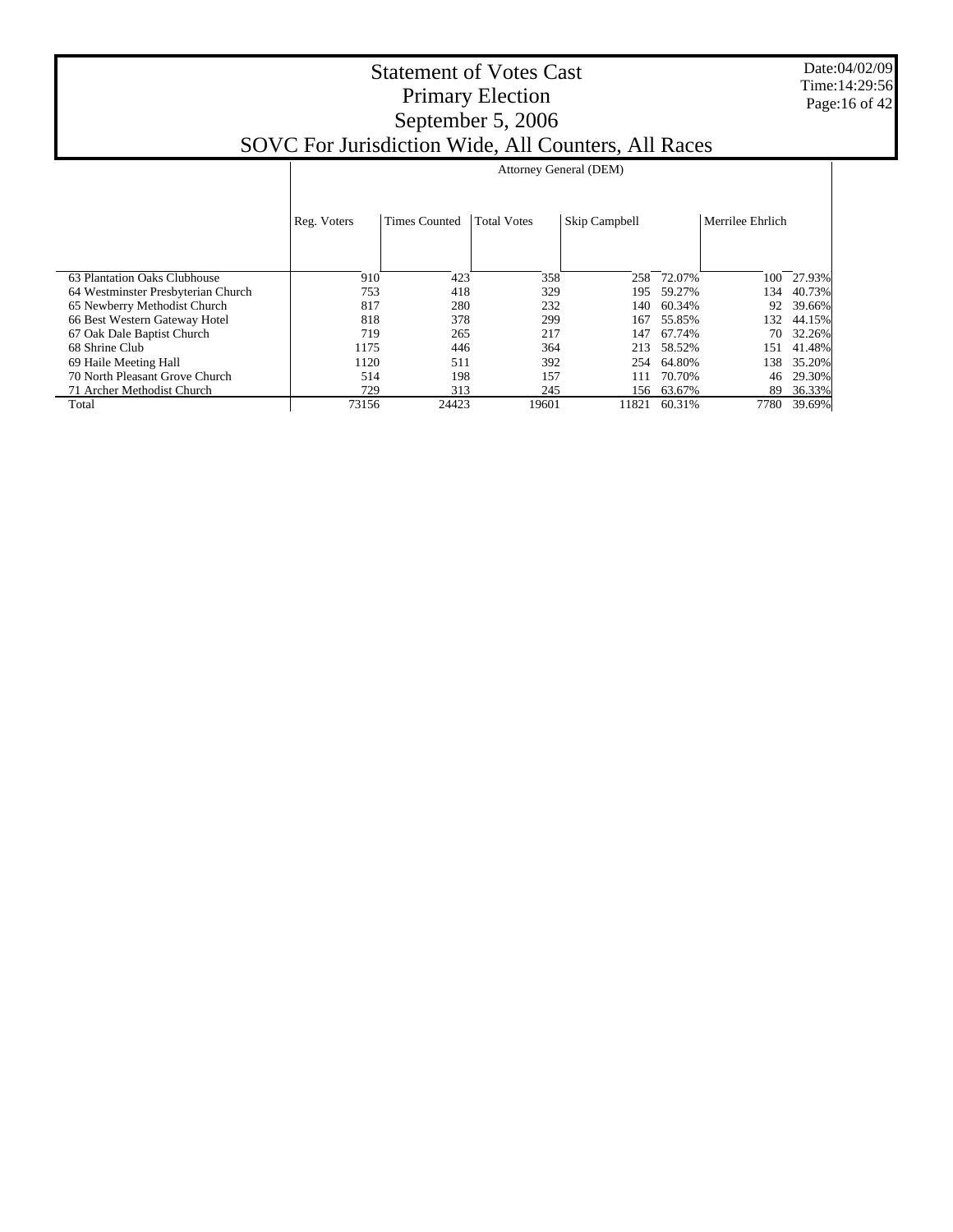# Statement of Votes Cast
## Primary Election
## September 5, 2006
## SOVC For Jurisdiction Wide, All Counters, All Races

Date:04/02/09
Time:14:29:56

| | Attorney General (DEM) | | | | | | |
|---|---|---|---|---|---|---|---|
| | Reg. Voters | Times Counted | Total Votes | Skip Campbell | | Merrilee Ehrlich | |
| 63 Plantation Oaks Clubhouse | 910 | 423 | 358 | 258 | 72.07% | 100 | 27.93% |
| 64 Westminster Presbyterian Church | 753 | 418 | 329 | 195 | 59.27% | 134 | 40.73% |
| 65 Newberry Methodist Church | 817 | 280 | 232 | 140 | 60.34% | 92 | 39.66% |
| 66 Best Western Gateway Hotel | 818 | 378 | 299 | 167 | 55.85% | 132 | 44.15% |
| 67 Oak Dale Baptist Church | 719 | 265 | 217 | 147 | 67.74% | 70 | 32.26% |
| 68 Shrine Club | 1175 | 446 | 364 | 213 | 58.52% | 151 | 41.48% |
| 69 Haile Meeting Hall | 1120 | 511 | 392 | 254 | 64.80% | 138 | 35.20% |
| 70 North Pleasant Grove Church | 514 | 198 | 157 | 111 | 70.70% | 46 | 29.30% |
| 71 Archer Methodist Church | 729 | 313 | 245 | 156 | 63.67% | 89 | 36.33% |
| Total | 73156 | 24423 | 19601 | 11821 | 60.31% | 7780 | 39.69% |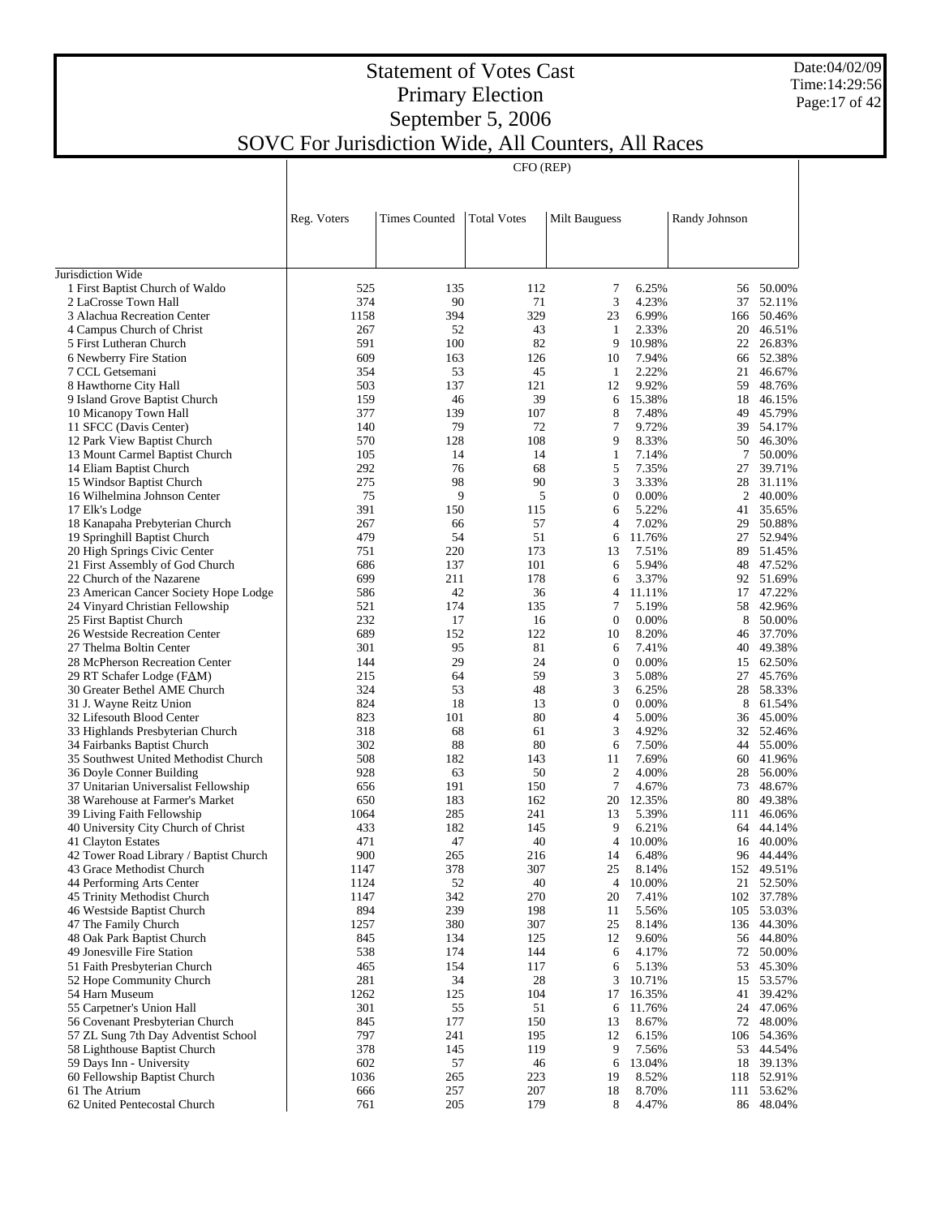# Statement of Votes Cast
# Primary Election
# September 5, 2006
# SOVC For Jurisdiction Wide, All Counters, All Races

Date:04/02/09
Time:14:29:56

| | CFO (REP) | | | | | | |
|---|---|---|---|---|---|---|---|
| | Reg. Voters | Times Counted | Total Votes | Milt Bauguess | | Randy Johnson | |
| Jurisdiction Wide | | | | | | | |
| 1 First Baptist Church of Waldo | 525 | 135 | 112 | 7 | 6.25% | 56 | 50.00% |
| 2 LaCrosse Town Hall | 374 | 90 | 71 | 3 | 4.23% | 37 | 52.11% |
| 3 Alachua Recreation Center | 1158 | 394 | 329 | 23 | 6.99% | 166 | 50.46% |
| 4 Campus Church of Christ | 267 | 52 | 43 | 1 | 2.33% | 20 | 46.51% |
| 5 First Lutheran Church | 591 | 100 | 82 | 9 | 10.98% | 22 | 26.83% |
| 6 Newberry Fire Station | 609 | 163 | 126 | 10 | 7.94% | 66 | 52.38% |
| 7 CCL Getsemani | 354 | 53 | 45 | 1 | 2.22% | 21 | 46.67% |
| 8 Hawthorne City Hall | 503 | 137 | 121 | 12 | 9.92% | 59 | 48.76% |
| 9 Island Grove Baptist Church | 159 | 46 | 39 | 6 | 15.38% | 18 | 46.15% |
| 10 Micanopy Town Hall | 377 | 139 | 107 | 8 | 7.48% | 49 | 45.79% |
| 11 SFCC (Davis Center) | 140 | 79 | 72 | 7 | 9.72% | 39 | 54.17% |
| 12 Park View Baptist Church | 570 | 128 | 108 | 9 | 8.33% | 50 | 46.30% |
| 13 Mount Carmel Baptist Church | 105 | 14 | 14 | 1 | 7.14% | 7 | 50.00% |
| 14 Eliam Baptist Church | 292 | 76 | 68 | 5 | 7.35% | 27 | 39.71% |
| 15 Windsor Baptist Church | 275 | 98 | 90 | 3 | 3.33% | 28 | 31.11% |
| 16 Wilhelmina Johnson Center | 75 | 9 | 5 | 0 | 0.00% | 2 | 40.00% |
| 17 Elk's Lodge | 391 | 150 | 115 | 6 | 5.22% | 41 | 35.65% |
| 18 Kanapaha Prebyterian Church | 267 | 66 | 57 | 4 | 7.02% | 29 | 50.88% |
| 19 Springhill Baptist Church | 479 | 54 | 51 | 6 | 11.76% | 27 | 52.94% |
| 20 High Springs Civic Center | 751 | 220 | 173 | 13 | 7.51% | 89 | 51.45% |
| 21 First Assembly of God Church | 686 | 137 | 101 | 6 | 5.94% | 48 | 47.52% |
| 22 Church of the Nazarene | 699 | 211 | 178 | 6 | 3.37% | 92 | 51.69% |
| 23 American Cancer Society Hope Lodge | 586 | 42 | 36 | 4 | 11.11% | 17 | 47.22% |
| 24 Vinyard Christian Fellowship | 521 | 174 | 135 | 7 | 5.19% | 58 | 42.96% |
| 25 First Baptist Church | 232 | 17 | 16 | 0 | 0.00% | 8 | 50.00% |
| 26 Westside Recreation Center | 689 | 152 | 122 | 10 | 8.20% | 46 | 37.70% |
| 27 Thelma Boltin Center | 301 | 95 | 81 | 6 | 7.41% | 40 | 49.38% |
| 28 McPherson Recreation Center | 144 | 29 | 24 | 0 | 0.00% | 15 | 62.50% |
| 29 RT Schafer Lodge (FAM) | 215 | 64 | 59 | 3 | 5.08% | 27 | 45.76% |
| 30 Greater Bethel AME Church | 324 | 53 | 48 | 3 | 6.25% | 28 | 58.33% |
| 31 J. Wayne Reitz Union | 824 | 18 | 13 | 0 | 0.00% | 8 | 61.54% |
| 32 Lifesouth Blood Center | 823 | 101 | 80 | 4 | 5.00% | 36 | 45.00% |
| 33 Highlands Presbyterian Church | 318 | 68 | 61 | 3 | 4.92% | 32 | 52.46% |
| 34 Fairbanks Baptist Church | 302 | 88 | 80 | 6 | 7.50% | 44 | 55.00% |
| 35 Southwest United Methodist Church | 508 | 182 | 143 | 11 | 7.69% | 60 | 41.96% |
| 36 Doyle Conner Building | 928 | 63 | 50 | 2 | 4.00% | 28 | 56.00% |
| 37 Unitarian Universalist Fellowship | 656 | 191 | 150 | 7 | 4.67% | 73 | 48.67% |
| 38 Warehouse at Farmer's Market | 650 | 183 | 162 | 20 | 12.35% | 80 | 49.38% |
| 39 Living Faith Fellowship | 1064 | 285 | 241 | 13 | 5.39% | 111 | 46.06% |
| 40 University City Church of Christ | 433 | 182 | 145 | 9 | 6.21% | 64 | 44.14% |
| 41 Clayton Estates | 471 | 47 | 40 | 4 | 10.00% | 16 | 40.00% |
| 42 Tower Road Library / Baptist Church | 900 | 265 | 216 | 14 | 6.48% | 96 | 44.44% |
| 43 Grace Methodist Church | 1147 | 378 | 307 | 25 | 8.14% | 152 | 49.51% |
| 44 Performing Arts Center | 1124 | 52 | 40 | 4 | 10.00% | 21 | 52.50% |
| 45 Trinity Methodist Church | 1147 | 342 | 270 | 20 | 7.41% | 102 | 37.78% |
| 46 Westside Baptist Church | 894 | 239 | 198 | 11 | 5.56% | 105 | 53.03% |
| 47 The Family Church | 1257 | 380 | 307 | 25 | 8.14% | 136 | 44.30% |
| 48 Oak Park Baptist Church | 845 | 134 | 125 | 12 | 9.60% | 56 | 44.80% |
| 49 Jonesville Fire Station | 538 | 174 | 144 | 6 | 4.17% | 72 | 50.00% |
| 51 Faith Presbyterian Church | 465 | 154 | 117 | 6 | 5.13% | 53 | 45.30% |
| 52 Hope Community Church | 281 | 34 | 28 | 3 | 10.71% | 15 | 53.57% |
| 54 Harn Museum | 1262 | 125 | 104 | 17 | 16.35% | 41 | 39.42% |
| 55 Carpetner's Union Hall | 301 | 55 | 51 | 6 | 11.76% | 24 | 47.06% |
| 56 Covenant Presbyterian Church | 845 | 177 | 150 | 13 | 8.67% | 72 | 48.00% |
| 57 ZL Sung 7th Day Adventist School | 797 | 241 | 195 | 12 | 6.15% | 106 | 54.36% |
| 58 Lighthouse Baptist Church | 378 | 145 | 119 | 9 | 7.56% | 53 | 44.54% |
| 59 Days Inn - University | 602 | 57 | 46 | 6 | 13.04% | 18 | 39.13% |
| 60 Fellowship Baptist Church | 1036 | 265 | 223 | 19 | 8.52% | 118 | 52.91% |
| 61 The Atrium | 666 | 257 | 207 | 18 | 8.70% | 111 | 53.62% |
| 62 United Pentecostal Church | 761 | 205 | 179 | 8 | 4.47% | 86 | 48.04% |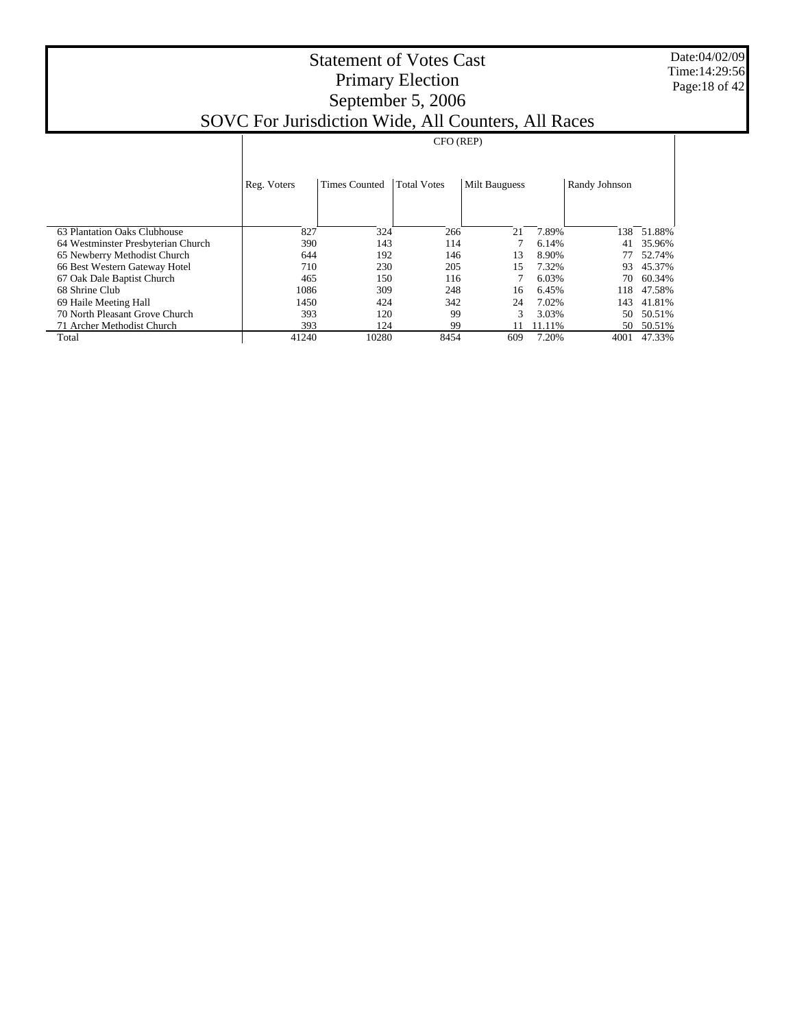# Statement of Votes Cast
## Primary Election
## September 5, 2006
## SOVC For Jurisdiction Wide, All Counters, All Races

Date:04/02/09
Time:14:29:56

| | CFO (REP) | | | | | | |
|---|---|---|---|---|---|---|---|
| | Reg. Voters | Times Counted | Total Votes | Milt Bauguess | | Randy Johnson | |
| 63 Plantation Oaks Clubhouse | 827 | 324 | 266 | 21 | 7.89% | 138 | 51.88% |
| 64 Westminster Presbyterian Church | 390 | 143 | 114 | 7 | 6.14% | 41 | 35.96% |
| 65 Newberry Methodist Church | 644 | 192 | 146 | 13 | 8.90% | 77 | 52.74% |
| 66 Best Western Gateway Hotel | 710 | 230 | 205 | 15 | 7.32% | 93 | 45.37% |
| 67 Oak Dale Baptist Church | 465 | 150 | 116 | 7 | 6.03% | 70 | 60.34% |
| 68 Shrine Club | 1086 | 309 | 248 | 16 | 6.45% | 118 | 47.58% |
| 69 Haile Meeting Hall | 1450 | 424 | 342 | 24 | 7.02% | 143 | 41.81% |
| 70 North Pleasant Grove Church | 393 | 120 | 99 | 3 | 3.03% | 50 | 50.51% |
| 71 Archer Methodist Church | 393 | 124 | 99 | 11 | 11.11% | 50 | 50.51% |
| Total | 41240 | 10280 | 8454 | 609 | 7.20% | 4001 | 47.33% |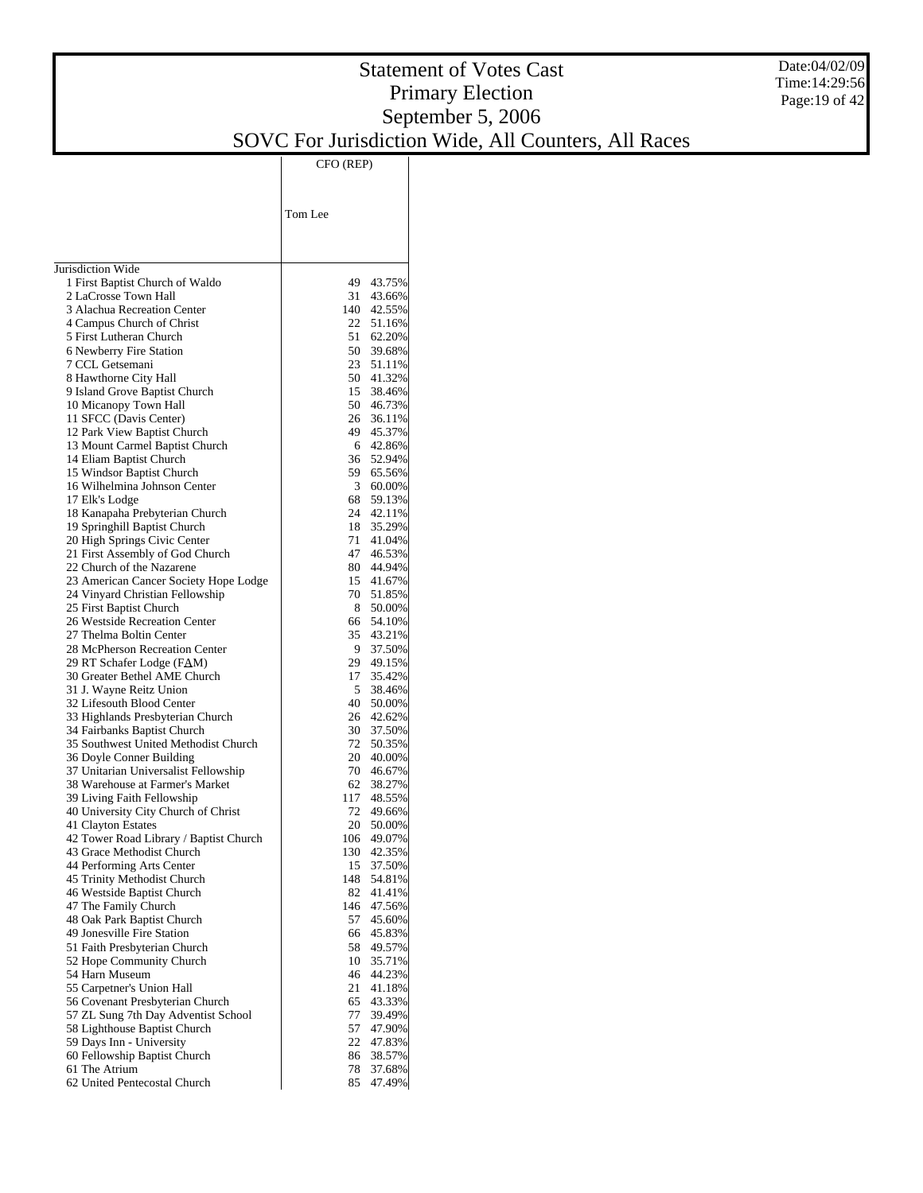# Statement of Votes Cast
## Primary Election
## September 5, 2006
## SOVC For Jurisdiction Wide, All Counters, All Races

Date:04/02/09
Time:14:29:56

| | CFO (REP) | |
|---|---|---|
| | Tom Lee | |
| Jurisdiction Wide | | |
| 1 First Baptist Church of Waldo | 49 | 43.75% |
| 2 LaCrosse Town Hall | 31 | 43.66% |
| 3 Alachua Recreation Center | 140 | 42.55% |
| 4 Campus Church of Christ | 22 | 51.16% |
| 5 First Lutheran Church | 51 | 62.20% |
| 6 Newberry Fire Station | 50 | 39.68% |
| 7 CCL Getsemani | 23 | 51.11% |
| 8 Hawthorne City Hall | 50 | 41.32% |
| 9 Island Grove Baptist Church | 15 | 38.46% |
| 10 Micanopy Town Hall | 50 | 46.73% |
| 11 SFCC (Davis Center) | 26 | 36.11% |
| 12 Park View Baptist Church | 49 | 45.37% |
| 13 Mount Carmel Baptist Church | 6 | 42.86% |
| 14 Eliam Baptist Church | 36 | 52.94% |
| 15 Windsor Baptist Church | 59 | 65.56% |
| 16 Wilhelmina Johnson Center | 3 | 60.00% |
| 17 Elk's Lodge | 68 | 59.13% |
| 18 Kanapaha Prebyterian Church | 24 | 42.11% |
| 19 Springhill Baptist Church | 18 | 35.29% |
| 20 High Springs Civic Center | 71 | 41.04% |
| 21 First Assembly of God Church | 47 | 46.53% |
| 22 Church of the Nazarene | 80 | 44.94% |
| 23 American Cancer Society Hope Lodge | 15 | 41.67% |
| 24 Vinyard Christian Fellowship | 70 | 51.85% |
| 25 First Baptist Church | 8 | 50.00% |
| 26 Westside Recreation Center | 66 | 54.10% |
| 27 Thelma Boltin Center | 35 | 43.21% |
| 28 McPherson Recreation Center | 9 | 37.50% |
| 29 RT Schafer Lodge (FAM) | 29 | 49.15% |
| 30 Greater Bethel AME Church | 17 | 35.42% |
| 31 J. Wayne Reitz Union | 5 | 38.46% |
| 32 Lifesouth Blood Center | 40 | 50.00% |
| 33 Highlands Presbyterian Church | 26 | 42.62% |
| 34 Fairbanks Baptist Church | 30 | 37.50% |
| 35 Southwest United Methodist Church | 72 | 50.35% |
| 36 Doyle Conner Building | 20 | 40.00% |
| 37 Unitarian Universalist Fellowship | 70 | 46.67% |
| 38 Warehouse at Farmer's Market | 62 | 38.27% |
| 39 Living Faith Fellowship | 117 | 48.55% |
| 40 University City Church of Christ | 72 | 49.66% |
| 41 Clayton Estates | 20 | 50.00% |
| 42 Tower Road Library / Baptist Church | 106 | 49.07% |
| 43 Grace Methodist Church | 130 | 42.35% |
| 44 Performing Arts Center | 15 | 37.50% |
| 45 Trinity Methodist Church | 148 | 54.81% |
| 46 Westside Baptist Church | 82 | 41.41% |
| 47 The Family Church | 146 | 47.56% |
| 48 Oak Park Baptist Church | 57 | 45.60% |
| 49 Jonesville Fire Station | 66 | 45.83% |
| 51 Faith Presbyterian Church | 58 | 49.57% |
| 52 Hope Community Church | 10 | 35.71% |
| 54 Harn Museum | 46 | 44.23% |
| 55 Carpetner's Union Hall | 21 | 41.18% |
| 56 Covenant Presbyterian Church | 65 | 43.33% |
| 57 ZL Sung 7th Day Adventist School | 77 | 39.49% |
| 58 Lighthouse Baptist Church | 57 | 47.90% |
| 59 Days Inn - University | 22 | 47.83% |
| 60 Fellowship Baptist Church | 86 | 38.57% |
| 61 The Atrium | 78 | 37.68% |
| 62 United Pentecostal Church | 85 | 47.49% |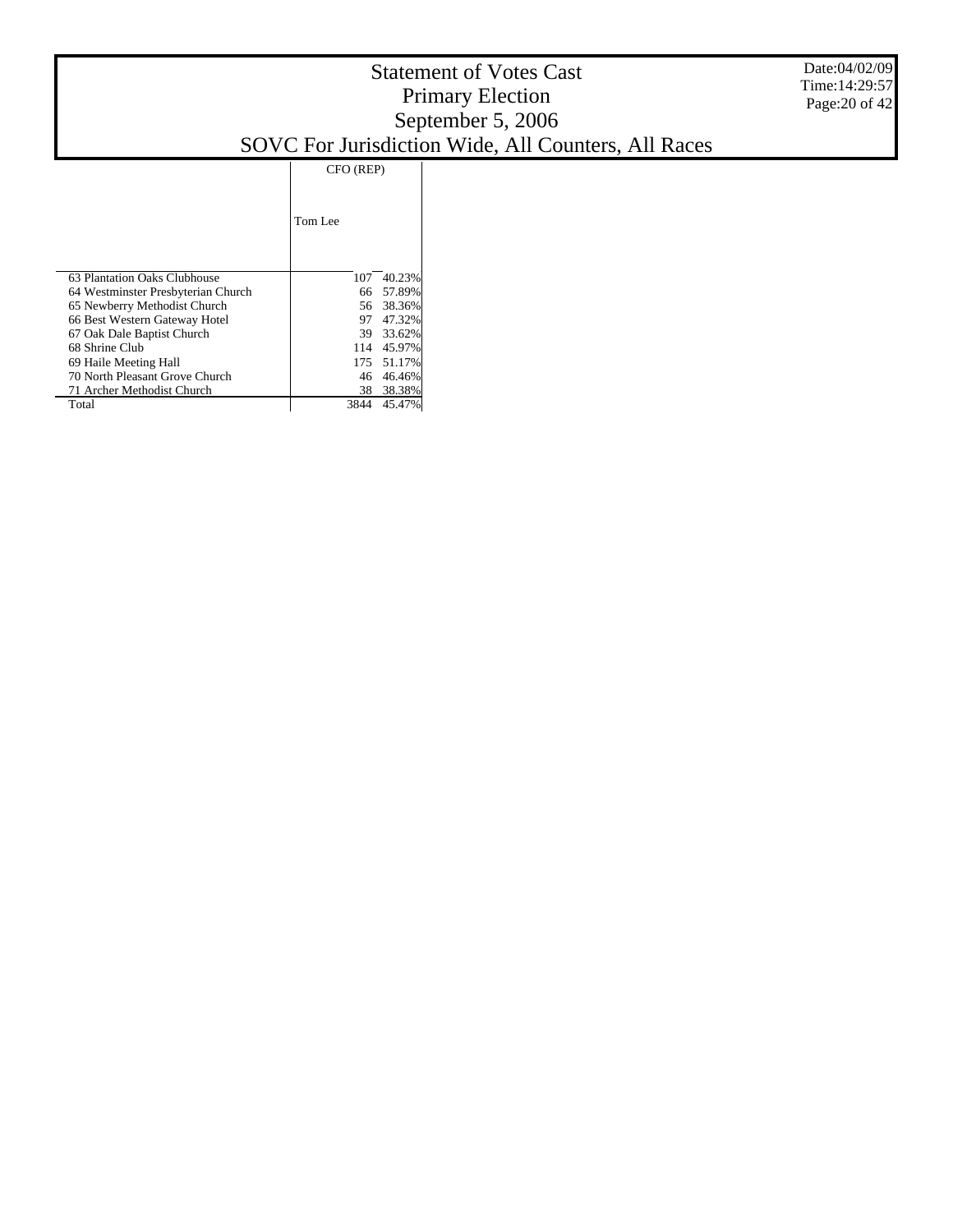# Statement of Votes Cast
## Primary Election
## September 5, 2006
## SOVC For Jurisdiction Wide, All Counters, All Races

Date:04/02/09
Time:14:29:57

| | CFO (REP) | |
|---|---|---|
| | Tom Lee | |
| 63 Plantation Oaks Clubhouse | 107 | 40.23% |
| 64 Westminster Presbyterian Church | 66 | 57.89% |
| 65 Newberry Methodist Church | 56 | 38.36% |
| 66 Best Western Gateway Hotel | 97 | 47.32% |
| 67 Oak Dale Baptist Church | 39 | 33.62% |
| 68 Shrine Club | 114 | 45.97% |
| 69 Haile Meeting Hall | 175 | 51.17% |
| 70 North Pleasant Grove Church | 46 | 46.46% |
| 71 Archer Methodist Church | 38 | 38.38% |
| Total | 3844 | 45.47% |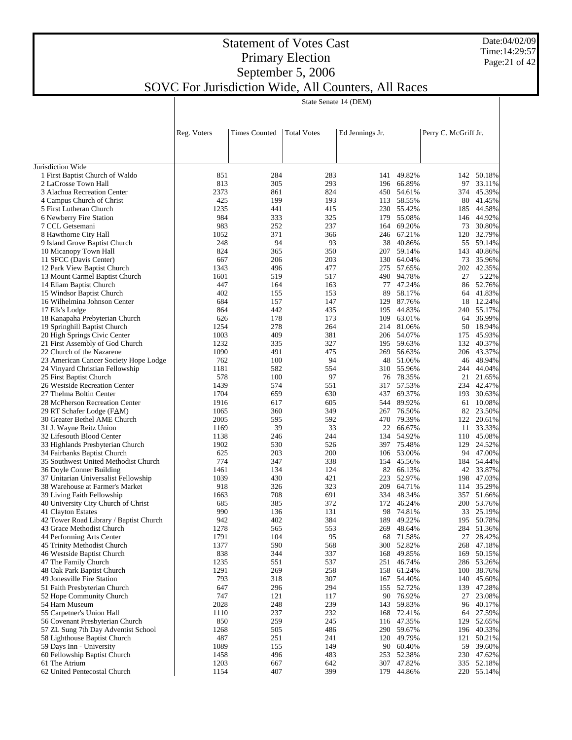# Statement of Votes Cast
## Primary Election
## September 5, 2006
## SOVC For Jurisdiction Wide, All Counters, All Races

| | State Senate 14 (DEM) | | | | | | |
|---|---|---|---|---|---|---|---|
| | Reg. Voters | Times Counted | Total Votes | Ed Jennings Jr. | | Perry C. McGriff Jr. | |
| Jurisdiction Wide | | | | | | | |
| 1 First Baptist Church of Waldo | 851 | 284 | 283 | 141 | 49.82% | 142 | 50.18% |
| 2 LaCrosse Town Hall | 813 | 305 | 293 | 196 | 66.89% | 97 | 33.11% |
| 3 Alachua Recreation Center | 2373 | 861 | 824 | 450 | 54.61% | 374 | 45.39% |
| 4 Campus Church of Christ | 425 | 199 | 193 | 113 | 58.55% | 80 | 41.45% |
| 5 First Lutheran Church | 1235 | 441 | 415 | 230 | 55.42% | 185 | 44.58% |
| 6 Newberry Fire Station | 984 | 333 | 325 | 179 | 55.08% | 146 | 44.92% |
| 7 CCL Getsemani | 983 | 252 | 237 | 164 | 69.20% | 73 | 30.80% |
| 8 Hawthorne City Hall | 1052 | 371 | 366 | 246 | 67.21% | 120 | 32.79% |
| 9 Island Grove Baptist Church | 248 | 94 | 93 | 38 | 40.86% | 55 | 59.14% |
| 10 Micanopy Town Hall | 824 | 365 | 350 | 207 | 59.14% | 143 | 40.86% |
| 11 SFCC (Davis Center) | 667 | 206 | 203 | 130 | 64.04% | 73 | 35.96% |
| 12 Park View Baptist Church | 1343 | 496 | 477 | 275 | 57.65% | 202 | 42.35% |
| 13 Mount Carmel Baptist Church | 1601 | 519 | 517 | 490 | 94.78% | 27 | 5.22% |
| 14 Eliam Baptist Church | 447 | 164 | 163 | 77 | 47.24% | 86 | 52.76% |
| 15 Windsor Baptist Church | 402 | 155 | 153 | 89 | 58.17% | 64 | 41.83% |
| 16 Wilhelmina Johnson Center | 684 | 157 | 147 | 129 | 87.76% | 18 | 12.24% |
| 17 Elk's Lodge | 864 | 442 | 435 | 195 | 44.83% | 240 | 55.17% |
| 18 Kanapaha Prebyterian Church | 626 | 178 | 173 | 109 | 63.01% | 64 | 36.99% |
| 19 Springhill Baptist Church | 1254 | 278 | 264 | 214 | 81.06% | 50 | 18.94% |
| 20 High Springs Civic Center | 1003 | 409 | 381 | 206 | 54.07% | 175 | 45.93% |
| 21 First Assembly of God Church | 1232 | 335 | 327 | 195 | 59.63% | 132 | 40.37% |
| 22 Church of the Nazarene | 1090 | 491 | 475 | 269 | 56.63% | 206 | 43.37% |
| 23 American Cancer Society Hope Lodge | 762 | 100 | 94 | 48 | 51.06% | 46 | 48.94% |
| 24 Vinyard Christian Fellowship | 1181 | 582 | 554 | 310 | 55.96% | 244 | 44.04% |
| 25 First Baptist Church | 578 | 100 | 97 | 76 | 78.35% | 21 | 21.65% |
| 26 Westside Recreation Center | 1439 | 574 | 551 | 317 | 57.53% | 234 | 42.47% |
| 27 Thelma Boltin Center | 1704 | 659 | 630 | 437 | 69.37% | 193 | 30.63% |
| 28 McPherson Recreation Center | 1916 | 617 | 605 | 544 | 89.92% | 61 | 10.08% |
| 29 RT Schafer Lodge (FAM) | 1065 | 360 | 349 | 267 | 76.50% | 82 | 23.50% |
| 30 Greater Bethel AME Church | 2005 | 595 | 592 | 470 | 79.39% | 122 | 20.61% |
| 31 J. Wayne Reitz Union | 1169 | 39 | 33 | 22 | 66.67% | 11 | 33.33% |
| 32 Lifesouth Blood Center | 1138 | 246 | 244 | 134 | 54.92% | 110 | 45.08% |
| 33 Highlands Presbyterian Church | 1902 | 530 | 526 | 397 | 75.48% | 129 | 24.52% |
| 34 Fairbanks Baptist Church | 625 | 203 | 200 | 106 | 53.00% | 94 | 47.00% |
| 35 Southwest United Methodist Church | 774 | 347 | 338 | 154 | 45.56% | 184 | 54.44% |
| 36 Doyle Conner Building | 1461 | 134 | 124 | 82 | 66.13% | 42 | 33.87% |
| 37 Unitarian Universalist Fellowship | 1039 | 430 | 421 | 223 | 52.97% | 198 | 47.03% |
| 38 Warehouse at Farmer's Market | 918 | 326 | 323 | 209 | 64.71% | 114 | 35.29% |
| 39 Living Faith Fellowship | 1663 | 708 | 691 | 334 | 48.34% | 357 | 51.66% |
| 40 University City Church of Christ | 685 | 385 | 372 | 172 | 46.24% | 200 | 53.76% |
| 41 Clayton Estates | 990 | 136 | 131 | 98 | 74.81% | 33 | 25.19% |
| 42 Tower Road Library / Baptist Church | 942 | 402 | 384 | 189 | 49.22% | 195 | 50.78% |
| 43 Grace Methodist Church | 1278 | 565 | 553 | 269 | 48.64% | 284 | 51.36% |
| 44 Performing Arts Center | 1791 | 104 | 95 | 68 | 71.58% | 27 | 28.42% |
| 45 Trinity Methodist Church | 1377 | 590 | 568 | 300 | 52.82% | 268 | 47.18% |
| 46 Westside Baptist Church | 838 | 344 | 337 | 168 | 49.85% | 169 | 50.15% |
| 47 The Family Church | 1235 | 551 | 537 | 251 | 46.74% | 286 | 53.26% |
| 48 Oak Park Baptist Church | 1291 | 269 | 258 | 158 | 61.24% | 100 | 38.76% |
| 49 Jonesville Fire Station | 793 | 318 | 307 | 167 | 54.40% | 140 | 45.60% |
| 51 Faith Presbyterian Church | 647 | 296 | 294 | 155 | 52.72% | 139 | 47.28% |
| 52 Hope Community Church | 747 | 121 | 117 | 90 | 76.92% | 27 | 23.08% |
| 54 Harn Museum | 2028 | 248 | 239 | 143 | 59.83% | 96 | 40.17% |
| 55 Carpetner's Union Hall | 1110 | 237 | 232 | 168 | 72.41% | 64 | 27.59% |
| 56 Covenant Presbyterian Church | 850 | 259 | 245 | 116 | 47.35% | 129 | 52.65% |
| 57 ZL Sung 7th Day Adventist School | 1268 | 505 | 486 | 290 | 59.67% | 196 | 40.33% |
| 58 Lighthouse Baptist Church | 487 | 251 | 241 | 120 | 49.79% | 121 | 50.21% |
| 59 Days Inn - University | 1089 | 155 | 149 | 90 | 60.40% | 59 | 39.60% |
| 60 Fellowship Baptist Church | 1458 | 496 | 483 | 253 | 52.38% | 230 | 47.62% |
| 61 The Atrium | 1203 | 667 | 642 | 307 | 47.82% | 335 | 52.18% |
| 62 United Pentecostal Church | 1154 | 407 | 399 | 179 | 44.86% | 220 | 55.14% |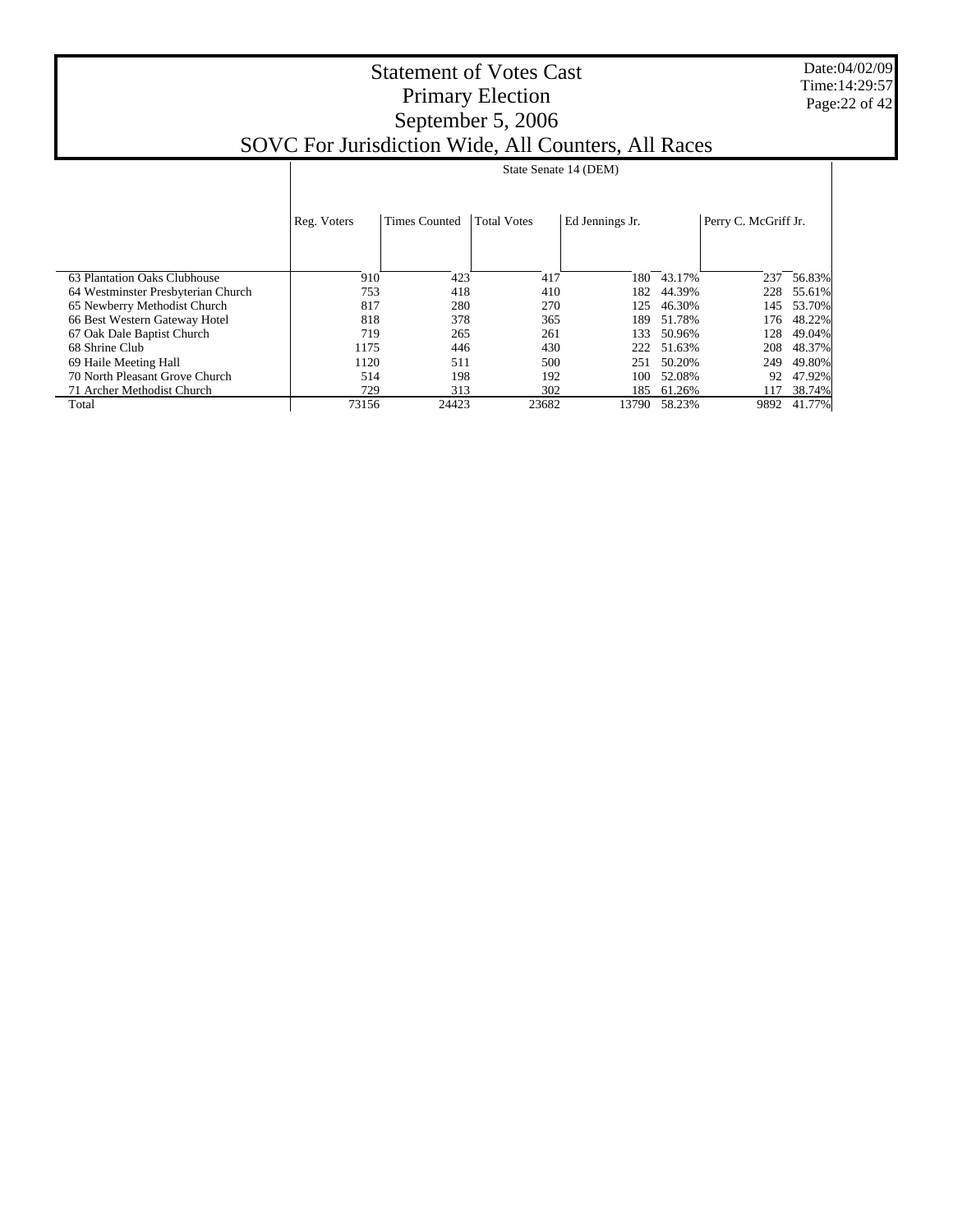# Statement of Votes Cast
## Primary Election
## September 5, 2006
## SOVC For Jurisdiction Wide, All Counters, All Races

Date:04/02/09
Time:14:29:57

| | State Senate 14 (DEM) | | | | | | |
|---|---|---|---|---|---|---|---|
| | Reg. Voters | Times Counted | Total Votes | Ed Jennings Jr. | | Perry C. McGriff Jr. | |
| 63 Plantation Oaks Clubhouse | 910 | 423 | 417 | 180 | 43.17% | 237 | 56.83% |
| 64 Westminster Presbyterian Church | 753 | 418 | 410 | 182 | 44.39% | 228 | 55.61% |
| 65 Newberry Methodist Church | 817 | 280 | 270 | 125 | 46.30% | 145 | 53.70% |
| 66 Best Western Gateway Hotel | 818 | 378 | 365 | 189 | 51.78% | 176 | 48.22% |
| 67 Oak Dale Baptist Church | 719 | 265 | 261 | 133 | 50.96% | 128 | 49.04% |
| 68 Shrine Club | 1175 | 446 | 430 | 222 | 51.63% | 208 | 48.37% |
| 69 Haile Meeting Hall | 1120 | 511 | 500 | 251 | 50.20% | 249 | 49.80% |
| 70 North Pleasant Grove Church | 514 | 198 | 192 | 100 | 52.08% | 92 | 47.92% |
| 71 Archer Methodist Church | 729 | 313 | 302 | 185 | 61.26% | 117 | 38.74% |
| Total | 73156 | 24423 | 23682 | 13790 | 58.23% | 9892 | 41.77% |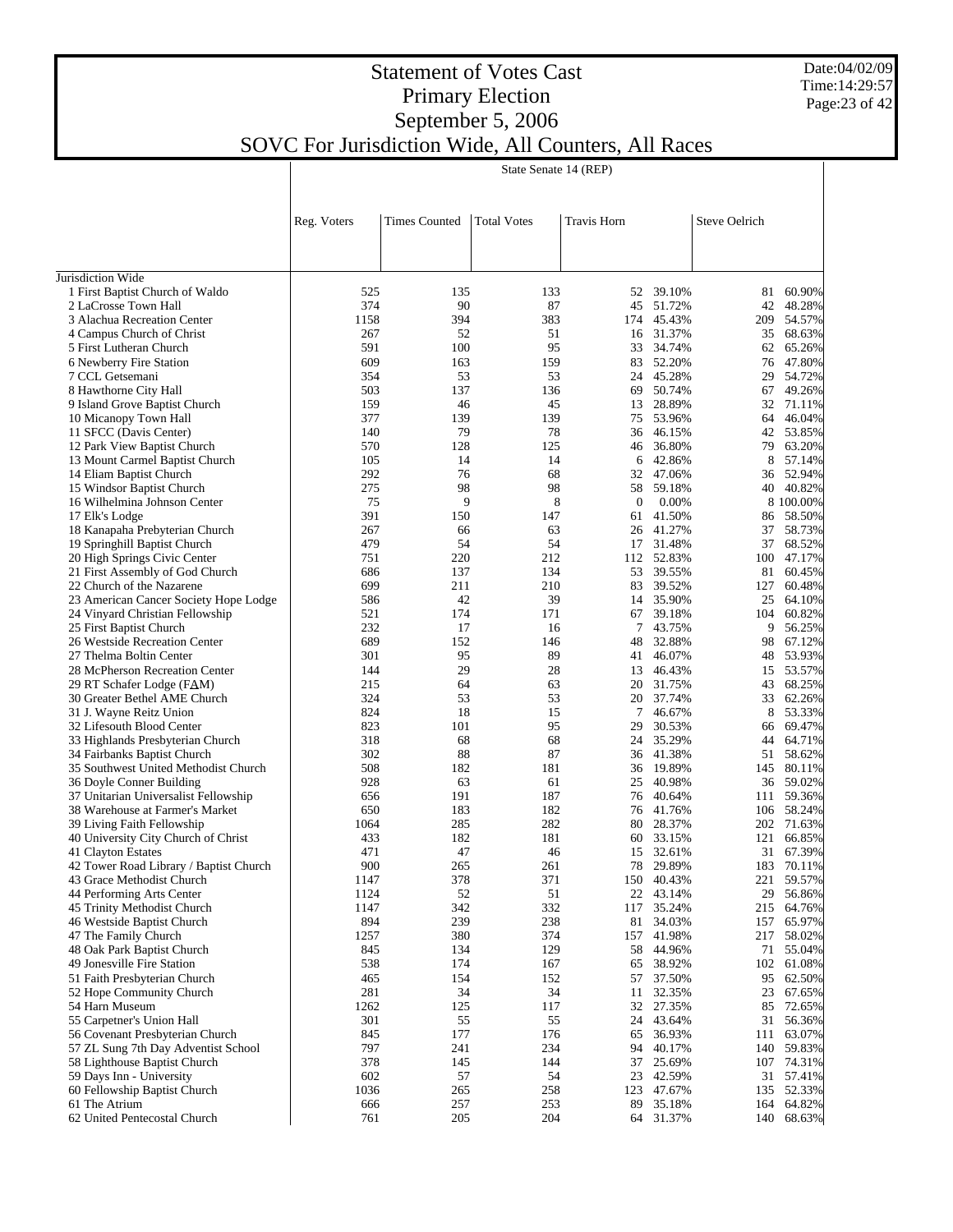# Statement of Votes Cast
# Primary Election
# September 5, 2006
# SOVC For Jurisdiction Wide, All Counters, All Races

Date:04/02/09
Time:14:29:57

| | Reg. Voters | Times Counted | Total Votes | Travis Horn | | Steve Oelrich | |
|---|---|---|---|---|---|---|---|
| | | | State Senate 14 (REP) | | | | |
| Jurisdiction Wide | | | | | | | |
| 1 First Baptist Church of Waldo | 525 | 135 | 133 | 52 | 39.10% | 81 | 60.90% |
| 2 LaCrosse Town Hall | 374 | 90 | 87 | 45 | 51.72% | 42 | 48.28% |
| 3 Alachua Recreation Center | 1158 | 394 | 383 | 174 | 45.43% | 209 | 54.57% |
| 4 Campus Church of Christ | 267 | 52 | 51 | 16 | 31.37% | 35 | 68.63% |
| 5 First Lutheran Church | 591 | 100 | 95 | 33 | 34.74% | 62 | 65.26% |
| 6 Newberry Fire Station | 609 | 163 | 159 | 83 | 52.20% | 76 | 47.80% |
| 7 CCL Getsemani | 354 | 53 | 53 | 24 | 45.28% | 29 | 54.72% |
| 8 Hawthorne City Hall | 503 | 137 | 136 | 69 | 50.74% | 67 | 49.26% |
| 9 Island Grove Baptist Church | 159 | 46 | 45 | 13 | 28.89% | 32 | 71.11% |
| 10 Micanopy Town Hall | 377 | 139 | 139 | 75 | 53.96% | 64 | 46.04% |
| 11 SFCC (Davis Center) | 140 | 79 | 78 | 36 | 46.15% | 42 | 53.85% |
| 12 Park View Baptist Church | 570 | 128 | 125 | 46 | 36.80% | 79 | 63.20% |
| 13 Mount Carmel Baptist Church | 105 | 14 | 14 | 6 | 42.86% | 8 | 57.14% |
| 14 Eliam Baptist Church | 292 | 76 | 68 | 32 | 47.06% | 36 | 52.94% |
| 15 Windsor Baptist Church | 275 | 98 | 98 | 58 | 59.18% | 40 | 40.82% |
| 16 Wilhelmina Johnson Center | 75 | 9 | 8 | 0 | 0.00% | 8 | 100.00% |
| 17 Elk's Lodge | 391 | 150 | 147 | 61 | 41.50% | 86 | 58.50% |
| 18 Kanapaha Prebyterian Church | 267 | 66 | 63 | 26 | 41.27% | 37 | 58.73% |
| 19 Springhill Baptist Church | 479 | 54 | 54 | 17 | 31.48% | 37 | 68.52% |
| 20 High Springs Civic Center | 751 | 220 | 212 | 112 | 52.83% | 100 | 47.17% |
| 21 First Assembly of God Church | 686 | 137 | 134 | 53 | 39.55% | 81 | 60.45% |
| 22 Church of the Nazarene | 699 | 211 | 210 | 83 | 39.52% | 127 | 60.48% |
| 23 American Cancer Society Hope Lodge | 586 | 42 | 39 | 14 | 35.90% | 25 | 64.10% |
| 24 Vinyard Christian Fellowship | 521 | 174 | 171 | 67 | 39.18% | 104 | 60.82% |
| 25 First Baptist Church | 232 | 17 | 16 | 7 | 43.75% | 9 | 56.25% |
| 26 Westside Recreation Center | 689 | 152 | 146 | 48 | 32.88% | 98 | 67.12% |
| 27 Thelma Boltin Center | 301 | 95 | 89 | 41 | 46.07% | 48 | 53.93% |
| 28 McPherson Recreation Center | 144 | 29 | 28 | 13 | 46.43% | 15 | 53.57% |
| 29 RT Schafer Lodge (FAM) | 215 | 64 | 63 | 20 | 31.75% | 43 | 68.25% |
| 30 Greater Bethel AME Church | 324 | 53 | 53 | 20 | 37.74% | 33 | 62.26% |
| 31 J. Wayne Reitz Union | 824 | 18 | 15 | 7 | 46.67% | 8 | 53.33% |
| 32 Lifesouth Blood Center | 823 | 101 | 95 | 29 | 30.53% | 66 | 69.47% |
| 33 Highlands Presbyterian Church | 318 | 68 | 68 | 24 | 35.29% | 44 | 64.71% |
| 34 Fairbanks Baptist Church | 302 | 88 | 87 | 36 | 41.38% | 51 | 58.62% |
| 35 Southwest United Methodist Church | 508 | 182 | 181 | 36 | 19.89% | 145 | 80.11% |
| 36 Doyle Conner Building | 928 | 63 | 61 | 25 | 40.98% | 36 | 59.02% |
| 37 Unitarian Universalist Fellowship | 656 | 191 | 187 | 76 | 40.64% | 111 | 59.36% |
| 38 Warehouse at Farmer's Market | 650 | 183 | 182 | 76 | 41.76% | 106 | 58.24% |
| 39 Living Faith Fellowship | 1064 | 285 | 282 | 80 | 28.37% | 202 | 71.63% |
| 40 University City Church of Christ | 433 | 182 | 181 | 60 | 33.15% | 121 | 66.85% |
| 41 Clayton Estates | 471 | 47 | 46 | 15 | 32.61% | 31 | 67.39% |
| 42 Tower Road Library / Baptist Church | 900 | 265 | 261 | 78 | 29.89% | 183 | 70.11% |
| 43 Grace Methodist Church | 1147 | 378 | 371 | 150 | 40.43% | 221 | 59.57% |
| 44 Performing Arts Center | 1124 | 52 | 51 | 22 | 43.14% | 29 | 56.86% |
| 45 Trinity Methodist Church | 1147 | 342 | 332 | 117 | 35.24% | 215 | 64.76% |
| 46 Westside Baptist Church | 894 | 239 | 238 | 81 | 34.03% | 157 | 65.97% |
| 47 The Family Church | 1257 | 380 | 374 | 157 | 41.98% | 217 | 58.02% |
| 48 Oak Park Baptist Church | 845 | 134 | 129 | 58 | 44.96% | 71 | 55.04% |
| 49 Jonesville Fire Station | 538 | 174 | 167 | 65 | 38.92% | 102 | 61.08% |
| 51 Faith Presbyterian Church | 465 | 154 | 152 | 57 | 37.50% | 95 | 62.50% |
| 52 Hope Community Church | 281 | 34 | 34 | 11 | 32.35% | 23 | 67.65% |
| 54 Harn Museum | 1262 | 125 | 117 | 32 | 27.35% | 85 | 72.65% |
| 55 Carpetner's Union Hall | 301 | 55 | 55 | 24 | 43.64% | 31 | 56.36% |
| 56 Covenant Presbyterian Church | 845 | 177 | 176 | 65 | 36.93% | 111 | 63.07% |
| 57 ZL Sung 7th Day Adventist School | 797 | 241 | 234 | 94 | 40.17% | 140 | 59.83% |
| 58 Lighthouse Baptist Church | 378 | 145 | 144 | 37 | 25.69% | 107 | 74.31% |
| 59 Days Inn - University | 602 | 57 | 54 | 23 | 42.59% | 31 | 57.41% |
| 60 Fellowship Baptist Church | 1036 | 265 | 258 | 123 | 47.67% | 135 | 52.33% |
| 61 The Atrium | 666 | 257 | 253 | 89 | 35.18% | 164 | 64.82% |
| 62 United Pentecostal Church | 761 | 205 | 204 | 64 | 31.37% | 140 | 68.63% |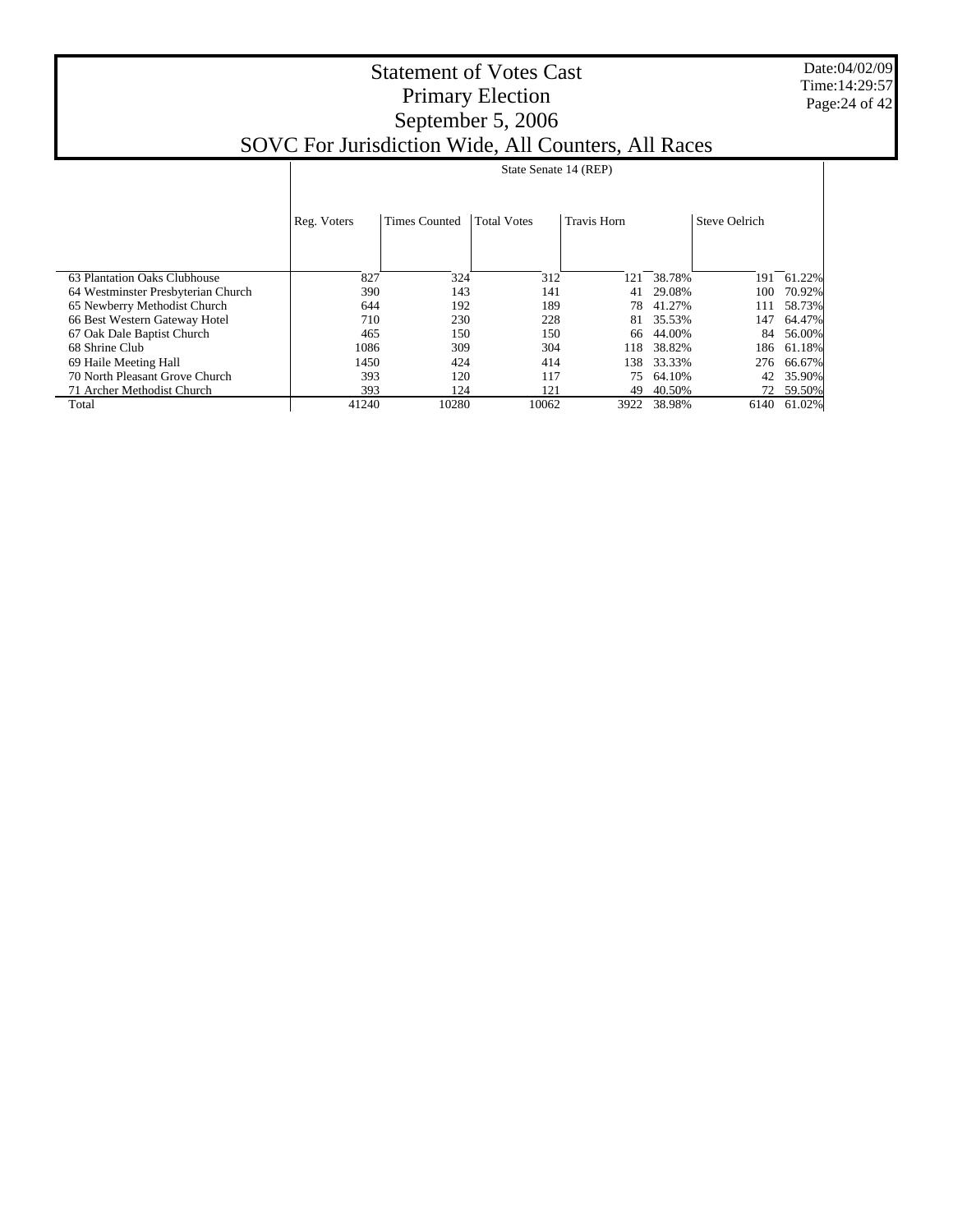# Statement of Votes Cast
## Primary Election
## September 5, 2006
## SOVC For Jurisdiction Wide, All Counters, All Races

| | State Senate 14 (REP) | | | | | | |
|---|---|---|---|---|---|---|---|
| | Reg. Voters | Times Counted | Total Votes | Travis Horn | | Steve Oelrich | |
| 63 Plantation Oaks Clubhouse | 827 | 324 | 312 | 121 | 38.78% | 191 | 61.22% |
| 64 Westminster Presbyterian Church | 390 | 143 | 141 | 41 | 29.08% | 100 | 70.92% |
| 65 Newberry Methodist Church | 644 | 192 | 189 | 78 | 41.27% | 111 | 58.73% |
| 66 Best Western Gateway Hotel | 710 | 230 | 228 | 81 | 35.53% | 147 | 64.47% |
| 67 Oak Dale Baptist Church | 465 | 150 | 150 | 66 | 44.00% | 84 | 56.00% |
| 68 Shrine Club | 1086 | 309 | 304 | 118 | 38.82% | 186 | 61.18% |
| 69 Haile Meeting Hall | 1450 | 424 | 414 | 138 | 33.33% | 276 | 66.67% |
| 70 North Pleasant Grove Church | 393 | 120 | 117 | 75 | 64.10% | 42 | 35.90% |
| 71 Archer Methodist Church | 393 | 124 | 121 | 49 | 40.50% | 72 | 59.50% |
| Total | 41240 | 10280 | 10062 | 3922 | 38.98% | 6140 | 61.02% |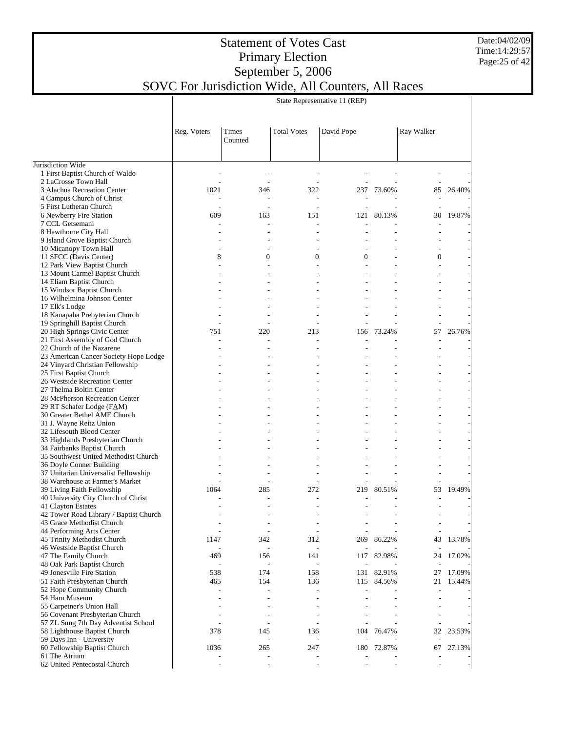# Statement of Votes Cast
## Primary Election
## September 5, 2006
## SOVC For Jurisdiction Wide, All Counters, All Races

Date:04/02/09
Time:14:29:57

| | State Representative 11 (REP) | | | | | | |
|---|---|---|---|---|---|---|---|
| | Reg. Voters | Times Counted | Total Votes | David Pope | | Ray Walker | |
| Jurisdiction Wide | | | | | | | |
| 1 First Baptist Church of Waldo | - | - | - | - | - | - | - |
| 2 LaCrosse Town Hall | - | - | - | - | - | - | - |
| 3 Alachua Recreation Center | 1021 | 346 | 322 | 237 | 73.60% | 85 | 26.40% |
| 4 Campus Church of Christ | - | - | - | - | - | - | - |
| 5 First Lutheran Church | - | - | - | - | - | - | - |
| 6 Newberry Fire Station | 609 | 163 | 151 | 121 | 80.13% | 30 | 19.87% |
| 7 CCL Getsemani | - | - | - | - | - | - | - |
| 8 Hawthorne City Hall | - | - | - | - | - | - | - |
| 9 Island Grove Baptist Church | - | - | - | - | - | - | - |
| 10 Micanopy Town Hall | - | - | - | - | - | - | - |
| 11 SFCC (Davis Center) | 8 | 0 | 0 | 0 | - | 0 | - |
| 12 Park View Baptist Church | - | - | - | - | - | - | - |
| 13 Mount Carmel Baptist Church | - | - | - | - | - | - | - |
| 14 Eliam Baptist Church | - | - | - | - | - | - | - |
| 15 Windsor Baptist Church | - | - | - | - | - | - | - |
| 16 Wilhelmina Johnson Center | - | - | - | - | - | - | - |
| 17 Elk's Lodge | - | - | - | - | - | - | - |
| 18 Kanapaha Prebyterian Church | - | - | - | - | - | - | - |
| 19 Springhill Baptist Church | - | - | - | - | - | - | - |
| 20 High Springs Civic Center | 751 | 220 | 213 | 156 | 73.24% | 57 | 26.76% |
| 21 First Assembly of God Church | - | - | - | - | - | - | - |
| 22 Church of the Nazarene | - | - | - | - | - | - | - |
| 23 American Cancer Society Hope Lodge | - | - | - | - | - | - | - |
| 24 Vinyard Christian Fellowship | - | - | - | - | - | - | - |
| 25 First Baptist Church | - | - | - | - | - | - | - |
| 26 Westside Recreation Center | - | - | - | - | - | - | - |
| 27 Thelma Boltin Center | - | - | - | - | - | - | - |
| 28 McPherson Recreation Center | - | - | - | - | - | - | - |
| 29 RT Schafer Lodge (FAM) | - | - | - | - | - | - | - |
| 30 Greater Bethel AME Church | - | - | - | - | - | - | - |
| 31 J. Wayne Reitz Union | - | - | - | - | - | - | - |
| 32 Lifesouth Blood Center | - | - | - | - | - | - | - |
| 33 Highlands Presbyterian Church | - | - | - | - | - | - | - |
| 34 Fairbanks Baptist Church | - | - | - | - | - | - | - |
| 35 Southwest United Methodist Church | - | - | - | - | - | - | - |
| 36 Doyle Conner Building | - | - | - | - | - | - | - |
| 37 Unitarian Universalist Fellowship | - | - | - | - | - | - | - |
| 38 Warehouse at Farmer's Market | - | - | - | - | - | - | - |
| 39 Living Faith Fellowship | 1064 | 285 | 272 | 219 | 80.51% | 53 | 19.49% |
| 40 University City Church of Christ | - | - | - | - | - | - | - |
| 41 Clayton Estates | - | - | - | - | - | - | - |
| 42 Tower Road Library / Baptist Church | - | - | - | - | - | - | - |
| 43 Grace Methodist Church | - | - | - | - | - | - | - |
| 44 Performing Arts Center | - | - | - | - | - | - | - |
| 45 Trinity Methodist Church | 1147 | 342 | 312 | 269 | 86.22% | 43 | 13.78% |
| 46 Westside Baptist Church | - | - | - | - | - | - | - |
| 47 The Family Church | 469 | 156 | 141 | 117 | 82.98% | 24 | 17.02% |
| 48 Oak Park Baptist Church | - | - | - | - | - | - | - |
| 49 Jonesville Fire Station | 538 | 174 | 158 | 131 | 82.91% | 27 | 17.09% |
| 51 Faith Presbyterian Church | 465 | 154 | 136 | 115 | 84.56% | 21 | 15.44% |
| 52 Hope Community Church | - | - | - | - | - | - | - |
| 54 Harn Museum | - | - | - | - | - | - | - |
| 55 Carpetner's Union Hall | - | - | - | - | - | - | - |
| 56 Covenant Presbyterian Church | - | - | - | - | - | - | - |
| 57 ZL Sung 7th Day Adventist School | - | - | - | - | - | - | - |
| 58 Lighthouse Baptist Church | 378 | 145 | 136 | 104 | 76.47% | 32 | 23.53% |
| 59 Days Inn - University | - | - | - | - | - | - | - |
| 60 Fellowship Baptist Church | 1036 | 265 | 247 | 180 | 72.87% | 67 | 27.13% |
| 61 The Atrium | - | - | - | - | - | - | - |
| 62 United Pentecostal Church | - | - | - | - | - | - | - |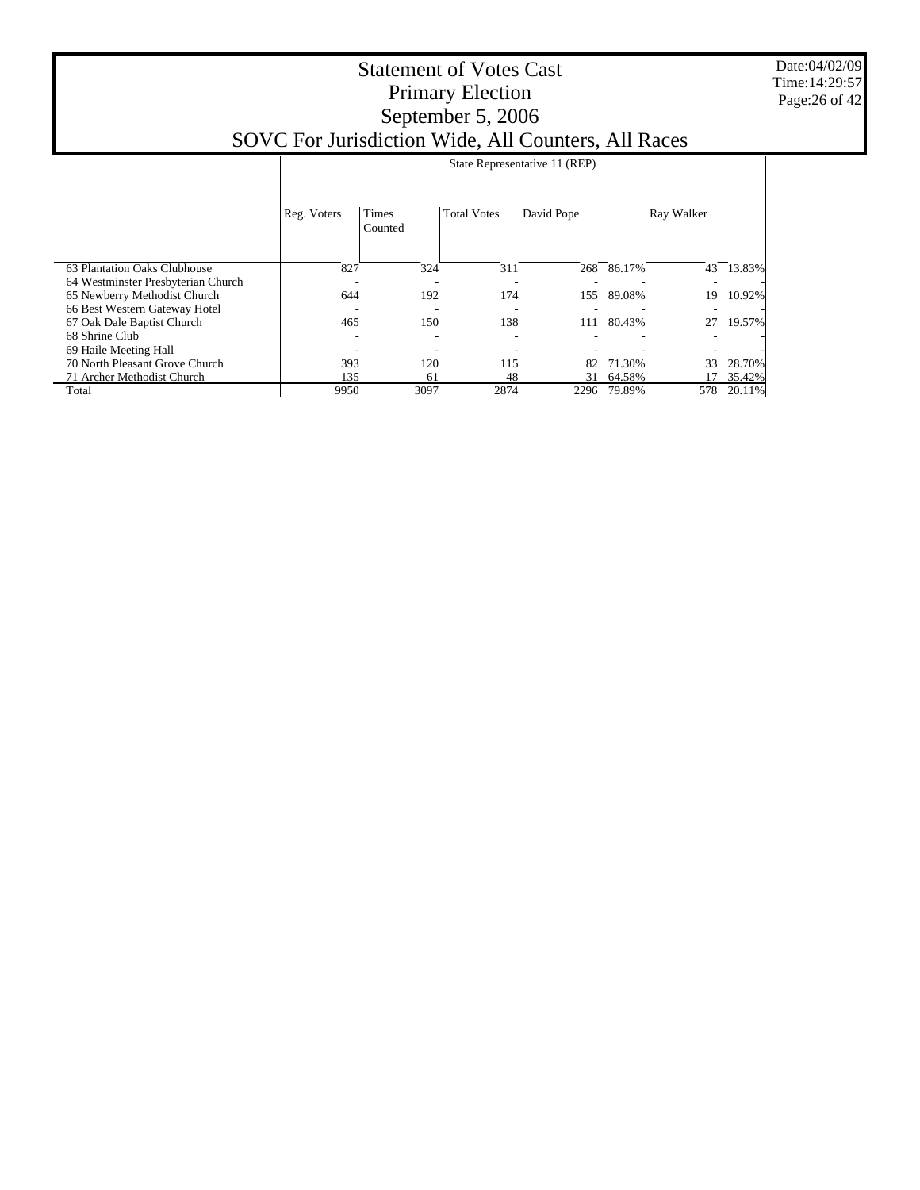# Statement of Votes Cast
## Primary Election
## September 5, 2006
## SOVC For Jurisdiction Wide, All Counters, All Races

| | State Representative 11 (REP) | | | | | | |
|---|---|---|---|---|---|---|---|
| | Reg. Voters | Times Counted | Total Votes | David Pope | | Ray Walker | |
| 63 Plantation Oaks Clubhouse | 827 | 324 | 311 | 268 | 86.17% | 43 | 13.83% |
| 64 Westminster Presbyterian Church | - | - | - | - | - | - | - |
| 65 Newberry Methodist Church | 644 | 192 | 174 | 155 | 89.08% | 19 | 10.92% |
| 66 Best Western Gateway Hotel | - | - | - | - | - | - | - |
| 67 Oak Dale Baptist Church | 465 | 150 | 138 | 111 | 80.43% | 27 | 19.57% |
| 68 Shrine Club | - | - | - | - | - | - | - |
| 69 Haile Meeting Hall | - | - | - | - | - | - | - |
| 70 North Pleasant Grove Church | 393 | 120 | 115 | 82 | 71.30% | 33 | 28.70% |
| 71 Archer Methodist Church | 135 | 61 | 48 | 31 | 64.58% | 17 | 35.42% |
| Total | 9950 | 3097 | 2874 | 2296 | 79.89% | 578 | 20.11% |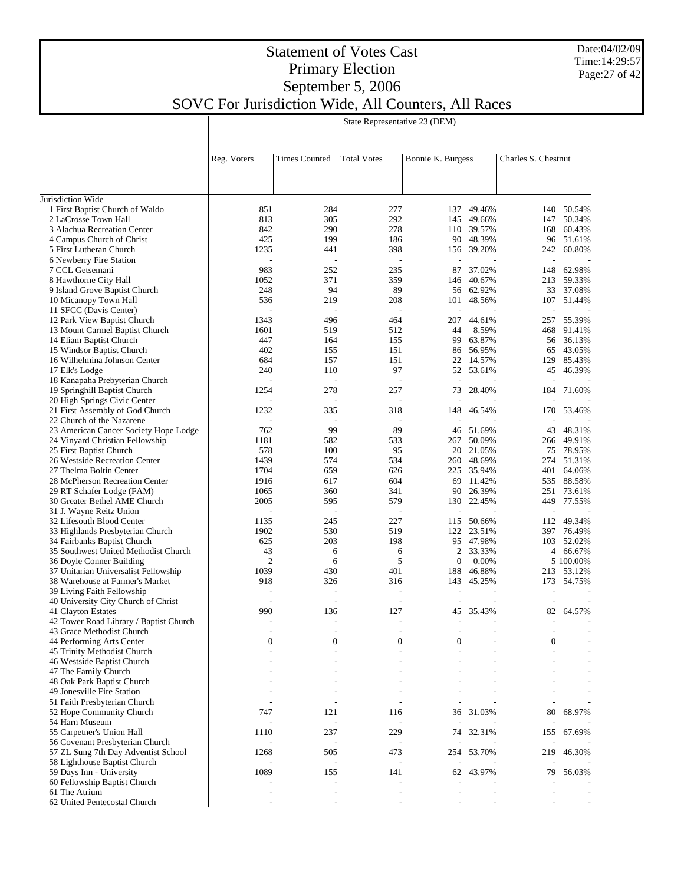# Statement of Votes Cast
# Primary Election
# September 5, 2006
# SOVC For Jurisdiction Wide, All Counters, All Races

Date:04/02/09
Time:14:29:57

| | State Representative 23 (DEM) | | | | | | |
|---|---|---|---|---|---|---|---|
| | Reg. Voters | Times Counted | Total Votes | Bonnie K. Burgess | | Charles S. Chestnut | |
| Jurisdiction Wide | | | | | | | |
| 1 First Baptist Church of Waldo | 851 | 284 | 277 | 137 | 49.46% | 140 | 50.54% |
| 2 LaCrosse Town Hall | 813 | 305 | 292 | 145 | 49.66% | 147 | 50.34% |
| 3 Alachua Recreation Center | 842 | 290 | 278 | 110 | 39.57% | 168 | 60.43% |
| 4 Campus Church of Christ | 425 | 199 | 186 | 90 | 48.39% | 96 | 51.61% |
| 5 First Lutheran Church | 1235 | 441 | 398 | 156 | 39.20% | 242 | 60.80% |
| 6 Newberry Fire Station | - | - | - | - | - | - | - |
| 7 CCL Getsemani | 983 | 252 | 235 | 87 | 37.02% | 148 | 62.98% |
| 8 Hawthorne City Hall | 1052 | 371 | 359 | 146 | 40.67% | 213 | 59.33% |
| 9 Island Grove Baptist Church | 248 | 94 | 89 | 56 | 62.92% | 33 | 37.08% |
| 10 Micanopy Town Hall | 536 | 219 | 208 | 101 | 48.56% | 107 | 51.44% |
| 11 SFCC (Davis Center) | - | - | - | - | - | - | - |
| 12 Park View Baptist Church | 1343 | 496 | 464 | 207 | 44.61% | 257 | 55.39% |
| 13 Mount Carmel Baptist Church | 1601 | 519 | 512 | 44 | 8.59% | 468 | 91.41% |
| 14 Eliam Baptist Church | 447 | 164 | 155 | 99 | 63.87% | 56 | 36.13% |
| 15 Windsor Baptist Church | 402 | 155 | 151 | 86 | 56.95% | 65 | 43.05% |
| 16 Wilhelmina Johnson Center | 684 | 157 | 151 | 22 | 14.57% | 129 | 85.43% |
| 17 Elk's Lodge | 240 | 110 | 97 | 52 | 53.61% | 45 | 46.39% |
| 18 Kanapaha Prebyterian Church | - | - | - | - | - | - | - |
| 19 Springhill Baptist Church | 1254 | 278 | 257 | 73 | 28.40% | 184 | 71.60% |
| 20 High Springs Civic Center | - | - | - | - | - | - | - |
| 21 First Assembly of God Church | 1232 | 335 | 318 | 148 | 46.54% | 170 | 53.46% |
| 22 Church of the Nazarene | - | - | - | - | - | - | - |
| 23 American Cancer Society Hope Lodge | 762 | 99 | 89 | 46 | 51.69% | 43 | 48.31% |
| 24 Vinyard Christian Fellowship | 1181 | 582 | 533 | 267 | 50.09% | 266 | 49.91% |
| 25 First Baptist Church | 578 | 100 | 95 | 20 | 21.05% | 75 | 78.95% |
| 26 Westside Recreation Center | 1439 | 574 | 534 | 260 | 48.69% | 274 | 51.31% |
| 27 Thelma Boltin Center | 1704 | 659 | 626 | 225 | 35.94% | 401 | 64.06% |
| 28 McPherson Recreation Center | 1916 | 617 | 604 | 69 | 11.42% | 535 | 88.58% |
| 29 RT Schafer Lodge (FAM) | 1065 | 360 | 341 | 90 | 26.39% | 251 | 73.61% |
| 30 Greater Bethel AME Church | 2005 | 595 | 579 | 130 | 22.45% | 449 | 77.55% |
| 31 J. Wayne Reitz Union | - | - | - | - | - | - | - |
| 32 Lifesouth Blood Center | 1135 | 245 | 227 | 115 | 50.66% | 112 | 49.34% |
| 33 Highlands Presbyterian Church | 1902 | 530 | 519 | 122 | 23.51% | 397 | 76.49% |
| 34 Fairbanks Baptist Church | 625 | 203 | 198 | 95 | 47.98% | 103 | 52.02% |
| 35 Southwest United Methodist Church | 43 | 6 | 6 | 2 | 33.33% | 4 | 66.67% |
| 36 Doyle Conner Building | 2 | 6 | 5 | 0 | 0.00% | 5 | 100.00% |
| 37 Unitarian Universalist Fellowship | 1039 | 430 | 401 | 188 | 46.88% | 213 | 53.12% |
| 38 Warehouse at Farmer's Market | 918 | 326 | 316 | 143 | 45.25% | 173 | 54.75% |
| 39 Living Faith Fellowship | - | - | - | - | - | - | - |
| 40 University City Church of Christ | - | - | - | - | - | - | - |
| 41 Clayton Estates | 990 | 136 | 127 | 45 | 35.43% | 82 | 64.57% |
| 42 Tower Road Library / Baptist Church | - | - | - | - | - | - | - |
| 43 Grace Methodist Church | - | - | - | - | - | - | - |
| 44 Performing Arts Center | 0 | 0 | 0 | 0 | - | 0 | - |
| 45 Trinity Methodist Church | - | - | - | - | - | - | - |
| 46 Westside Baptist Church | - | - | - | - | - | - | - |
| 47 The Family Church | - | - | - | - | - | - | - |
| 48 Oak Park Baptist Church | - | - | - | - | - | - | - |
| 49 Jonesville Fire Station | - | - | - | - | - | - | - |
| 51 Faith Presbyterian Church | - | - | - | - | - | - | - |
| 52 Hope Community Church | 747 | 121 | 116 | 36 | 31.03% | 80 | 68.97% |
| 54 Harn Museum | - | - | - | - | - | - | - |
| 55 Carpetner's Union Hall | 1110 | 237 | 229 | 74 | 32.31% | 155 | 67.69% |
| 56 Covenant Presbyterian Church | - | - | - | - | - | - | - |
| 57 ZL Sung 7th Day Adventist School | 1268 | 505 | 473 | 254 | 53.70% | 219 | 46.30% |
| 58 Lighthouse Baptist Church | - | - | - | - | - | - | - |
| 59 Days Inn - University | 1089 | 155 | 141 | 62 | 43.97% | 79 | 56.03% |
| 60 Fellowship Baptist Church | - | - | - | - | - | - | - |
| 61 The Atrium | - | - | - | - | - | - | - |
| 62 United Pentecostal Church | - | - | - | - | - | - | - |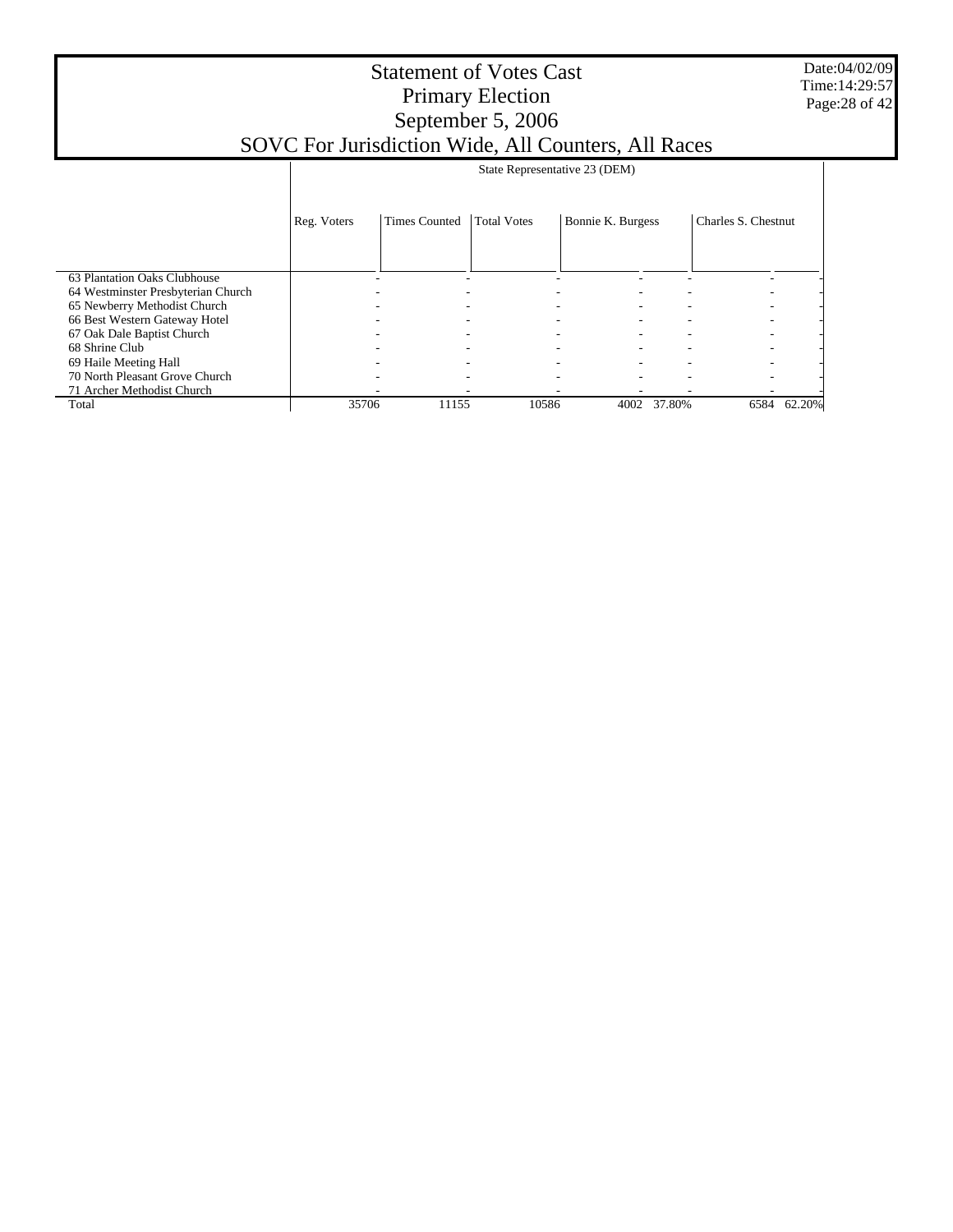# Statement of Votes Cast
## Primary Election
## September 5, 2006
## SOVC For Jurisdiction Wide, All Counters, All Races

| | State Representative 23 (DEM) | | | | | | |
|---|---|---|---|---|---|---|---|
| | Reg. Voters | Times Counted | Total Votes | Bonnie K. Burgess | | Charles S. Chestnut | |
| 63 Plantation Oaks Clubhouse | - | - | - | - | - | - | - |
| 64 Westminster Presbyterian Church | - | - | - | - | - | - | - |
| 65 Newberry Methodist Church | - | - | - | - | - | - | - |
| 66 Best Western Gateway Hotel | - | - | - | - | - | - | - |
| 67 Oak Dale Baptist Church | - | - | - | - | - | - | - |
| 68 Shrine Club | - | - | - | - | - | - | - |
| 69 Haile Meeting Hall | - | - | - | - | - | - | - |
| 70 North Pleasant Grove Church | - | - | - | - | - | - | - |
| 71 Archer Methodist Church | - | - | - | - | - | - | - |
| Total | 35706 | 11155 | 10586 | 4002 | 37.80% | 6584 | 62.20% |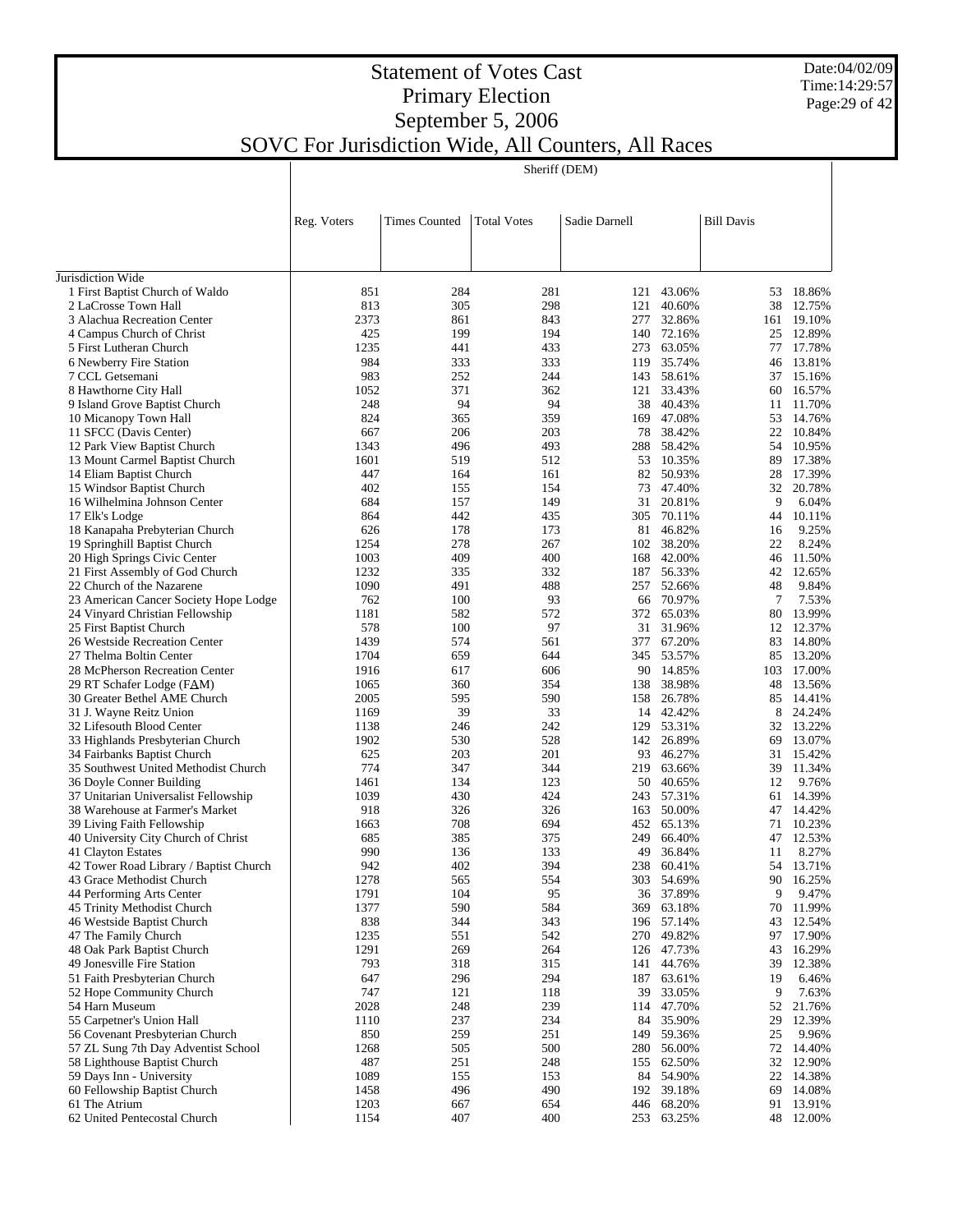# Statement of Votes Cast
## Primary Election
## September 5, 2006
## SOVC For Jurisdiction Wide, All Counters, All Races

| | Reg. Voters | Times Counted | Total Votes | Sheriff (DEM) Sadie Darnell | | Bill Davis | |
|---|---|---|---|---|---|---|---|
| Jurisdiction Wide | | | | | | | |
| 1 First Baptist Church of Waldo | 851 | 284 | 281 | 121 | 43.06% | 53 | 18.86% |
| 2 LaCrosse Town Hall | 813 | 305 | 298 | 121 | 40.60% | 38 | 12.75% |
| 3 Alachua Recreation Center | 2373 | 861 | 843 | 277 | 32.86% | 161 | 19.10% |
| 4 Campus Church of Christ | 425 | 199 | 194 | 140 | 72.16% | 25 | 12.89% |
| 5 First Lutheran Church | 1235 | 441 | 433 | 273 | 63.05% | 77 | 17.78% |
| 6 Newberry Fire Station | 984 | 333 | 333 | 119 | 35.74% | 46 | 13.81% |
| 7 CCL Getsemani | 983 | 252 | 244 | 143 | 58.61% | 37 | 15.16% |
| 8 Hawthorne City Hall | 1052 | 371 | 362 | 121 | 33.43% | 60 | 16.57% |
| 9 Island Grove Baptist Church | 248 | 94 | 94 | 38 | 40.43% | 11 | 11.70% |
| 10 Micanopy Town Hall | 824 | 365 | 359 | 169 | 47.08% | 53 | 14.76% |
| 11 SFCC (Davis Center) | 667 | 206 | 203 | 78 | 38.42% | 22 | 10.84% |
| 12 Park View Baptist Church | 1343 | 496 | 493 | 288 | 58.42% | 54 | 10.95% |
| 13 Mount Carmel Baptist Church | 1601 | 519 | 512 | 53 | 10.35% | 89 | 17.38% |
| 14 Eliam Baptist Church | 447 | 164 | 161 | 82 | 50.93% | 28 | 17.39% |
| 15 Windsor Baptist Church | 402 | 155 | 154 | 73 | 47.40% | 32 | 20.78% |
| 16 Wilhelmina Johnson Center | 684 | 157 | 149 | 31 | 20.81% | 9 | 6.04% |
| 17 Elk's Lodge | 864 | 442 | 435 | 305 | 70.11% | 44 | 10.11% |
| 18 Kanapaha Prebyterian Church | 626 | 178 | 173 | 81 | 46.82% | 16 | 9.25% |
| 19 Springhill Baptist Church | 1254 | 278 | 267 | 102 | 38.20% | 22 | 8.24% |
| 20 High Springs Civic Center | 1003 | 409 | 400 | 168 | 42.00% | 46 | 11.50% |
| 21 First Assembly of God Church | 1232 | 335 | 332 | 187 | 56.33% | 42 | 12.65% |
| 22 Church of the Nazarene | 1090 | 491 | 488 | 257 | 52.66% | 48 | 9.84% |
| 23 American Cancer Society Hope Lodge | 762 | 100 | 93 | 66 | 70.97% | 7 | 7.53% |
| 24 Vinyard Christian Fellowship | 1181 | 582 | 572 | 372 | 65.03% | 80 | 13.99% |
| 25 First Baptist Church | 578 | 100 | 97 | 31 | 31.96% | 12 | 12.37% |
| 26 Westside Recreation Center | 1439 | 574 | 561 | 377 | 67.20% | 83 | 14.80% |
| 27 Thelma Boltin Center | 1704 | 659 | 644 | 345 | 53.57% | 85 | 13.20% |
| 28 McPherson Recreation Center | 1916 | 617 | 606 | 90 | 14.85% | 103 | 17.00% |
| 29 RT Schafer Lodge (FΔM) | 1065 | 360 | 354 | 138 | 38.98% | 48 | 13.56% |
| 30 Greater Bethel AME Church | 2005 | 595 | 590 | 158 | 26.78% | 85 | 14.41% |
| 31 J. Wayne Reitz Union | 1169 | 39 | 33 | 14 | 42.42% | 8 | 24.24% |
| 32 Lifesouth Blood Center | 1138 | 246 | 242 | 129 | 53.31% | 32 | 13.22% |
| 33 Highlands Presbyterian Church | 1902 | 530 | 528 | 142 | 26.89% | 69 | 13.07% |
| 34 Fairbanks Baptist Church | 625 | 203 | 201 | 93 | 46.27% | 31 | 15.42% |
| 35 Southwest United Methodist Church | 774 | 347 | 344 | 219 | 63.66% | 39 | 11.34% |
| 36 Doyle Conner Building | 1461 | 134 | 123 | 50 | 40.65% | 12 | 9.76% |
| 37 Unitarian Universalist Fellowship | 1039 | 430 | 424 | 243 | 57.31% | 61 | 14.39% |
| 38 Warehouse at Farmer's Market | 918 | 326 | 326 | 163 | 50.00% | 47 | 14.42% |
| 39 Living Faith Fellowship | 1663 | 708 | 694 | 452 | 65.13% | 71 | 10.23% |
| 40 University City Church of Christ | 685 | 385 | 375 | 249 | 66.40% | 47 | 12.53% |
| 41 Clayton Estates | 990 | 136 | 133 | 49 | 36.84% | 11 | 8.27% |
| 42 Tower Road Library / Baptist Church | 942 | 402 | 394 | 238 | 60.41% | 54 | 13.71% |
| 43 Grace Methodist Church | 1278 | 565 | 554 | 303 | 54.69% | 90 | 16.25% |
| 44 Performing Arts Center | 1791 | 104 | 95 | 36 | 37.89% | 9 | 9.47% |
| 45 Trinity Methodist Church | 1377 | 590 | 584 | 369 | 63.18% | 70 | 11.99% |
| 46 Westside Baptist Church | 838 | 344 | 343 | 196 | 57.14% | 43 | 12.54% |
| 47 The Family Church | 1235 | 551 | 542 | 270 | 49.82% | 97 | 17.90% |
| 48 Oak Park Baptist Church | 1291 | 269 | 264 | 126 | 47.73% | 43 | 16.29% |
| 49 Jonesville Fire Station | 793 | 318 | 315 | 141 | 44.76% | 39 | 12.38% |
| 51 Faith Presbyterian Church | 647 | 296 | 294 | 187 | 63.61% | 19 | 6.46% |
| 52 Hope Community Church | 747 | 121 | 118 | 39 | 33.05% | 9 | 7.63% |
| 54 Harn Museum | 2028 | 248 | 239 | 114 | 47.70% | 52 | 21.76% |
| 55 Carpetner's Union Hall | 1110 | 237 | 234 | 84 | 35.90% | 29 | 12.39% |
| 56 Covenant Presbyterian Church | 850 | 259 | 251 | 149 | 59.36% | 25 | 9.96% |
| 57 ZL Sung 7th Day Adventist School | 1268 | 505 | 500 | 280 | 56.00% | 72 | 14.40% |
| 58 Lighthouse Baptist Church | 487 | 251 | 248 | 155 | 62.50% | 32 | 12.90% |
| 59 Days Inn - University | 1089 | 155 | 153 | 84 | 54.90% | 22 | 14.38% |
| 60 Fellowship Baptist Church | 1458 | 496 | 490 | 192 | 39.18% | 69 | 14.08% |
| 61 The Atrium | 1203 | 667 | 654 | 446 | 68.20% | 91 | 13.91% |
| 62 United Pentecostal Church | 1154 | 407 | 400 | 253 | 63.25% | 48 | 12.00% |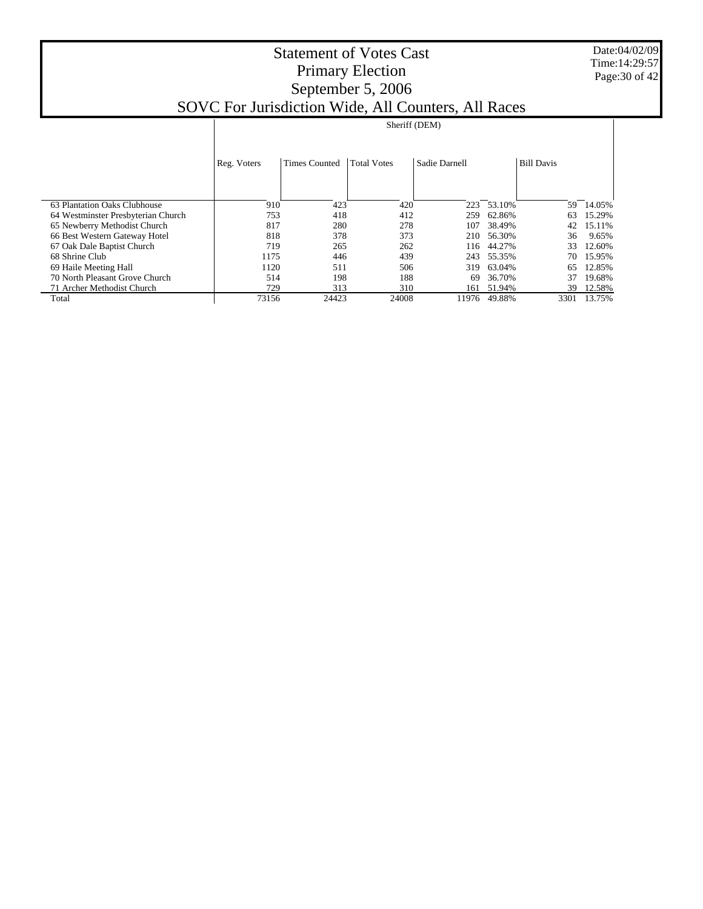# Statement of Votes Cast
## Primary Election
## September 5, 2006
## SOVC For Jurisdiction Wide, All Counters, All Races

Date:04/02/09
Time:14:29:57

| | Sheriff (DEM) | | | | | | |
|---|---|---|---|---|---|---|---|
| | Reg. Voters | Times Counted | Total Votes | Sadie Darnell | | Bill Davis | |
| 63 Plantation Oaks Clubhouse | 910 | 423 | 420 | 223 | 53.10% | 59 | 14.05% |
| 64 Westminster Presbyterian Church | 753 | 418 | 412 | 259 | 62.86% | 63 | 15.29% |
| 65 Newberry Methodist Church | 817 | 280 | 278 | 107 | 38.49% | 42 | 15.11% |
| 66 Best Western Gateway Hotel | 818 | 378 | 373 | 210 | 56.30% | 36 | 9.65% |
| 67 Oak Dale Baptist Church | 719 | 265 | 262 | 116 | 44.27% | 33 | 12.60% |
| 68 Shrine Club | 1175 | 446 | 439 | 243 | 55.35% | 70 | 15.95% |
| 69 Haile Meeting Hall | 1120 | 511 | 506 | 319 | 63.04% | 65 | 12.85% |
| 70 North Pleasant Grove Church | 514 | 198 | 188 | 69 | 36.70% | 37 | 19.68% |
| 71 Archer Methodist Church | 729 | 313 | 310 | 161 | 51.94% | 39 | 12.58% |
| Total | 73156 | 24423 | 24008 | 11976 | 49.88% | 3301 | 13.75% |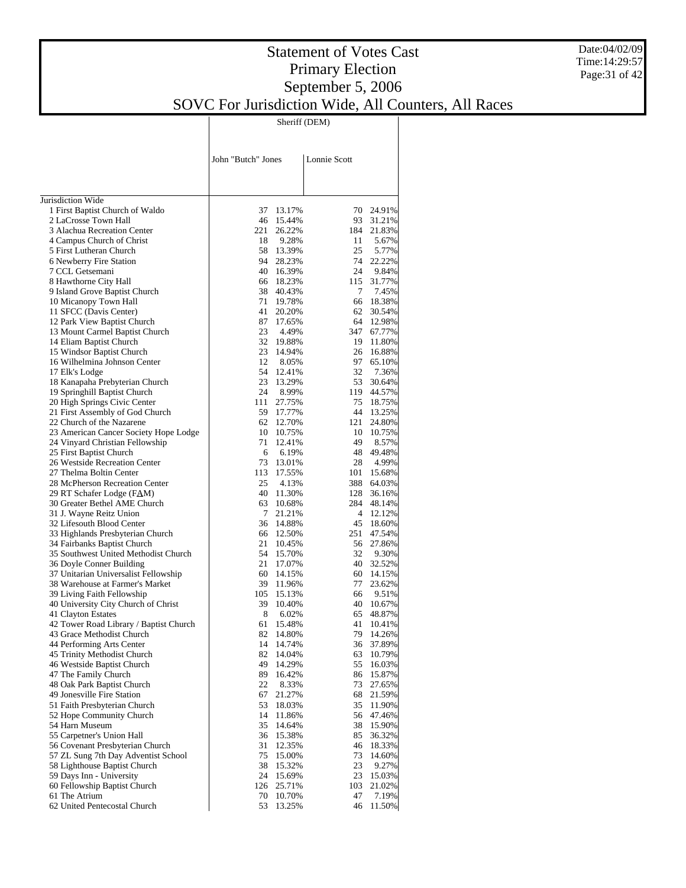# Statement of Votes Cast
## Primary Election
## September 5, 2006
## SOVC For Jurisdiction Wide, All Counters, All Races

Date:04/02/09
Time:14:29:57

| | Sheriff (DEM) | | | |
|---|---|---|---|---|
| | John "Butch" Jones | | Lonnie Scott | |
| Jurisdiction Wide | | | | |
| 1 First Baptist Church of Waldo | 37 | 13.17% | 70 | 24.91% |
| 2 LaCrosse Town Hall | 46 | 15.44% | 93 | 31.21% |
| 3 Alachua Recreation Center | 221 | 26.22% | 184 | 21.83% |
| 4 Campus Church of Christ | 18 | 9.28% | 11 | 5.67% |
| 5 First Lutheran Church | 58 | 13.39% | 25 | 5.77% |
| 6 Newberry Fire Station | 94 | 28.23% | 74 | 22.22% |
| 7 CCL Getsemani | 40 | 16.39% | 24 | 9.84% |
| 8 Hawthorne City Hall | 66 | 18.23% | 115 | 31.77% |
| 9 Island Grove Baptist Church | 38 | 40.43% | 7 | 7.45% |
| 10 Micanopy Town Hall | 71 | 19.78% | 66 | 18.38% |
| 11 SFCC (Davis Center) | 41 | 20.20% | 62 | 30.54% |
| 12 Park View Baptist Church | 87 | 17.65% | 64 | 12.98% |
| 13 Mount Carmel Baptist Church | 23 | 4.49% | 347 | 67.77% |
| 14 Eliam Baptist Church | 32 | 19.88% | 19 | 11.80% |
| 15 Windsor Baptist Church | 23 | 14.94% | 26 | 16.88% |
| 16 Wilhelmina Johnson Center | 12 | 8.05% | 97 | 65.10% |
| 17 Elk's Lodge | 54 | 12.41% | 32 | 7.36% |
| 18 Kanapaha Prebyterian Church | 23 | 13.29% | 53 | 30.64% |
| 19 Springhill Baptist Church | 24 | 8.99% | 119 | 44.57% |
| 20 High Springs Civic Center | 111 | 27.75% | 75 | 18.75% |
| 21 First Assembly of God Church | 59 | 17.77% | 44 | 13.25% |
| 22 Church of the Nazarene | 62 | 12.70% | 121 | 24.80% |
| 23 American Cancer Society Hope Lodge | 10 | 10.75% | 10 | 10.75% |
| 24 Vinyard Christian Fellowship | 71 | 12.41% | 49 | 8.57% |
| 25 First Baptist Church | 6 | 6.19% | 48 | 49.48% |
| 26 Westside Recreation Center | 73 | 13.01% | 28 | 4.99% |
| 27 Thelma Boltin Center | 113 | 17.55% | 101 | 15.68% |
| 28 McPherson Recreation Center | 25 | 4.13% | 388 | 64.03% |
| 29 RT Schafer Lodge (FAM) | 40 | 11.30% | 128 | 36.16% |
| 30 Greater Bethel AME Church | 63 | 10.68% | 284 | 48.14% |
| 31 J. Wayne Reitz Union | 7 | 21.21% | 4 | 12.12% |
| 32 Lifesouth Blood Center | 36 | 14.88% | 45 | 18.60% |
| 33 Highlands Presbyterian Church | 66 | 12.50% | 251 | 47.54% |
| 34 Fairbanks Baptist Church | 21 | 10.45% | 56 | 27.86% |
| 35 Southwest United Methodist Church | 54 | 15.70% | 32 | 9.30% |
| 36 Doyle Conner Building | 21 | 17.07% | 40 | 32.52% |
| 37 Unitarian Universalist Fellowship | 60 | 14.15% | 60 | 14.15% |
| 38 Warehouse at Farmer's Market | 39 | 11.96% | 77 | 23.62% |
| 39 Living Faith Fellowship | 105 | 15.13% | 66 | 9.51% |
| 40 University City Church of Christ | 39 | 10.40% | 40 | 10.67% |
| 41 Clayton Estates | 8 | 6.02% | 65 | 48.87% |
| 42 Tower Road Library / Baptist Church | 61 | 15.48% | 41 | 10.41% |
| 43 Grace Methodist Church | 82 | 14.80% | 79 | 14.26% |
| 44 Performing Arts Center | 14 | 14.74% | 36 | 37.89% |
| 45 Trinity Methodist Church | 82 | 14.04% | 63 | 10.79% |
| 46 Westside Baptist Church | 49 | 14.29% | 55 | 16.03% |
| 47 The Family Church | 89 | 16.42% | 86 | 15.87% |
| 48 Oak Park Baptist Church | 22 | 8.33% | 73 | 27.65% |
| 49 Jonesville Fire Station | 67 | 21.27% | 68 | 21.59% |
| 51 Faith Presbyterian Church | 53 | 18.03% | 35 | 11.90% |
| 52 Hope Community Church | 14 | 11.86% | 56 | 47.46% |
| 54 Harn Museum | 35 | 14.64% | 38 | 15.90% |
| 55 Carpetner's Union Hall | 36 | 15.38% | 85 | 36.32% |
| 56 Covenant Presbyterian Church | 31 | 12.35% | 46 | 18.33% |
| 57 ZL Sung 7th Day Adventist School | 75 | 15.00% | 73 | 14.60% |
| 58 Lighthouse Baptist Church | 38 | 15.32% | 23 | 9.27% |
| 59 Days Inn - University | 24 | 15.69% | 23 | 15.03% |
| 60 Fellowship Baptist Church | 126 | 25.71% | 103 | 21.02% |
| 61 The Atrium | 70 | 10.70% | 47 | 7.19% |
| 62 United Pentecostal Church | 53 | 13.25% | 46 | 11.50% |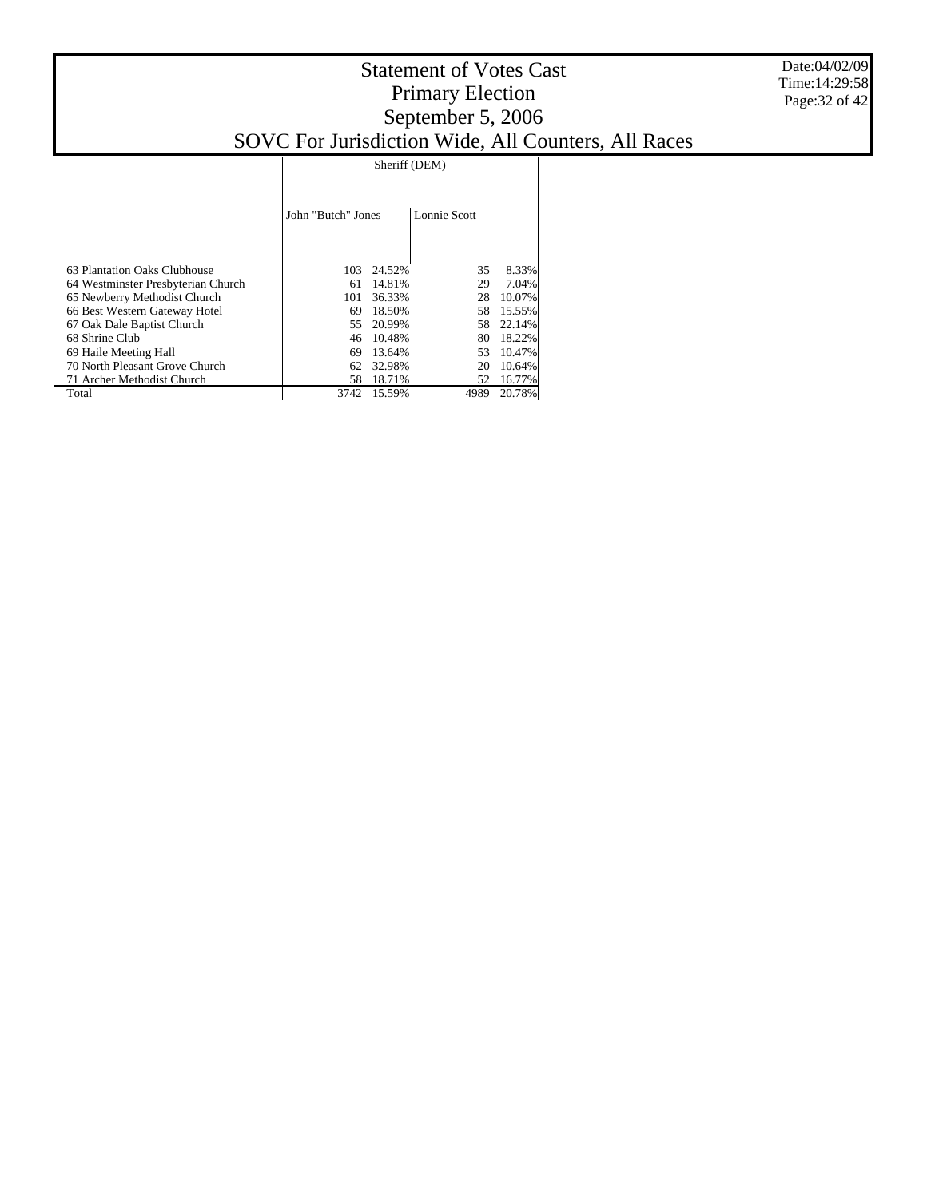# Statement of Votes Cast
## Primary Election
## September 5, 2006
## SOVC For Jurisdiction Wide, All Counters, All Races

Date:04/02/09
Time:14:29:58

| | Sheriff (DEM) | | | |
|---|---|---|---|---|
| | John "Butch" Jones | | Lonnie Scott | |
| 63 Plantation Oaks Clubhouse | 103 | 24.52% | 35 | 8.33% |
| 64 Westminster Presbyterian Church | 61 | 14.81% | 29 | 7.04% |
| 65 Newberry Methodist Church | 101 | 36.33% | 28 | 10.07% |
| 66 Best Western Gateway Hotel | 69 | 18.50% | 58 | 15.55% |
| 67 Oak Dale Baptist Church | 55 | 20.99% | 58 | 22.14% |
| 68 Shrine Club | 46 | 10.48% | 80 | 18.22% |
| 69 Haile Meeting Hall | 69 | 13.64% | 53 | 10.47% |
| 70 North Pleasant Grove Church | 62 | 32.98% | 20 | 10.64% |
| 71 Archer Methodist Church | 58 | 18.71% | 52 | 16.77% |
| Total | 3742 | 15.59% | 4989 | 20.78% |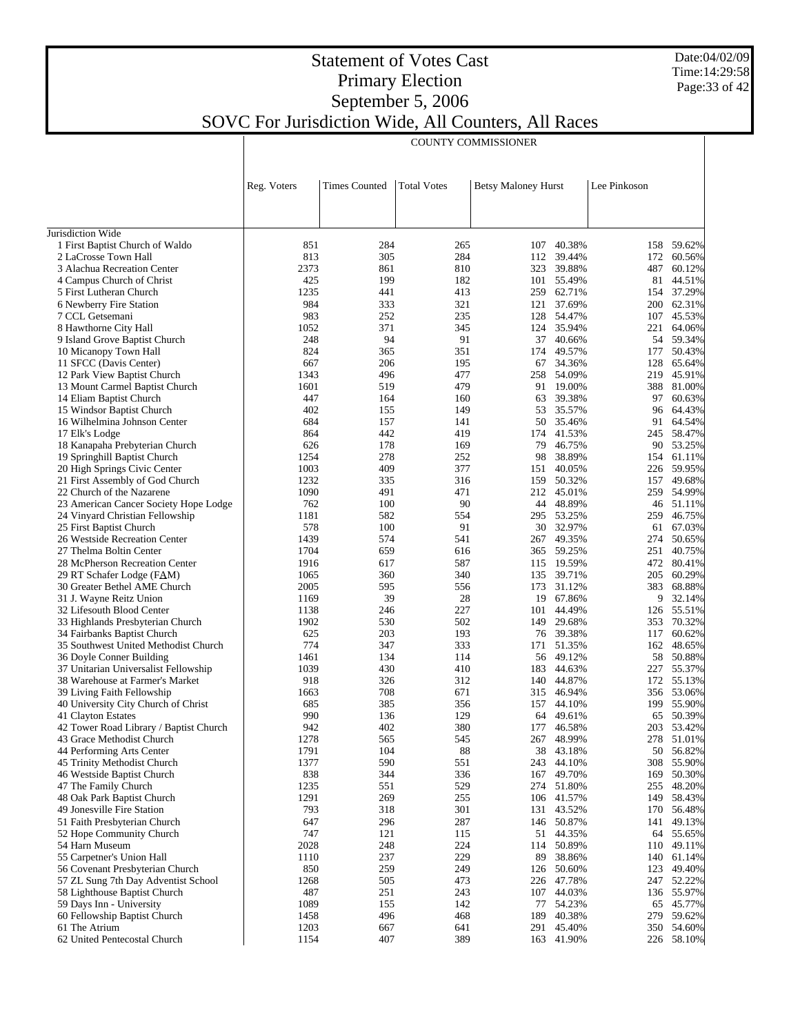# Statement of Votes Cast
## Primary Election
## September 5, 2006
## SOVC For Jurisdiction Wide, All Counters, All Races

Date:04/02/09
Time:14:29:58

COUNTY COMMISSIONER

| | Reg. Voters | Times Counted | Total Votes | Betsy Maloney Hurst | | Lee Pinkoson | |
|---|---|---|---|---|---|---|---|
| Jurisdiction Wide | | | | | | | |
| 1 First Baptist Church of Waldo | 851 | 284 | 265 | 107 | 40.38% | 158 | 59.62% |
| 2 LaCrosse Town Hall | 813 | 305 | 284 | 112 | 39.44% | 172 | 60.56% |
| 3 Alachua Recreation Center | 2373 | 861 | 810 | 323 | 39.88% | 487 | 60.12% |
| 4 Campus Church of Christ | 425 | 199 | 182 | 101 | 55.49% | 81 | 44.51% |
| 5 First Lutheran Church | 1235 | 441 | 413 | 259 | 62.71% | 154 | 37.29% |
| 6 Newberry Fire Station | 984 | 333 | 321 | 121 | 37.69% | 200 | 62.31% |
| 7 CCL Getsemani | 983 | 252 | 235 | 128 | 54.47% | 107 | 45.53% |
| 8 Hawthorne City Hall | 1052 | 371 | 345 | 124 | 35.94% | 221 | 64.06% |
| 9 Island Grove Baptist Church | 248 | 94 | 91 | 37 | 40.66% | 54 | 59.34% |
| 10 Micanopy Town Hall | 824 | 365 | 351 | 174 | 49.57% | 177 | 50.43% |
| 11 SFCC (Davis Center) | 667 | 206 | 195 | 67 | 34.36% | 128 | 65.64% |
| 12 Park View Baptist Church | 1343 | 496 | 477 | 258 | 54.09% | 219 | 45.91% |
| 13 Mount Carmel Baptist Church | 1601 | 519 | 479 | 91 | 19.00% | 388 | 81.00% |
| 14 Eliam Baptist Church | 447 | 164 | 160 | 63 | 39.38% | 97 | 60.63% |
| 15 Windsor Baptist Church | 402 | 155 | 149 | 53 | 35.57% | 96 | 64.43% |
| 16 Wilhelmina Johnson Center | 684 | 157 | 141 | 50 | 35.46% | 91 | 64.54% |
| 17 Elk's Lodge | 864 | 442 | 419 | 174 | 41.53% | 245 | 58.47% |
| 18 Kanapaha Prebyterian Church | 626 | 178 | 169 | 79 | 46.75% | 90 | 53.25% |
| 19 Springhill Baptist Church | 1254 | 278 | 252 | 98 | 38.89% | 154 | 61.11% |
| 20 High Springs Civic Center | 1003 | 409 | 377 | 151 | 40.05% | 226 | 59.95% |
| 21 First Assembly of God Church | 1232 | 335 | 316 | 159 | 50.32% | 157 | 49.68% |
| 22 Church of the Nazarene | 1090 | 491 | 471 | 212 | 45.01% | 259 | 54.99% |
| 23 American Cancer Society Hope Lodge | 762 | 100 | 90 | 44 | 48.89% | 46 | 51.11% |
| 24 Vinyard Christian Fellowship | 1181 | 582 | 554 | 295 | 53.25% | 259 | 46.75% |
| 25 First Baptist Church | 578 | 100 | 91 | 30 | 32.97% | 61 | 67.03% |
| 26 Westside Recreation Center | 1439 | 574 | 541 | 267 | 49.35% | 274 | 50.65% |
| 27 Thelma Boltin Center | 1704 | 659 | 616 | 365 | 59.25% | 251 | 40.75% |
| 28 McPherson Recreation Center | 1916 | 617 | 587 | 115 | 19.59% | 472 | 80.41% |
| 29 RT Schafer Lodge (FAM) | 1065 | 360 | 340 | 135 | 39.71% | 205 | 60.29% |
| 30 Greater Bethel AME Church | 2005 | 595 | 556 | 173 | 31.12% | 383 | 68.88% |
| 31 J. Wayne Reitz Union | 1169 | 39 | 28 | 19 | 67.86% | 9 | 32.14% |
| 32 Lifesouth Blood Center | 1138 | 246 | 227 | 101 | 44.49% | 126 | 55.51% |
| 33 Highlands Presbyterian Church | 1902 | 530 | 502 | 149 | 29.68% | 353 | 70.32% |
| 34 Fairbanks Baptist Church | 625 | 203 | 193 | 76 | 39.38% | 117 | 60.62% |
| 35 Southwest United Methodist Church | 774 | 347 | 333 | 171 | 51.35% | 162 | 48.65% |
| 36 Doyle Conner Building | 1461 | 134 | 114 | 56 | 49.12% | 58 | 50.88% |
| 37 Unitarian Universalist Fellowship | 1039 | 430 | 410 | 183 | 44.63% | 227 | 55.37% |
| 38 Warehouse at Farmer's Market | 918 | 326 | 312 | 140 | 44.87% | 172 | 55.13% |
| 39 Living Faith Fellowship | 1663 | 708 | 671 | 315 | 46.94% | 356 | 53.06% |
| 40 University City Church of Christ | 685 | 385 | 356 | 157 | 44.10% | 199 | 55.90% |
| 41 Clayton Estates | 990 | 136 | 129 | 64 | 49.61% | 65 | 50.39% |
| 42 Tower Road Library / Baptist Church | 942 | 402 | 380 | 177 | 46.58% | 203 | 53.42% |
| 43 Grace Methodist Church | 1278 | 565 | 545 | 267 | 48.99% | 278 | 51.01% |
| 44 Performing Arts Center | 1791 | 104 | 88 | 38 | 43.18% | 50 | 56.82% |
| 45 Trinity Methodist Church | 1377 | 590 | 551 | 243 | 44.10% | 308 | 55.90% |
| 46 Westside Baptist Church | 838 | 344 | 336 | 167 | 49.70% | 169 | 50.30% |
| 47 The Family Church | 1235 | 551 | 529 | 274 | 51.80% | 255 | 48.20% |
| 48 Oak Park Baptist Church | 1291 | 269 | 255 | 106 | 41.57% | 149 | 58.43% |
| 49 Jonesville Fire Station | 793 | 318 | 301 | 131 | 43.52% | 170 | 56.48% |
| 51 Faith Presbyterian Church | 647 | 296 | 287 | 146 | 50.87% | 141 | 49.13% |
| 52 Hope Community Church | 747 | 121 | 115 | 51 | 44.35% | 64 | 55.65% |
| 54 Harn Museum | 2028 | 248 | 224 | 114 | 50.89% | 110 | 49.11% |
| 55 Carpetner's Union Hall | 1110 | 237 | 229 | 89 | 38.86% | 140 | 61.14% |
| 56 Covenant Presbyterian Church | 850 | 259 | 249 | 126 | 50.60% | 123 | 49.40% |
| 57 ZL Sung 7th Day Adventist School | 1268 | 505 | 473 | 226 | 47.78% | 247 | 52.22% |
| 58 Lighthouse Baptist Church | 487 | 251 | 243 | 107 | 44.03% | 136 | 55.97% |
| 59 Days Inn - University | 1089 | 155 | 142 | 77 | 54.23% | 65 | 45.77% |
| 60 Fellowship Baptist Church | 1458 | 496 | 468 | 189 | 40.38% | 279 | 59.62% |
| 61 The Atrium | 1203 | 667 | 641 | 291 | 45.40% | 350 | 54.60% |
| 62 United Pentecostal Church | 1154 | 407 | 389 | 163 | 41.90% | 226 | 58.10% |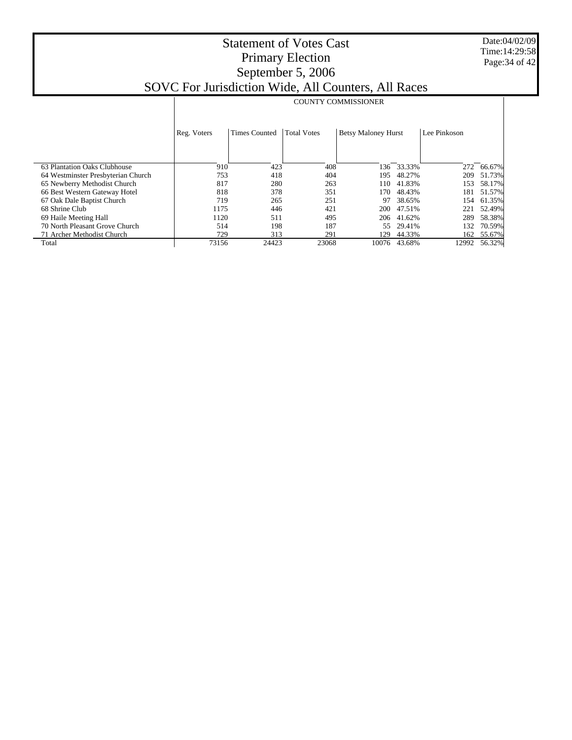# Statement of Votes Cast
## Primary Election
## September 5, 2006
## SOVC For Jurisdiction Wide, All Counters, All Races

Date:04/02/09
Time:14:29:58

| | COUNTY COMMISSIONER | | | | | | |
|---|---|---|---|---|---|---|---|
| | Reg. Voters | Times Counted | Total Votes | Betsy Maloney Hurst | | Lee Pinkoson | |
| 63 Plantation Oaks Clubhouse | 910 | 423 | 408 | 136 | 33.33% | 272 | 66.67% |
| 64 Westminster Presbyterian Church | 753 | 418 | 404 | 195 | 48.27% | 209 | 51.73% |
| 65 Newberry Methodist Church | 817 | 280 | 263 | 110 | 41.83% | 153 | 58.17% |
| 66 Best Western Gateway Hotel | 818 | 378 | 351 | 170 | 48.43% | 181 | 51.57% |
| 67 Oak Dale Baptist Church | 719 | 265 | 251 | 97 | 38.65% | 154 | 61.35% |
| 68 Shrine Club | 1175 | 446 | 421 | 200 | 47.51% | 221 | 52.49% |
| 69 Haile Meeting Hall | 1120 | 511 | 495 | 206 | 41.62% | 289 | 58.38% |
| 70 North Pleasant Grove Church | 514 | 198 | 187 | 55 | 29.41% | 132 | 70.59% |
| 71 Archer Methodist Church | 729 | 313 | 291 | 129 | 44.33% | 162 | 55.67% |
| Total | 73156 | 24423 | 23068 | 10076 | 43.68% | 12992 | 56.32% |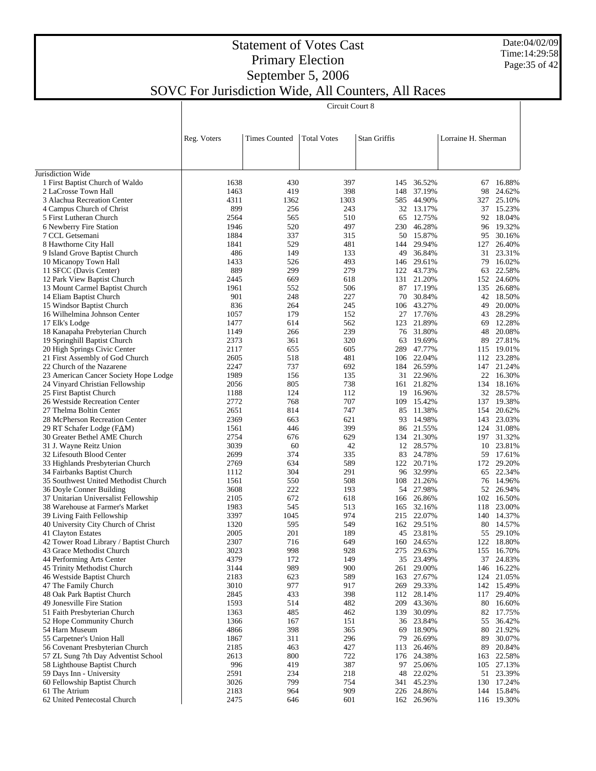# Statement of Votes Cast
# Primary Election
# September 5, 2006
# SOVC For Jurisdiction Wide, All Counters, All Races

Date:04/02/09
Time:14:29:58

| | Circuit Court 8 | | | | | | |
|---|---|---|---|---|---|---|---|
| | Reg. Voters | Times Counted | Total Votes | Stan Griffis | | Lorraine H. Sherman | |
| Jurisdiction Wide | | | | | | | |
| 1 First Baptist Church of Waldo | 1638 | 430 | 397 | 145 | 36.52% | 67 | 16.88% |
| 2 LaCrosse Town Hall | 1463 | 419 | 398 | 148 | 37.19% | 98 | 24.62% |
| 3 Alachua Recreation Center | 4311 | 1362 | 1303 | 585 | 44.90% | 327 | 25.10% |
| 4 Campus Church of Christ | 899 | 256 | 243 | 32 | 13.17% | 37 | 15.23% |
| 5 First Lutheran Church | 2564 | 565 | 510 | 65 | 12.75% | 92 | 18.04% |
| 6 Newberry Fire Station | 1946 | 520 | 497 | 230 | 46.28% | 96 | 19.32% |
| 7 CCL Getsemani | 1884 | 337 | 315 | 50 | 15.87% | 95 | 30.16% |
| 8 Hawthorne City Hall | 1841 | 529 | 481 | 144 | 29.94% | 127 | 26.40% |
| 9 Island Grove Baptist Church | 486 | 149 | 133 | 49 | 36.84% | 31 | 23.31% |
| 10 Micanopy Town Hall | 1433 | 526 | 493 | 146 | 29.61% | 79 | 16.02% |
| 11 SFCC (Davis Center) | 889 | 299 | 279 | 122 | 43.73% | 63 | 22.58% |
| 12 Park View Baptist Church | 2445 | 669 | 618 | 131 | 21.20% | 152 | 24.60% |
| 13 Mount Carmel Baptist Church | 1961 | 552 | 506 | 87 | 17.19% | 135 | 26.68% |
| 14 Eliam Baptist Church | 901 | 248 | 227 | 70 | 30.84% | 42 | 18.50% |
| 15 Windsor Baptist Church | 836 | 264 | 245 | 106 | 43.27% | 49 | 20.00% |
| 16 Wilhelmina Johnson Center | 1057 | 179 | 152 | 27 | 17.76% | 43 | 28.29% |
| 17 Elk's Lodge | 1477 | 614 | 562 | 123 | 21.89% | 69 | 12.28% |
| 18 Kanapaha Prebyterian Church | 1149 | 266 | 239 | 76 | 31.80% | 48 | 20.08% |
| 19 Springhill Baptist Church | 2373 | 361 | 320 | 63 | 19.69% | 89 | 27.81% |
| 20 High Springs Civic Center | 2117 | 655 | 605 | 289 | 47.77% | 115 | 19.01% |
| 21 First Assembly of God Church | 2605 | 518 | 481 | 106 | 22.04% | 112 | 23.28% |
| 22 Church of the Nazarene | 2247 | 737 | 692 | 184 | 26.59% | 147 | 21.24% |
| 23 American Cancer Society Hope Lodge | 1989 | 156 | 135 | 31 | 22.96% | 22 | 16.30% |
| 24 Vinyard Christian Fellowship | 2056 | 805 | 738 | 161 | 21.82% | 134 | 18.16% |
| 25 First Baptist Church | 1188 | 124 | 112 | 19 | 16.96% | 32 | 28.57% |
| 26 Westside Recreation Center | 2772 | 768 | 707 | 109 | 15.42% | 137 | 19.38% |
| 27 Thelma Boltin Center | 2651 | 814 | 747 | 85 | 11.38% | 154 | 20.62% |
| 28 McPherson Recreation Center | 2369 | 663 | 621 | 93 | 14.98% | 143 | 23.03% |
| 29 RT Schafer Lodge (FΔM) | 1561 | 446 | 399 | 86 | 21.55% | 124 | 31.08% |
| 30 Greater Bethel AME Church | 2754 | 676 | 629 | 134 | 21.30% | 197 | 31.32% |
| 31 J. Wayne Reitz Union | 3039 | 60 | 42 | 12 | 28.57% | 10 | 23.81% |
| 32 Lifesouth Blood Center | 2699 | 374 | 335 | 83 | 24.78% | 59 | 17.61% |
| 33 Highlands Presbyterian Church | 2769 | 634 | 589 | 122 | 20.71% | 172 | 29.20% |
| 34 Fairbanks Baptist Church | 1112 | 304 | 291 | 96 | 32.99% | 65 | 22.34% |
| 35 Southwest United Methodist Church | 1561 | 550 | 508 | 108 | 21.26% | 76 | 14.96% |
| 36 Doyle Conner Building | 3608 | 222 | 193 | 54 | 27.98% | 52 | 26.94% |
| 37 Unitarian Universalist Fellowship | 2105 | 672 | 618 | 166 | 26.86% | 102 | 16.50% |
| 38 Warehouse at Farmer's Market | 1983 | 545 | 513 | 165 | 32.16% | 118 | 23.00% |
| 39 Living Faith Fellowship | 3397 | 1045 | 974 | 215 | 22.07% | 140 | 14.37% |
| 40 University City Church of Christ | 1320 | 595 | 549 | 162 | 29.51% | 80 | 14.57% |
| 41 Clayton Estates | 2005 | 201 | 189 | 45 | 23.81% | 55 | 29.10% |
| 42 Tower Road Library / Baptist Church | 2307 | 716 | 649 | 160 | 24.65% | 122 | 18.80% |
| 43 Grace Methodist Church | 3023 | 998 | 928 | 275 | 29.63% | 155 | 16.70% |
| 44 Performing Arts Center | 4379 | 172 | 149 | 35 | 23.49% | 37 | 24.83% |
| 45 Trinity Methodist Church | 3144 | 989 | 900 | 261 | 29.00% | 146 | 16.22% |
| 46 Westside Baptist Church | 2183 | 623 | 589 | 163 | 27.67% | 124 | 21.05% |
| 47 The Family Church | 3010 | 977 | 917 | 269 | 29.33% | 142 | 15.49% |
| 48 Oak Park Baptist Church | 2845 | 433 | 398 | 112 | 28.14% | 117 | 29.40% |
| 49 Jonesville Fire Station | 1593 | 514 | 482 | 209 | 43.36% | 80 | 16.60% |
| 51 Faith Presbyterian Church | 1363 | 485 | 462 | 139 | 30.09% | 82 | 17.75% |
| 52 Hope Community Church | 1366 | 167 | 151 | 36 | 23.84% | 55 | 36.42% |
| 54 Harn Museum | 4866 | 398 | 365 | 69 | 18.90% | 80 | 21.92% |
| 55 Carpetner's Union Hall | 1867 | 311 | 296 | 79 | 26.69% | 89 | 30.07% |
| 56 Covenant Presbyterian Church | 2185 | 463 | 427 | 113 | 26.46% | 89 | 20.84% |
| 57 ZL Sung 7th Day Adventist School | 2613 | 800 | 722 | 176 | 24.38% | 163 | 22.58% |
| 58 Lighthouse Baptist Church | 996 | 419 | 387 | 97 | 25.06% | 105 | 27.13% |
| 59 Days Inn - University | 2591 | 234 | 218 | 48 | 22.02% | 51 | 23.39% |
| 60 Fellowship Baptist Church | 3026 | 799 | 754 | 341 | 45.23% | 130 | 17.24% |
| 61 The Atrium | 2183 | 964 | 909 | 226 | 24.86% | 144 | 15.84% |
| 62 United Pentecostal Church | 2475 | 646 | 601 | 162 | 26.96% | 116 | 19.30% |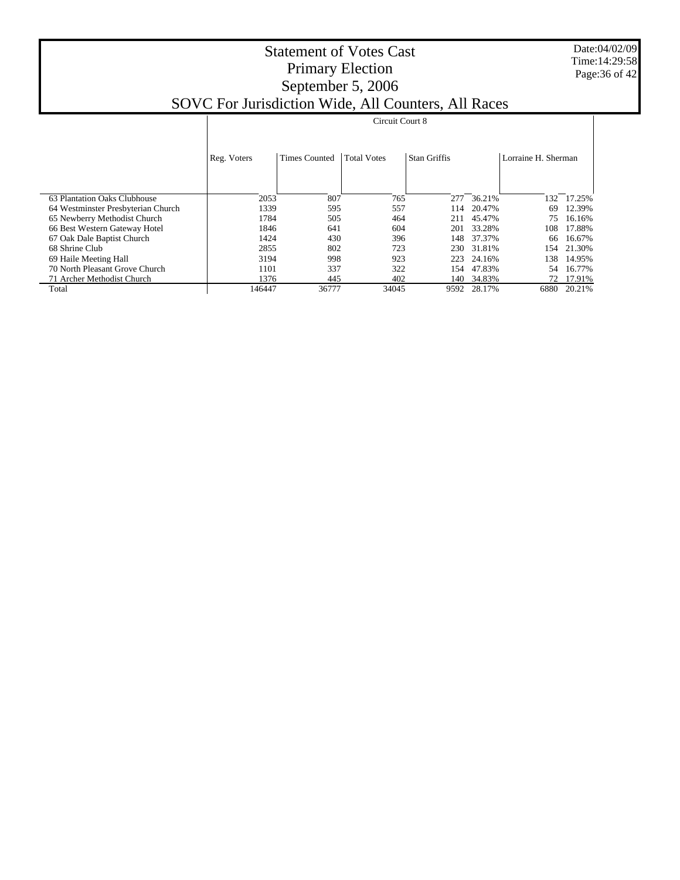# Statement of Votes Cast
## Primary Election
## September 5, 2006
## SOVC For Jurisdiction Wide, All Counters, All Races

Date:04/02/09
Time:14:29:58

| | Circuit Court 8 | | | | | | |
|---|---|---|---|---|---|---|---|
| | Reg. Voters | Times Counted | Total Votes | Stan Griffis | | Lorraine H. Sherman | |
| 63 Plantation Oaks Clubhouse | 2053 | 807 | 765 | 277 | 36.21% | 132 | 17.25% |
| 64 Westminster Presbyterian Church | 1339 | 595 | 557 | 114 | 20.47% | 69 | 12.39% |
| 65 Newberry Methodist Church | 1784 | 505 | 464 | 211 | 45.47% | 75 | 16.16% |
| 66 Best Western Gateway Hotel | 1846 | 641 | 604 | 201 | 33.28% | 108 | 17.88% |
| 67 Oak Dale Baptist Church | 1424 | 430 | 396 | 148 | 37.37% | 66 | 16.67% |
| 68 Shrine Club | 2855 | 802 | 723 | 230 | 31.81% | 154 | 21.30% |
| 69 Haile Meeting Hall | 3194 | 998 | 923 | 223 | 24.16% | 138 | 14.95% |
| 70 North Pleasant Grove Church | 1101 | 337 | 322 | 154 | 47.83% | 54 | 16.77% |
| 71 Archer Methodist Church | 1376 | 445 | 402 | 140 | 34.83% | 72 | 17.91% |
| Total | 146447 | 36777 | 34045 | 9592 | 28.17% | 6880 | 20.21% |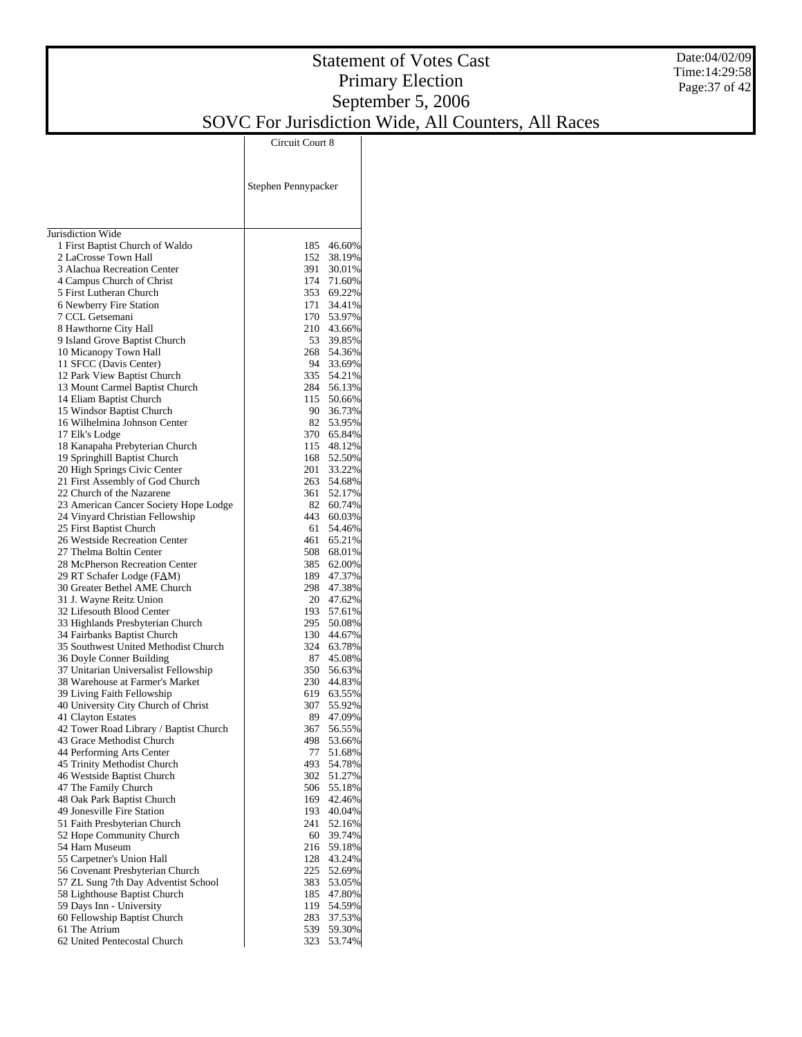# Statement of Votes Cast
## Primary Election
## September 5, 2006
## SOVC For Jurisdiction Wide, All Counters, All Races

Date:04/02/09
Time:14:29:58

| | Circuit Court 8 | |
|---|---|---|
| | Stephen Pennypacker | |
| Jurisdiction Wide | | |
| 1 First Baptist Church of Waldo | 185 | 46.60% |
| 2 LaCrosse Town Hall | 152 | 38.19% |
| 3 Alachua Recreation Center | 391 | 30.01% |
| 4 Campus Church of Christ | 174 | 71.60% |
| 5 First Lutheran Church | 353 | 69.22% |
| 6 Newberry Fire Station | 171 | 34.41% |
| 7 CCL Getsemani | 170 | 53.97% |
| 8 Hawthorne City Hall | 210 | 43.66% |
| 9 Island Grove Baptist Church | 53 | 39.85% |
| 10 Micanopy Town Hall | 268 | 54.36% |
| 11 SFCC (Davis Center) | 94 | 33.69% |
| 12 Park View Baptist Church | 335 | 54.21% |
| 13 Mount Carmel Baptist Church | 284 | 56.13% |
| 14 Eliam Baptist Church | 115 | 50.66% |
| 15 Windsor Baptist Church | 90 | 36.73% |
| 16 Wilhelmina Johnson Center | 82 | 53.95% |
| 17 Elk's Lodge | 370 | 65.84% |
| 18 Kanapaha Prebyterian Church | 115 | 48.12% |
| 19 Springhill Baptist Church | 168 | 52.50% |
| 20 High Springs Civic Center | 201 | 33.22% |
| 21 First Assembly of God Church | 263 | 54.68% |
| 22 Church of the Nazarene | 361 | 52.17% |
| 23 American Cancer Society Hope Lodge | 82 | 60.74% |
| 24 Vinyard Christian Fellowship | 443 | 60.03% |
| 25 First Baptist Church | 61 | 54.46% |
| 26 Westside Recreation Center | 461 | 65.21% |
| 27 Thelma Boltin Center | 508 | 68.01% |
| 28 McPherson Recreation Center | 385 | 62.00% |
| 29 RT Schafer Lodge (FΔM) | 189 | 47.37% |
| 30 Greater Bethel AME Church | 298 | 47.38% |
| 31 J. Wayne Reitz Union | 20 | 47.62% |
| 32 Lifesouth Blood Center | 193 | 57.61% |
| 33 Highlands Presbyterian Church | 295 | 50.08% |
| 34 Fairbanks Baptist Church | 130 | 44.67% |
| 35 Southwest United Methodist Church | 324 | 63.78% |
| 36 Doyle Conner Building | 87 | 45.08% |
| 37 Unitarian Universalist Fellowship | 350 | 56.63% |
| 38 Warehouse at Farmer's Market | 230 | 44.83% |
| 39 Living Faith Fellowship | 619 | 63.55% |
| 40 University City Church of Christ | 307 | 55.92% |
| 41 Clayton Estates | 89 | 47.09% |
| 42 Tower Road Library / Baptist Church | 367 | 56.55% |
| 43 Grace Methodist Church | 498 | 53.66% |
| 44 Performing Arts Center | 77 | 51.68% |
| 45 Trinity Methodist Church | 493 | 54.78% |
| 46 Westside Baptist Church | 302 | 51.27% |
| 47 The Family Church | 506 | 55.18% |
| 48 Oak Park Baptist Church | 169 | 42.46% |
| 49 Jonesville Fire Station | 193 | 40.04% |
| 51 Faith Presbyterian Church | 241 | 52.16% |
| 52 Hope Community Church | 60 | 39.74% |
| 54 Harn Museum | 216 | 59.18% |
| 55 Carpetner's Union Hall | 128 | 43.24% |
| 56 Covenant Presbyterian Church | 225 | 52.69% |
| 57 ZL Sung 7th Day Adventist School | 383 | 53.05% |
| 58 Lighthouse Baptist Church | 185 | 47.80% |
| 59 Days Inn - University | 119 | 54.59% |
| 60 Fellowship Baptist Church | 283 | 37.53% |
| 61 The Atrium | 539 | 59.30% |
| 62 United Pentecostal Church | 323 | 53.74% |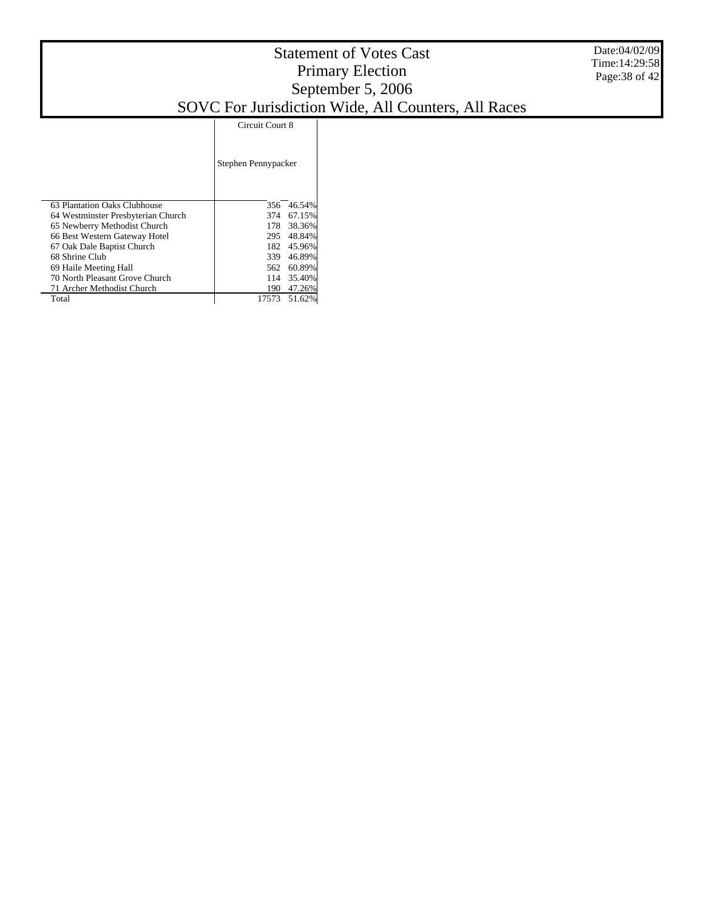# Statement of Votes Cast
## Primary Election
## September 5, 2006
## SOVC For Jurisdiction Wide, All Counters, All Races

Date:04/02/09
Time:14:29:58

| | Circuit Court 8 | |
|---|---|---|
| | Stephen Pennypacker | |
| 63 Plantation Oaks Clubhouse | 356 | 46.54% |
| 64 Westminster Presbyterian Church | 374 | 67.15% |
| 65 Newberry Methodist Church | 178 | 38.36% |
| 66 Best Western Gateway Hotel | 295 | 48.84% |
| 67 Oak Dale Baptist Church | 182 | 45.96% |
| 68 Shrine Club | 339 | 46.89% |
| 69 Haile Meeting Hall | 562 | 60.89% |
| 70 North Pleasant Grove Church | 114 | 35.40% |
| 71 Archer Methodist Church | 190 | 47.26% |
| Total | 17573 | 51.62% |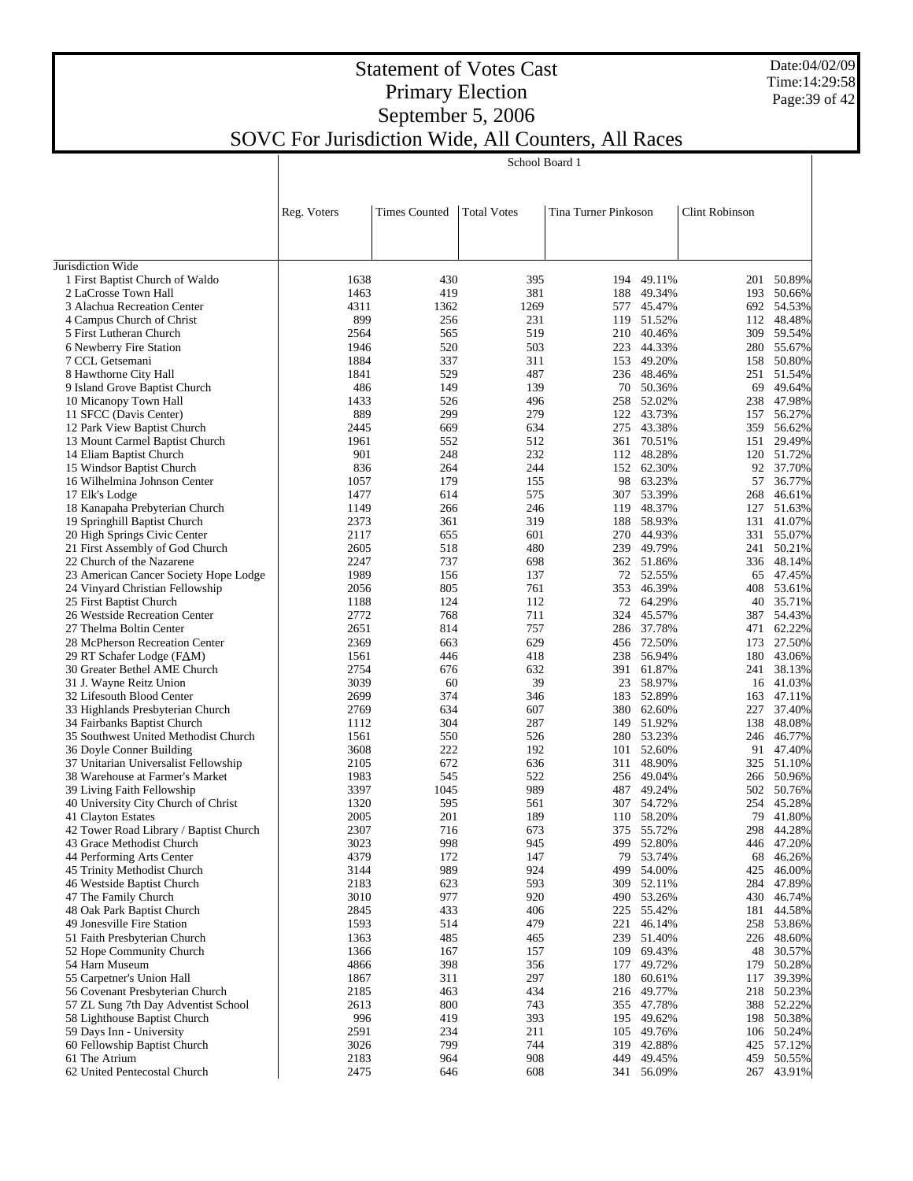# Statement of Votes Cast
## Primary Election
## September 5, 2006
## SOVC For Jurisdiction Wide, All Counters, All Races

Date:04/02/09
Time:14:29:58

| | School Board 1 | | | | | | |
|---|---|---|---|---|---|---|---|
| | Reg. Voters | Times Counted | Total Votes | Tina Turner Pinkoson | | Clint Robinson | |
| Jurisdiction Wide | | | | | | | |
| 1 First Baptist Church of Waldo | 1638 | 430 | 395 | 194 | 49.11% | 201 | 50.89% |
| 2 LaCrosse Town Hall | 1463 | 419 | 381 | 188 | 49.34% | 193 | 50.66% |
| 3 Alachua Recreation Center | 4311 | 1362 | 1269 | 577 | 45.47% | 692 | 54.53% |
| 4 Campus Church of Christ | 899 | 256 | 231 | 119 | 51.52% | 112 | 48.48% |
| 5 First Lutheran Church | 2564 | 565 | 519 | 210 | 40.46% | 309 | 59.54% |
| 6 Newberry Fire Station | 1946 | 520 | 503 | 223 | 44.33% | 280 | 55.67% |
| 7 CCL Getsemani | 1884 | 337 | 311 | 153 | 49.20% | 158 | 50.80% |
| 8 Hawthorne City Hall | 1841 | 529 | 487 | 236 | 48.46% | 251 | 51.54% |
| 9 Island Grove Baptist Church | 486 | 149 | 139 | 70 | 50.36% | 69 | 49.64% |
| 10 Micanopy Town Hall | 1433 | 526 | 496 | 258 | 52.02% | 238 | 47.98% |
| 11 SFCC (Davis Center) | 889 | 299 | 279 | 122 | 43.73% | 157 | 56.27% |
| 12 Park View Baptist Church | 2445 | 669 | 634 | 275 | 43.38% | 359 | 56.62% |
| 13 Mount Carmel Baptist Church | 1961 | 552 | 512 | 361 | 70.51% | 151 | 29.49% |
| 14 Eliam Baptist Church | 901 | 248 | 232 | 112 | 48.28% | 120 | 51.72% |
| 15 Windsor Baptist Church | 836 | 264 | 244 | 152 | 62.30% | 92 | 37.70% |
| 16 Wilhelmina Johnson Center | 1057 | 179 | 155 | 98 | 63.23% | 57 | 36.77% |
| 17 Elk's Lodge | 1477 | 614 | 575 | 307 | 53.39% | 268 | 46.61% |
| 18 Kanapaha Prebyterian Church | 1149 | 266 | 246 | 119 | 48.37% | 127 | 51.63% |
| 19 Springhill Baptist Church | 2373 | 361 | 319 | 188 | 58.93% | 131 | 41.07% |
| 20 High Springs Civic Center | 2117 | 655 | 601 | 270 | 44.93% | 331 | 55.07% |
| 21 First Assembly of God Church | 2605 | 518 | 480 | 239 | 49.79% | 241 | 50.21% |
| 22 Church of the Nazarene | 2247 | 737 | 698 | 362 | 51.86% | 336 | 48.14% |
| 23 American Cancer Society Hope Lodge | 1989 | 156 | 137 | 72 | 52.55% | 65 | 47.45% |
| 24 Vinyard Christian Fellowship | 2056 | 805 | 761 | 353 | 46.39% | 408 | 53.61% |
| 25 First Baptist Church | 1188 | 124 | 112 | 72 | 64.29% | 40 | 35.71% |
| 26 Westside Recreation Center | 2772 | 768 | 711 | 324 | 45.57% | 387 | 54.43% |
| 27 Thelma Boltin Center | 2651 | 814 | 757 | 286 | 37.78% | 471 | 62.22% |
| 28 McPherson Recreation Center | 2369 | 663 | 629 | 456 | 72.50% | 173 | 27.50% |
| 29 RT Schafer Lodge (FAM) | 1561 | 446 | 418 | 238 | 56.94% | 180 | 43.06% |
| 30 Greater Bethel AME Church | 2754 | 676 | 632 | 391 | 61.87% | 241 | 38.13% |
| 31 J. Wayne Reitz Union | 3039 | 60 | 39 | 23 | 58.97% | 16 | 41.03% |
| 32 Lifesouth Blood Center | 2699 | 374 | 346 | 183 | 52.89% | 163 | 47.11% |
| 33 Highlands Presbyterian Church | 2769 | 634 | 607 | 380 | 62.60% | 227 | 37.40% |
| 34 Fairbanks Baptist Church | 1112 | 304 | 287 | 149 | 51.92% | 138 | 48.08% |
| 35 Southwest United Methodist Church | 1561 | 550 | 526 | 280 | 53.23% | 246 | 46.77% |
| 36 Doyle Conner Building | 3608 | 222 | 192 | 101 | 52.60% | 91 | 47.40% |
| 37 Unitarian Universalist Fellowship | 2105 | 672 | 636 | 311 | 48.90% | 325 | 51.10% |
| 38 Warehouse at Farmer's Market | 1983 | 545 | 522 | 256 | 49.04% | 266 | 50.96% |
| 39 Living Faith Fellowship | 3397 | 1045 | 989 | 487 | 49.24% | 502 | 50.76% |
| 40 University City Church of Christ | 1320 | 595 | 561 | 307 | 54.72% | 254 | 45.28% |
| 41 Clayton Estates | 2005 | 201 | 189 | 110 | 58.20% | 79 | 41.80% |
| 42 Tower Road Library / Baptist Church | 2307 | 716 | 673 | 375 | 55.72% | 298 | 44.28% |
| 43 Grace Methodist Church | 3023 | 998 | 945 | 499 | 52.80% | 446 | 47.20% |
| 44 Performing Arts Center | 4379 | 172 | 147 | 79 | 53.74% | 68 | 46.26% |
| 45 Trinity Methodist Church | 3144 | 989 | 924 | 499 | 54.00% | 425 | 46.00% |
| 46 Westside Baptist Church | 2183 | 623 | 593 | 309 | 52.11% | 284 | 47.89% |
| 47 The Family Church | 3010 | 977 | 920 | 490 | 53.26% | 430 | 46.74% |
| 48 Oak Park Baptist Church | 2845 | 433 | 406 | 225 | 55.42% | 181 | 44.58% |
| 49 Jonesville Fire Station | 1593 | 514 | 479 | 221 | 46.14% | 258 | 53.86% |
| 51 Faith Presbyterian Church | 1363 | 485 | 465 | 239 | 51.40% | 226 | 48.60% |
| 52 Hope Community Church | 1366 | 167 | 157 | 109 | 69.43% | 48 | 30.57% |
| 54 Harn Museum | 4866 | 398 | 356 | 177 | 49.72% | 179 | 50.28% |
| 55 Carpetner's Union Hall | 1867 | 311 | 297 | 180 | 60.61% | 117 | 39.39% |
| 56 Covenant Presbyterian Church | 2185 | 463 | 434 | 216 | 49.77% | 218 | 50.23% |
| 57 ZL Sung 7th Day Adventist School | 2613 | 800 | 743 | 355 | 47.78% | 388 | 52.22% |
| 58 Lighthouse Baptist Church | 996 | 419 | 393 | 195 | 49.62% | 198 | 50.38% |
| 59 Days Inn - University | 2591 | 234 | 211 | 105 | 49.76% | 106 | 50.24% |
| 60 Fellowship Baptist Church | 3026 | 799 | 744 | 319 | 42.88% | 425 | 57.12% |
| 61 The Atrium | 2183 | 964 | 908 | 449 | 49.45% | 459 | 50.55% |
| 62 United Pentecostal Church | 2475 | 646 | 608 | 341 | 56.09% | 267 | 43.91% |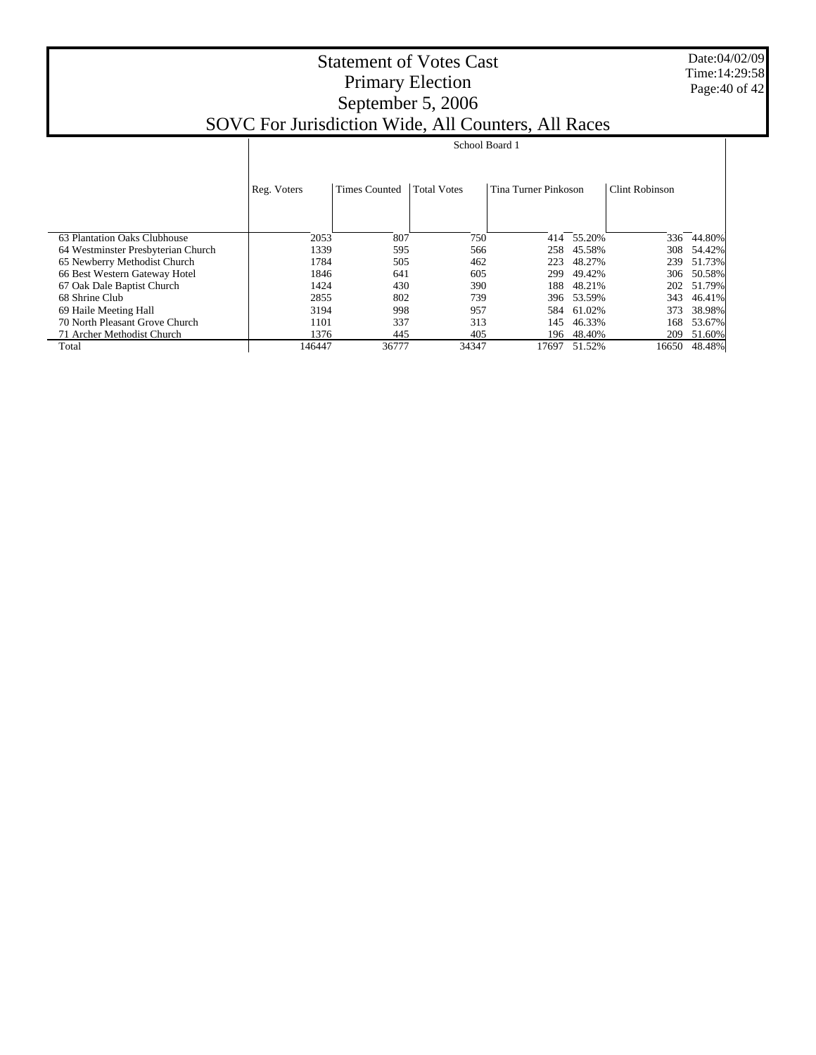# Statement of Votes Cast
## Primary Election
## September 5, 2006
## SOVC For Jurisdiction Wide, All Counters, All Races

Date:04/02/09
Time:14:29:58

| | School Board 1 | | | | | | |
|---|---|---|---|---|---|---|---|
| | Reg. Voters | Times Counted | Total Votes | Tina Turner Pinkoson | | Clint Robinson | |
| 63 Plantation Oaks Clubhouse | 2053 | 807 | 750 | 414 | 55.20% | 336 | 44.80% |
| 64 Westminster Presbyterian Church | 1339 | 595 | 566 | 258 | 45.58% | 308 | 54.42% |
| 65 Newberry Methodist Church | 1784 | 505 | 462 | 223 | 48.27% | 239 | 51.73% |
| 66 Best Western Gateway Hotel | 1846 | 641 | 605 | 299 | 49.42% | 306 | 50.58% |
| 67 Oak Dale Baptist Church | 1424 | 430 | 390 | 188 | 48.21% | 202 | 51.79% |
| 68 Shrine Club | 2855 | 802 | 739 | 396 | 53.59% | 343 | 46.41% |
| 69 Haile Meeting Hall | 3194 | 998 | 957 | 584 | 61.02% | 373 | 38.98% |
| 70 North Pleasant Grove Church | 1101 | 337 | 313 | 145 | 46.33% | 168 | 53.67% |
| 71 Archer Methodist Church | 1376 | 445 | 405 | 196 | 48.40% | 209 | 51.60% |
| Total | 146447 | 36777 | 34347 | 17697 | 51.52% | 16650 | 48.48% |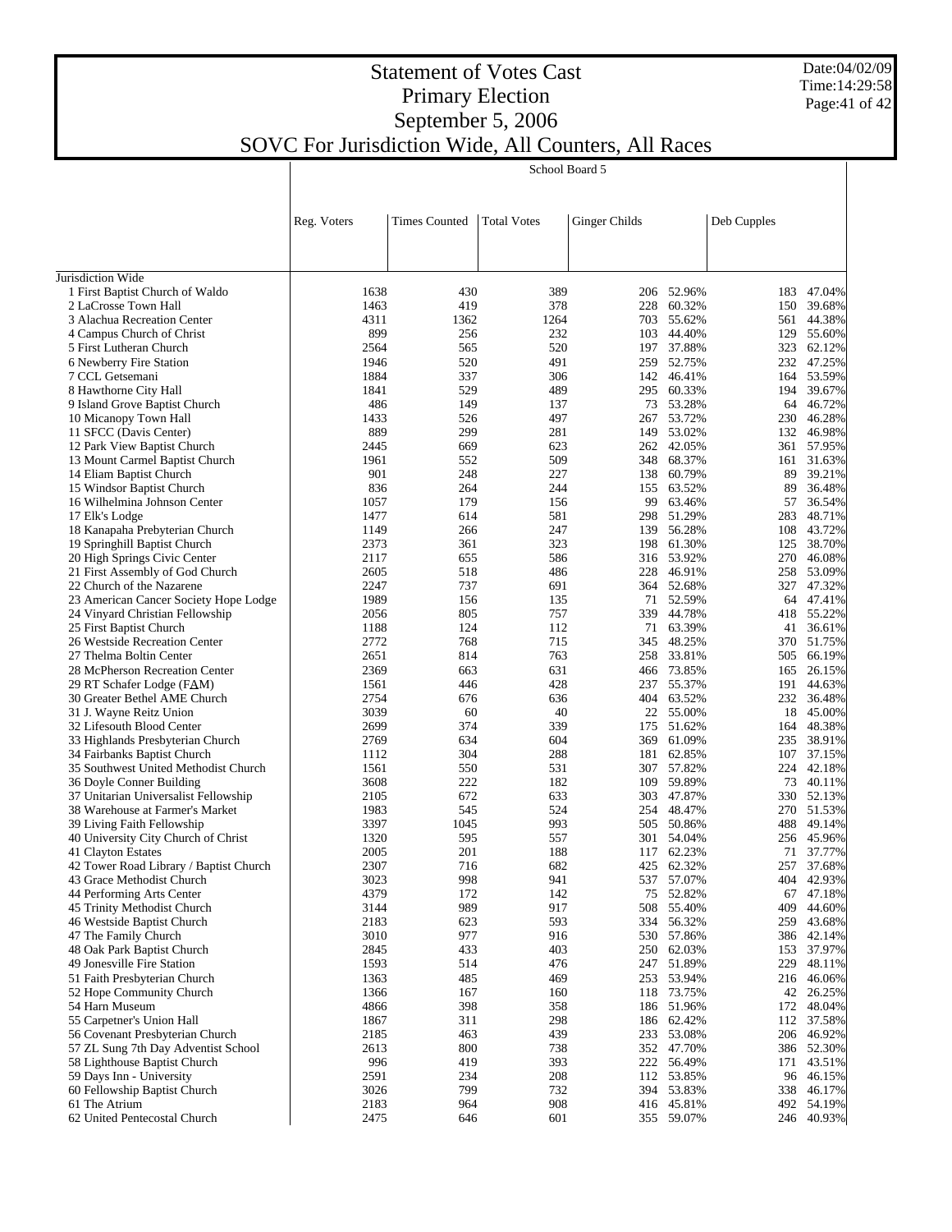# Statement of Votes Cast

## Primary Election

## September 5, 2006

## SOVC For Jurisdiction Wide, All Counters, All Races

School Board 5

| | Reg. Voters | Times Counted | Total Votes | Ginger Childs | | Deb Cupples | |
|---|---|---|---|---|---|---|---|
| Jurisdiction Wide | | | | | | | |
| 1 First Baptist Church of Waldo | 1638 | 430 | 389 | 206 | 52.96% | 183 | 47.04% |
| 2 LaCrosse Town Hall | 1463 | 419 | 378 | 228 | 60.32% | 150 | 39.68% |
| 3 Alachua Recreation Center | 4311 | 1362 | 1264 | 703 | 55.62% | 561 | 44.38% |
| 4 Campus Church of Christ | 899 | 256 | 232 | 103 | 44.40% | 129 | 55.60% |
| 5 First Lutheran Church | 2564 | 565 | 520 | 197 | 37.88% | 323 | 62.12% |
| 6 Newberry Fire Station | 1946 | 520 | 491 | 259 | 52.75% | 232 | 47.25% |
| 7 CCL Getsemani | 1884 | 337 | 306 | 142 | 46.41% | 164 | 53.59% |
| 8 Hawthorne City Hall | 1841 | 529 | 489 | 295 | 60.33% | 194 | 39.67% |
| 9 Island Grove Baptist Church | 486 | 149 | 137 | 73 | 53.28% | 64 | 46.72% |
| 10 Micanopy Town Hall | 1433 | 526 | 497 | 267 | 53.72% | 230 | 46.28% |
| 11 SFCC (Davis Center) | 889 | 299 | 281 | 149 | 53.02% | 132 | 46.98% |
| 12 Park View Baptist Church | 2445 | 669 | 623 | 262 | 42.05% | 361 | 57.95% |
| 13 Mount Carmel Baptist Church | 1961 | 552 | 509 | 348 | 68.37% | 161 | 31.63% |
| 14 Eliam Baptist Church | 901 | 248 | 227 | 138 | 60.79% | 89 | 39.21% |
| 15 Windsor Baptist Church | 836 | 264 | 244 | 155 | 63.52% | 89 | 36.48% |
| 16 Wilhelmina Johnson Center | 1057 | 179 | 156 | 99 | 63.46% | 57 | 36.54% |
| 17 Elk's Lodge | 1477 | 614 | 581 | 298 | 51.29% | 283 | 48.71% |
| 18 Kanapaha Prebyterian Church | 1149 | 266 | 247 | 139 | 56.28% | 108 | 43.72% |
| 19 Springhill Baptist Church | 2373 | 361 | 323 | 198 | 61.30% | 125 | 38.70% |
| 20 High Springs Civic Center | 2117 | 655 | 586 | 316 | 53.92% | 270 | 46.08% |
| 21 First Assembly of God Church | 2605 | 518 | 486 | 228 | 46.91% | 258 | 53.09% |
| 22 Church of the Nazarene | 2247 | 737 | 691 | 364 | 52.68% | 327 | 47.32% |
| 23 American Cancer Society Hope Lodge | 1989 | 156 | 135 | 71 | 52.59% | 64 | 47.41% |
| 24 Vinyard Christian Fellowship | 2056 | 805 | 757 | 339 | 44.78% | 418 | 55.22% |
| 25 First Baptist Church | 1188 | 124 | 112 | 71 | 63.39% | 41 | 36.61% |
| 26 Westside Recreation Center | 2772 | 768 | 715 | 345 | 48.25% | 370 | 51.75% |
| 27 Thelma Boltin Center | 2651 | 814 | 763 | 258 | 33.81% | 505 | 66.19% |
| 28 McPherson Recreation Center | 2369 | 663 | 631 | 466 | 73.85% | 165 | 26.15% |
| 29 RT Schafer Lodge (FAM) | 1561 | 446 | 428 | 237 | 55.37% | 191 | 44.63% |
| 30 Greater Bethel AME Church | 2754 | 676 | 636 | 404 | 63.52% | 232 | 36.48% |
| 31 J. Wayne Reitz Union | 3039 | 60 | 40 | 22 | 55.00% | 18 | 45.00% |
| 32 Lifesouth Blood Center | 2699 | 374 | 339 | 175 | 51.62% | 164 | 48.38% |
| 33 Highlands Presbyterian Church | 2769 | 634 | 604 | 369 | 61.09% | 235 | 38.91% |
| 34 Fairbanks Baptist Church | 1112 | 304 | 288 | 181 | 62.85% | 107 | 37.15% |
| 35 Southwest United Methodist Church | 1561 | 550 | 531 | 307 | 57.82% | 224 | 42.18% |
| 36 Doyle Conner Building | 3608 | 222 | 182 | 109 | 59.89% | 73 | 40.11% |
| 37 Unitarian Universalist Fellowship | 2105 | 672 | 633 | 303 | 47.87% | 330 | 52.13% |
| 38 Warehouse at Farmer's Market | 1983 | 545 | 524 | 254 | 48.47% | 270 | 51.53% |
| 39 Living Faith Fellowship | 3397 | 1045 | 993 | 505 | 50.86% | 488 | 49.14% |
| 40 University City Church of Christ | 1320 | 595 | 557 | 301 | 54.04% | 256 | 45.96% |
| 41 Clayton Estates | 2005 | 201 | 188 | 117 | 62.23% | 71 | 37.77% |
| 42 Tower Road Library / Baptist Church | 2307 | 716 | 682 | 425 | 62.32% | 257 | 37.68% |
| 43 Grace Methodist Church | 3023 | 998 | 941 | 537 | 57.07% | 404 | 42.93% |
| 44 Performing Arts Center | 4379 | 172 | 142 | 75 | 52.82% | 67 | 47.18% |
| 45 Trinity Methodist Church | 3144 | 989 | 917 | 508 | 55.40% | 409 | 44.60% |
| 46 Westside Baptist Church | 2183 | 623 | 593 | 334 | 56.32% | 259 | 43.68% |
| 47 The Family Church | 3010 | 977 | 916 | 530 | 57.86% | 386 | 42.14% |
| 48 Oak Park Baptist Church | 2845 | 433 | 403 | 250 | 62.03% | 153 | 37.97% |
| 49 Jonesville Fire Station | 1593 | 514 | 476 | 247 | 51.89% | 229 | 48.11% |
| 51 Faith Presbyterian Church | 1363 | 485 | 469 | 253 | 53.94% | 216 | 46.06% |
| 52 Hope Community Church | 1366 | 167 | 160 | 118 | 73.75% | 42 | 26.25% |
| 54 Harn Museum | 4866 | 398 | 358 | 186 | 51.96% | 172 | 48.04% |
| 55 Carpetner's Union Hall | 1867 | 311 | 298 | 186 | 62.42% | 112 | 37.58% |
| 56 Covenant Presbyterian Church | 2185 | 463 | 439 | 233 | 53.08% | 206 | 46.92% |
| 57 ZL Sung 7th Day Adventist School | 2613 | 800 | 738 | 352 | 47.70% | 386 | 52.30% |
| 58 Lighthouse Baptist Church | 996 | 419 | 393 | 222 | 56.49% | 171 | 43.51% |
| 59 Days Inn - University | 2591 | 234 | 208 | 112 | 53.85% | 96 | 46.15% |
| 60 Fellowship Baptist Church | 3026 | 799 | 732 | 394 | 53.83% | 338 | 46.17% |
| 61 The Atrium | 2183 | 964 | 908 | 416 | 45.81% | 492 | 54.19% |
| 62 United Pentecostal Church | 2475 | 646 | 601 | 355 | 59.07% | 246 | 40.93% |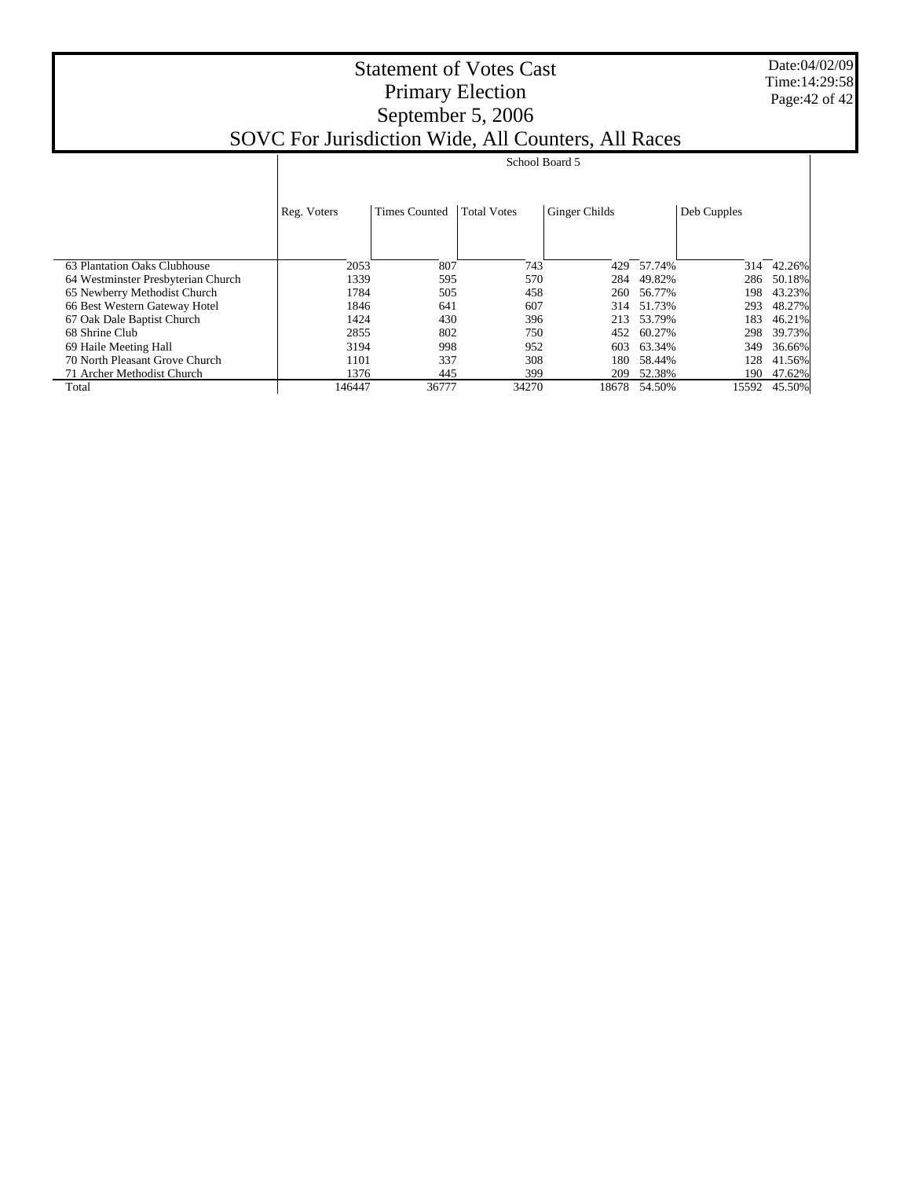# Statement of Votes Cast
## Primary Election
## September 5, 2006
## SOVC For Jurisdiction Wide, All Counters, All Races

Date:04/02/09
Time:14:29:58

| | School Board 5 | | | | | | |
|---|---|---|---|---|---|---|---|
| | Reg. Voters | Times Counted | Total Votes | Ginger Childs | | Deb Cupples | |
| 63 Plantation Oaks Clubhouse | 2053 | 807 | 743 | 429 | 57.74% | 314 | 42.26% |
| 64 Westminster Presbyterian Church | 1339 | 595 | 570 | 284 | 49.82% | 286 | 50.18% |
| 65 Newberry Methodist Church | 1784 | 505 | 458 | 260 | 56.77% | 198 | 43.23% |
| 66 Best Western Gateway Hotel | 1846 | 641 | 607 | 314 | 51.73% | 293 | 48.27% |
| 67 Oak Dale Baptist Church | 1424 | 430 | 396 | 213 | 53.79% | 183 | 46.21% |
| 68 Shrine Club | 2855 | 802 | 750 | 452 | 60.27% | 298 | 39.73% |
| 69 Haile Meeting Hall | 3194 | 998 | 952 | 603 | 63.34% | 349 | 36.66% |
| 70 North Pleasant Grove Church | 1101 | 337 | 308 | 180 | 58.44% | 128 | 41.56% |
| 71 Archer Methodist Church | 1376 | 445 | 399 | 209 | 52.38% | 190 | 47.62% |
| Total | 146447 | 36777 | 34270 | 18678 | 54.50% | 15592 | 45.50% |